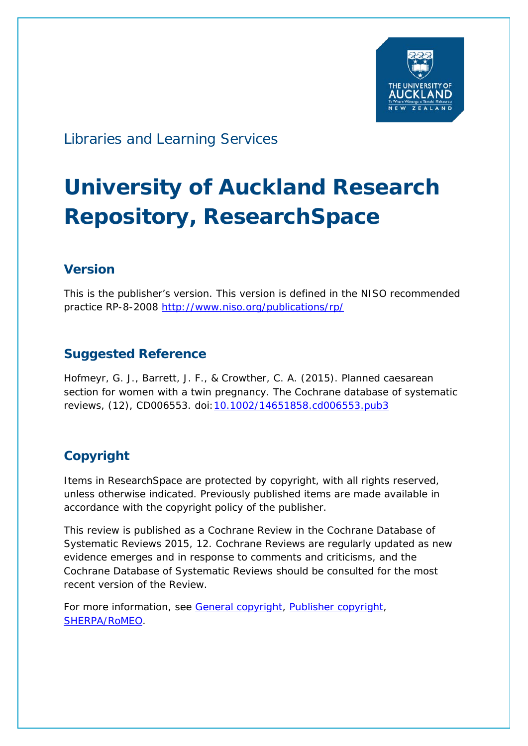Libraries and Learning Services

# University of Auckland Research Repository, ResearchSpace

## Version

This is the publisher's version. This version is defined in the NISO recommended practice RP-8-2008 http://www.niso.org/publications/rp/

## Suggested Reference

Hofmeyr, G. J., Barrett, J. F., & Crowther, C. A. (2015). Planned caesarean section for women with a twin pregnancy. The Cochrane database of systematic reviews, (12), CD006553. doi:10.1002/14651858.cd006553.pub3

## Copyright

Items in ResearchSpace are protected by copyright, with all rights reserved, unless otherwise indicated. Previously published items are made available in accordance with the copyright policy of the publisher.

This review is published as a Cochrane Review in the Cochrane Database of Systematic Reviews 2015, 12. Cochrane Reviews are regularly updated as new evidence emerges and in response to comments and criticisms, and the Cochrane Database of Systematic Reviews should be consulted for the most recent version of the Review.

For more information, see General copyright, Publisher copyright, SHERPA/RoMEO.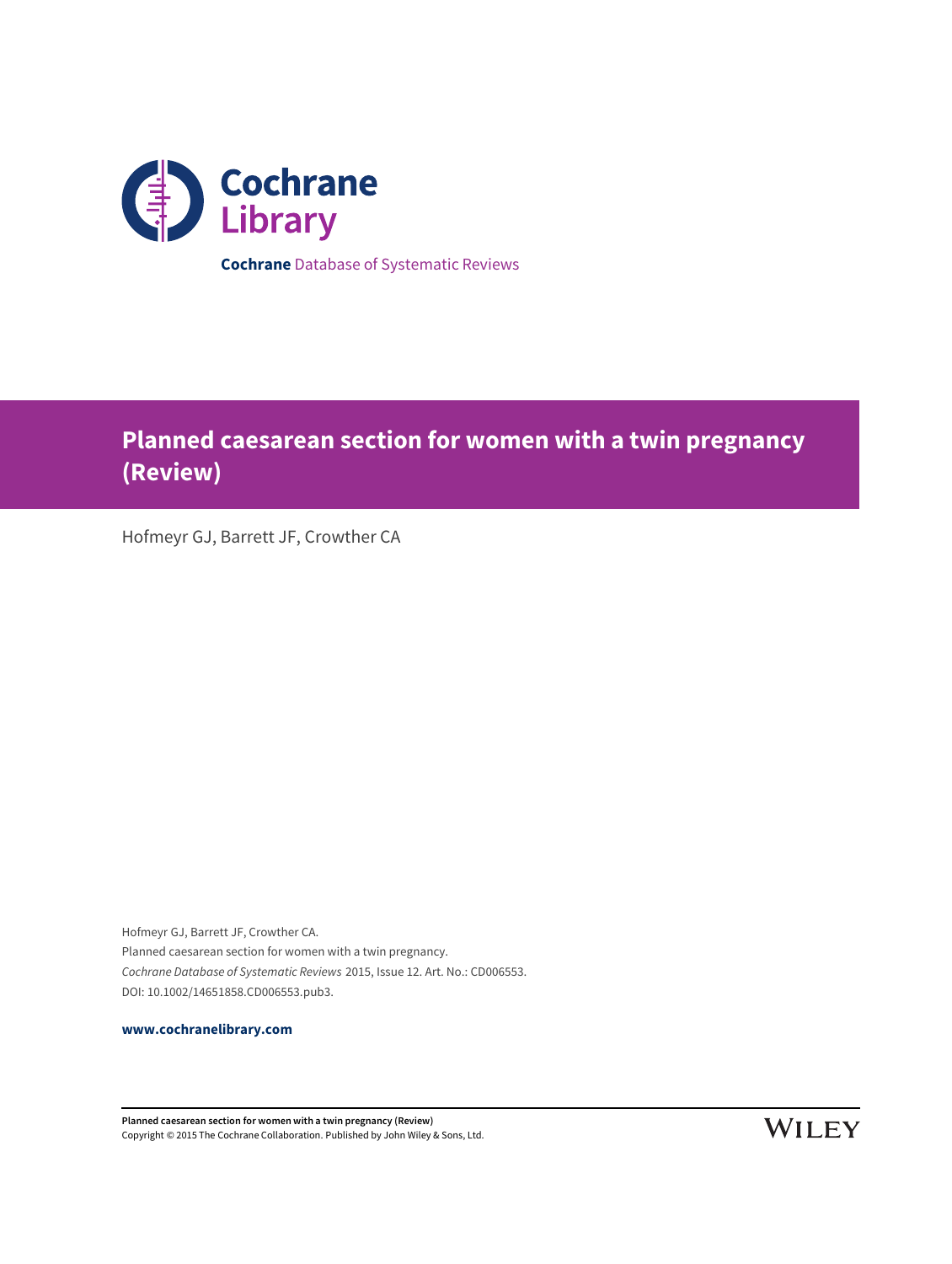Cochrane Library

**Cochrane** Database of Systematic Reviews

# Planned caesarean section for women with a twin pregnancy (Review)

Hofmeyr GJ, Barrett JF, Crowther CA

Hofmeyr GJ, Barrett JF, Crowther CA.
Planned caesarean section for women with a twin pregnancy.
*Cochrane Database of Systematic Reviews* 2015, Issue 12. Art. No.: CD006553.
DOI: 10.1002/14651858.CD006553.pub3.

**www.cochranelibrary.com**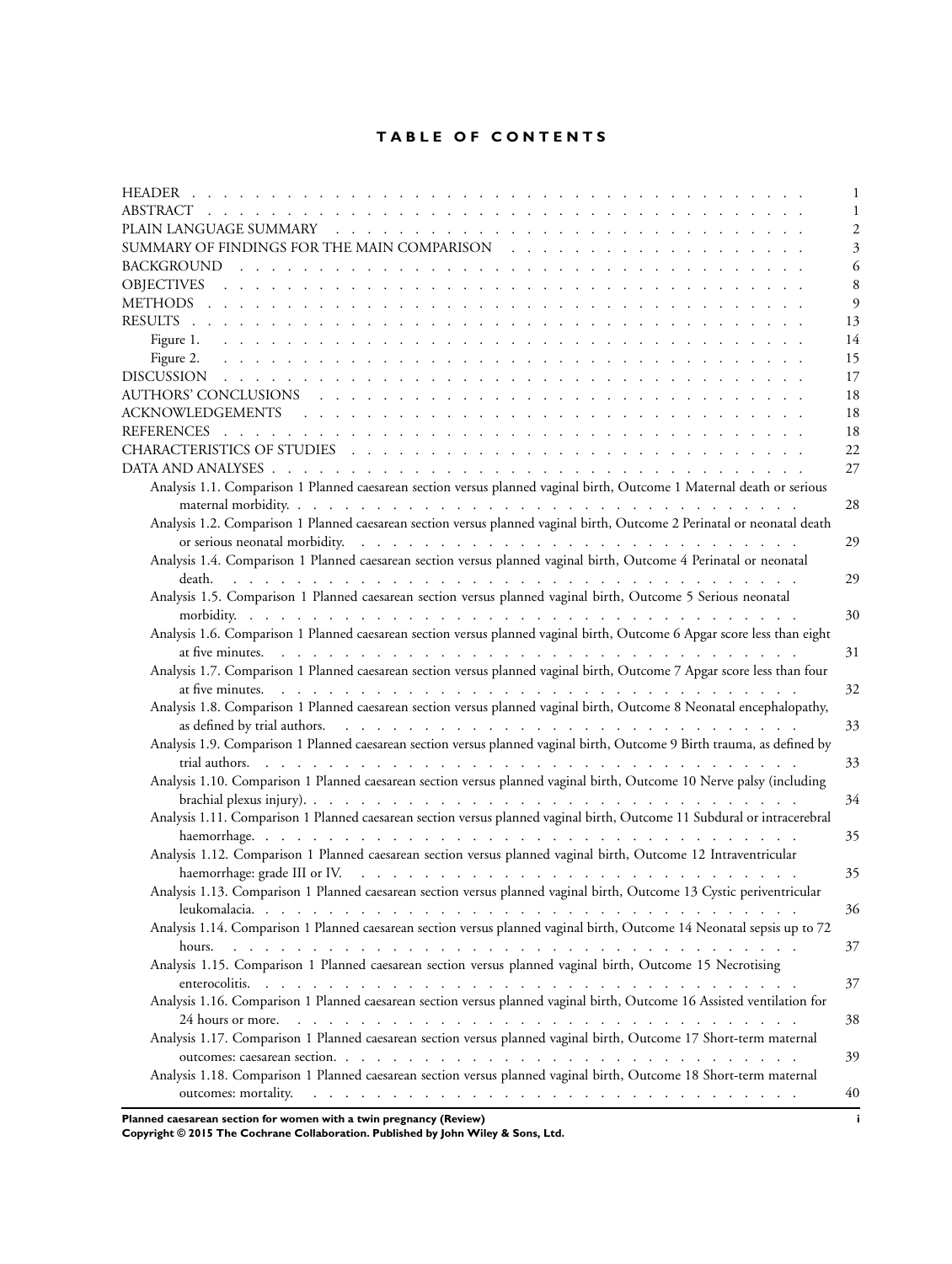# TABLE OF CONTENTS

| | |
|---|---|
| HEADER | 1 |
| ABSTRACT | 1 |
| PLAIN LANGUAGE SUMMARY | 2 |
| SUMMARY OF FINDINGS FOR THE MAIN COMPARISON | 3 |
| BACKGROUND | 6 |
| OBJECTIVES | 8 |
| METHODS | 9 |
| RESULTS | 13 |
| Figure 1. | 14 |
| Figure 2. | 15 |
| DISCUSSION | 17 |
| AUTHORS' CONCLUSIONS | 18 |
| ACKNOWLEDGEMENTS | 18 |
| REFERENCES | 18 |
| CHARACTERISTICS OF STUDIES | 22 |
| DATA AND ANALYSES | 27 |
| Analysis 1.1. Comparison 1 Planned caesarean section versus planned vaginal birth, Outcome 1 Maternal death or serious maternal morbidity. | 28 |
| Analysis 1.2. Comparison 1 Planned caesarean section versus planned vaginal birth, Outcome 2 Perinatal or neonatal death or serious neonatal morbidity. | 29 |
| Analysis 1.4. Comparison 1 Planned caesarean section versus planned vaginal birth, Outcome 4 Perinatal or neonatal death. | 29 |
| Analysis 1.5. Comparison 1 Planned caesarean section versus planned vaginal birth, Outcome 5 Serious neonatal morbidity. | 30 |
| Analysis 1.6. Comparison 1 Planned caesarean section versus planned vaginal birth, Outcome 6 Apgar score less than eight at five minutes. | 31 |
| Analysis 1.7. Comparison 1 Planned caesarean section versus planned vaginal birth, Outcome 7 Apgar score less than four at five minutes. | 32 |
| Analysis 1.8. Comparison 1 Planned caesarean section versus planned vaginal birth, Outcome 8 Neonatal encephalopathy, as defined by trial authors. | 33 |
| Analysis 1.9. Comparison 1 Planned caesarean section versus planned vaginal birth, Outcome 9 Birth trauma, as defined by trial authors. | 33 |
| Analysis 1.10. Comparison 1 Planned caesarean section versus planned vaginal birth, Outcome 10 Nerve palsy (including brachial plexus injury). | 34 |
| Analysis 1.11. Comparison 1 Planned caesarean section versus planned vaginal birth, Outcome 11 Subdural or intracerebral haemorrhage. | 35 |
| Analysis 1.12. Comparison 1 Planned caesarean section versus planned vaginal birth, Outcome 12 Intraventricular haemorrhage: grade III or IV. | 35 |
| Analysis 1.13. Comparison 1 Planned caesarean section versus planned vaginal birth, Outcome 13 Cystic periventricular leukomalacia. | 36 |
| Analysis 1.14. Comparison 1 Planned caesarean section versus planned vaginal birth, Outcome 14 Neonatal sepsis up to 72 hours. | 37 |
| Analysis 1.15. Comparison 1 Planned caesarean section versus planned vaginal birth, Outcome 15 Necrotising enterocolitis. | 37 |
| Analysis 1.16. Comparison 1 Planned caesarean section versus planned vaginal birth, Outcome 16 Assisted ventilation for 24 hours or more. | 38 |
| Analysis 1.17. Comparison 1 Planned caesarean section versus planned vaginal birth, Outcome 17 Short-term maternal outcomes: caesarean section. | 39 |
| Analysis 1.18. Comparison 1 Planned caesarean section versus planned vaginal birth, Outcome 18 Short-term maternal outcomes: mortality. | 40 |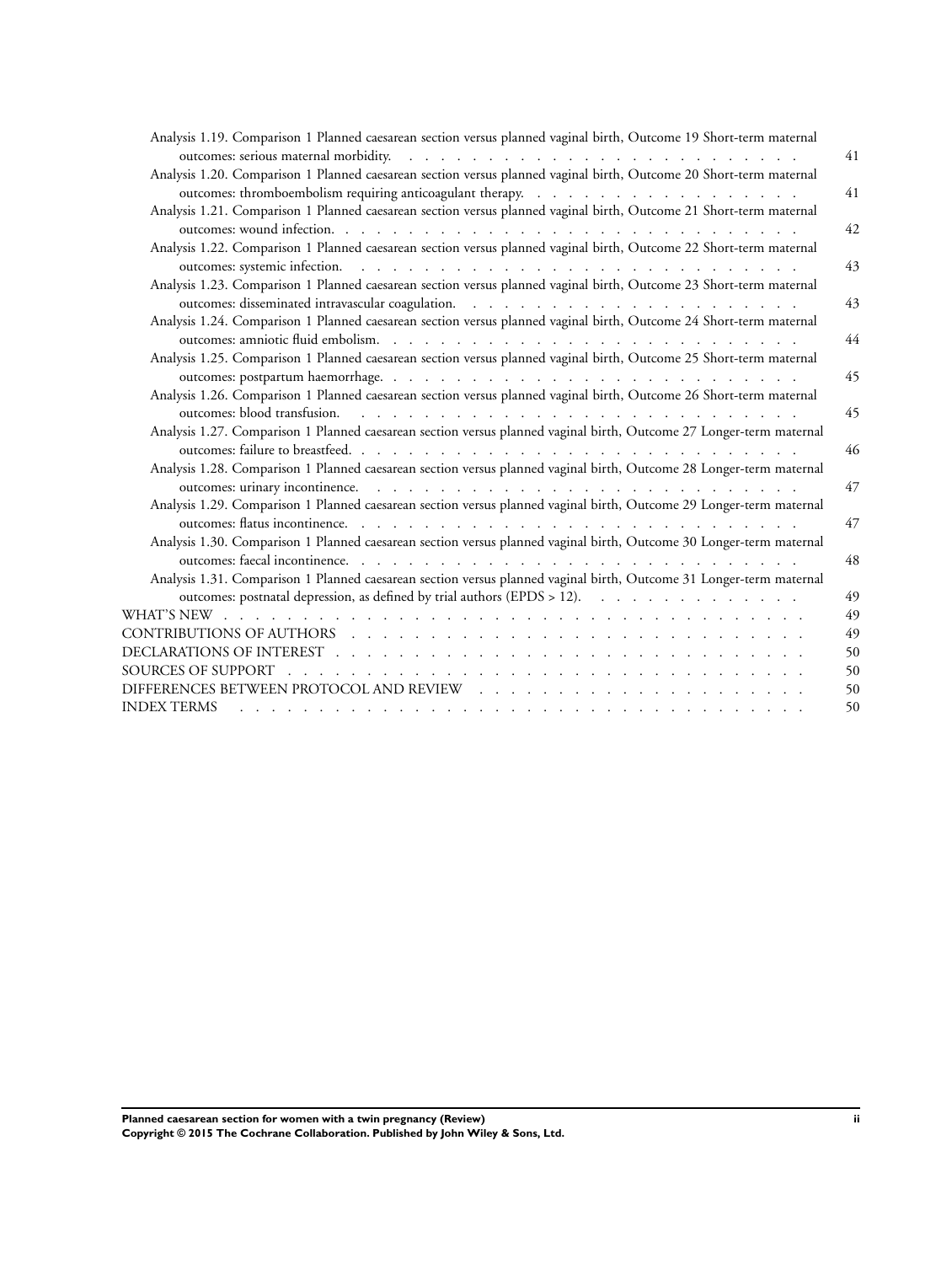Analysis 1.19. Comparison 1 Planned caesarean section versus planned vaginal birth, Outcome 19 Short-term maternal outcomes: serious maternal morbidity. . . . . 41

Analysis 1.20. Comparison 1 Planned caesarean section versus planned vaginal birth, Outcome 20 Short-term maternal outcomes: thromboembolism requiring anticoagulant therapy. . . . . 41

Analysis 1.21. Comparison 1 Planned caesarean section versus planned vaginal birth, Outcome 21 Short-term maternal outcomes: wound infection. . . . . 42

Analysis 1.22. Comparison 1 Planned caesarean section versus planned vaginal birth, Outcome 22 Short-term maternal outcomes: systemic infection. . . . . 43

Analysis 1.23. Comparison 1 Planned caesarean section versus planned vaginal birth, Outcome 23 Short-term maternal outcomes: disseminated intravascular coagulation. . . . . 43

Analysis 1.24. Comparison 1 Planned caesarean section versus planned vaginal birth, Outcome 24 Short-term maternal outcomes: amniotic fluid embolism. . . . . 44

Analysis 1.25. Comparison 1 Planned caesarean section versus planned vaginal birth, Outcome 25 Short-term maternal outcomes: postpartum haemorrhage. . . . . 45

Analysis 1.26. Comparison 1 Planned caesarean section versus planned vaginal birth, Outcome 26 Short-term maternal outcomes: blood transfusion. . . . . 45

Analysis 1.27. Comparison 1 Planned caesarean section versus planned vaginal birth, Outcome 27 Longer-term maternal outcomes: failure to breastfeed. . . . . 46

Analysis 1.28. Comparison 1 Planned caesarean section versus planned vaginal birth, Outcome 28 Longer-term maternal outcomes: urinary incontinence. . . . . 47

Analysis 1.29. Comparison 1 Planned caesarean section versus planned vaginal birth, Outcome 29 Longer-term maternal outcomes: flatus incontinence. . . . . 47

Analysis 1.30. Comparison 1 Planned caesarean section versus planned vaginal birth, Outcome 30 Longer-term maternal outcomes: faecal incontinence. . . . . 48

Analysis 1.31. Comparison 1 Planned caesarean section versus planned vaginal birth, Outcome 31 Longer-term maternal outcomes: postnatal depression, as defined by trial authors (EPDS > 12). . . . . 49

WHAT'S NEW . . . . . 49

CONTRIBUTIONS OF AUTHORS . . . . . 49

DECLARATIONS OF INTEREST . . . . . 50

SOURCES OF SUPPORT . . . . . 50

DIFFERENCES BETWEEN PROTOCOL AND REVIEW . . . . . 50

INDEX TERMS . . . . . 50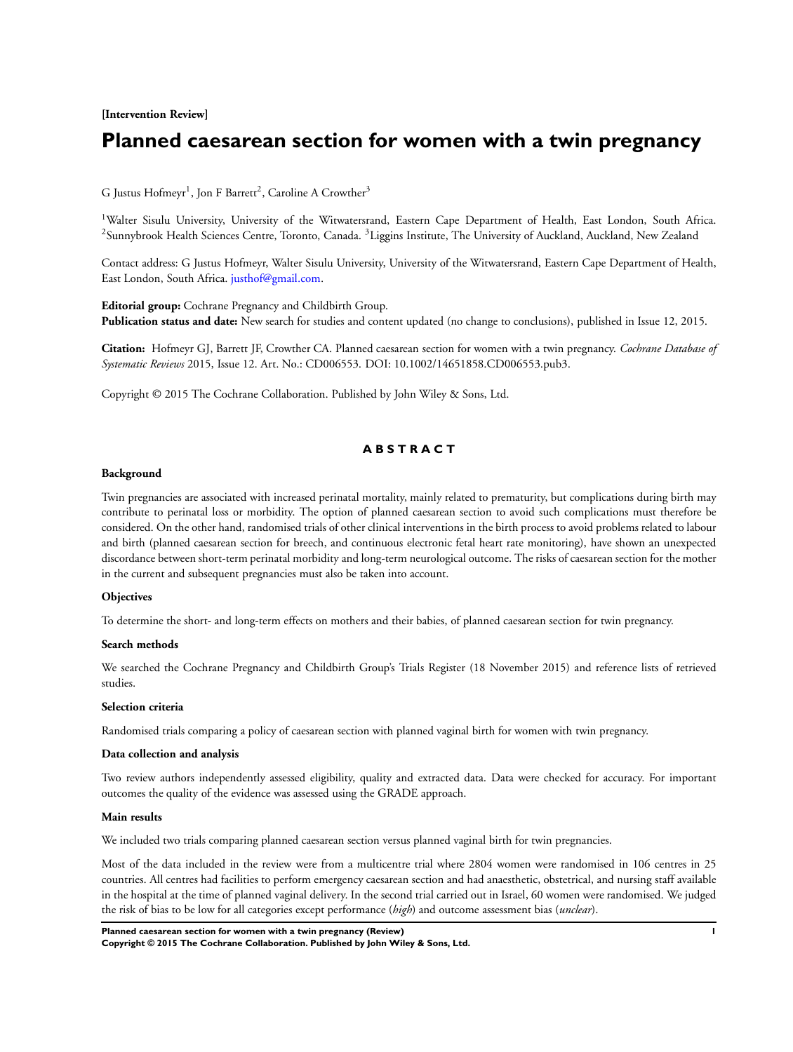**[Intervention Review]**

# Planned caesarean section for women with a twin pregnancy

G Justus Hofmeyr[1], Jon F Barrett[2], Caroline A Crowther[3]

[1]Walter Sisulu University, University of the Witwatersrand, Eastern Cape Department of Health, East London, South Africa. [2]Sunnybrook Health Sciences Centre, Toronto, Canada. [3]Liggins Institute, The University of Auckland, Auckland, New Zealand

Contact address: G Justus Hofmeyr, Walter Sisulu University, University of the Witwatersrand, Eastern Cape Department of Health, East London, South Africa. justhof@gmail.com.

**Editorial group:** Cochrane Pregnancy and Childbirth Group.
**Publication status and date:** New search for studies and content updated (no change to conclusions), published in Issue 12, 2015.

**Citation:** Hofmeyr GJ, Barrett JF, Crowther CA. Planned caesarean section for women with a twin pregnancy. *Cochrane Database of Systematic Reviews* 2015, Issue 12. Art. No.: CD006553. DOI: 10.1002/14651858.CD006553.pub3.

Copyright © 2015 The Cochrane Collaboration. Published by John Wiley & Sons, Ltd.

## ABSTRACT

### Background

Twin pregnancies are associated with increased perinatal mortality, mainly related to prematurity, but complications during birth may contribute to perinatal loss or morbidity. The option of planned caesarean section to avoid such complications must therefore be considered. On the other hand, randomised trials of other clinical interventions in the birth process to avoid problems related to labour and birth (planned caesarean section for breech, and continuous electronic fetal heart rate monitoring), have shown an unexpected discordance between short-term perinatal morbidity and long-term neurological outcome. The risks of caesarean section for the mother in the current and subsequent pregnancies must also be taken into account.

### Objectives

To determine the short- and long-term effects on mothers and their babies, of planned caesarean section for twin pregnancy.

### Search methods

We searched the Cochrane Pregnancy and Childbirth Group's Trials Register (18 November 2015) and reference lists of retrieved studies.

### Selection criteria

Randomised trials comparing a policy of caesarean section with planned vaginal birth for women with twin pregnancy.

### Data collection and analysis

Two review authors independently assessed eligibility, quality and extracted data. Data were checked for accuracy. For important outcomes the quality of the evidence was assessed using the GRADE approach.

### Main results

We included two trials comparing planned caesarean section versus planned vaginal birth for twin pregnancies.

Most of the data included in the review were from a multicentre trial where 2804 women were randomised in 106 centres in 25 countries. All centres had facilities to perform emergency caesarean section and had anaesthetic, obstetrical, and nursing staff available in the hospital at the time of planned vaginal delivery. In the second trial carried out in Israel, 60 women were randomised. We judged the risk of bias to be low for all categories except performance (*high*) and outcome assessment bias (*unclear*).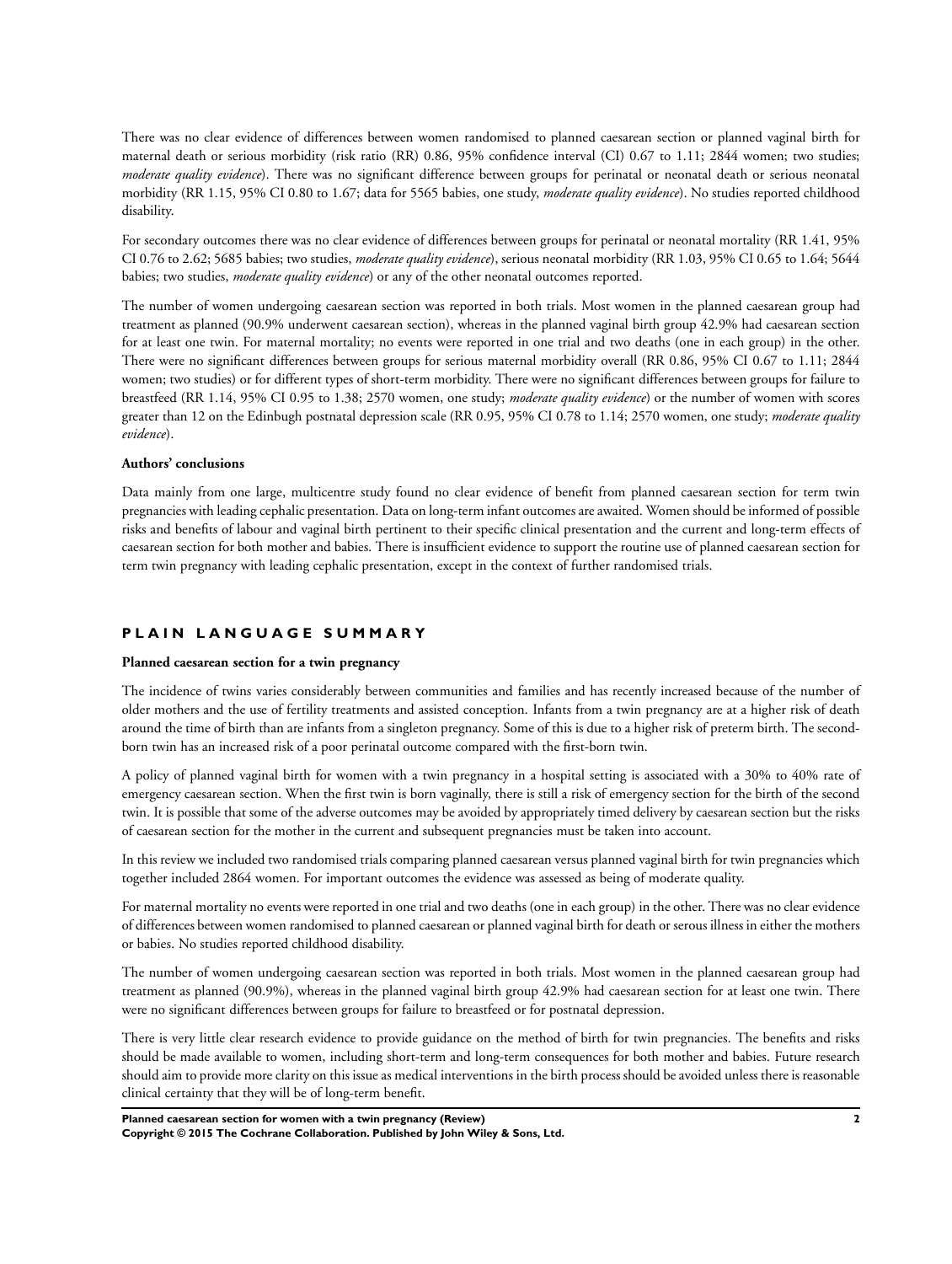There was no clear evidence of differences between women randomised to planned caesarean section or planned vaginal birth for maternal death or serious morbidity (risk ratio (RR) 0.86, 95% confidence interval (CI) 0.67 to 1.11; 2844 women; two studies; *moderate quality evidence*). There was no significant difference between groups for perinatal or neonatal death or serious neonatal morbidity (RR 1.15, 95% CI 0.80 to 1.67; data for 5565 babies, one study, *moderate quality evidence*). No studies reported childhood disability.

For secondary outcomes there was no clear evidence of differences between groups for perinatal or neonatal mortality (RR 1.41, 95% CI 0.76 to 2.62; 5685 babies; two studies, *moderate quality evidence*), serious neonatal morbidity (RR 1.03, 95% CI 0.65 to 1.64; 5644 babies; two studies, *moderate quality evidence*) or any of the other neonatal outcomes reported.

The number of women undergoing caesarean section was reported in both trials. Most women in the planned caesarean group had treatment as planned (90.9% underwent caesarean section), whereas in the planned vaginal birth group 42.9% had caesarean section for at least one twin. For maternal mortality; no events were reported in one trial and two deaths (one in each group) in the other. There were no significant differences between groups for serious maternal morbidity overall (RR 0.86, 95% CI 0.67 to 1.11; 2844 women; two studies) or for different types of short-term morbidity. There were no significant differences between groups for failure to breastfeed (RR 1.14, 95% CI 0.95 to 1.38; 2570 women, one study; *moderate quality evidence*) or the number of women with scores greater than 12 on the Edinbugh postnatal depression scale (RR 0.95, 95% CI 0.78 to 1.14; 2570 women, one study; *moderate quality evidence*).

**Authors' conclusions**

Data mainly from one large, multicentre study found no clear evidence of benefit from planned caesarean section for term twin pregnancies with leading cephalic presentation. Data on long-term infant outcomes are awaited. Women should be informed of possible risks and benefits of labour and vaginal birth pertinent to their specific clinical presentation and the current and long-term effects of caesarean section for both mother and babies. There is insufficient evidence to support the routine use of planned caesarean section for term twin pregnancy with leading cephalic presentation, except in the context of further randomised trials.

## PLAIN LANGUAGE SUMMARY

**Planned caesarean section for a twin pregnancy**

The incidence of twins varies considerably between communities and families and has recently increased because of the number of older mothers and the use of fertility treatments and assisted conception. Infants from a twin pregnancy are at a higher risk of death around the time of birth than are infants from a singleton pregnancy. Some of this is due to a higher risk of preterm birth. The second-born twin has an increased risk of a poor perinatal outcome compared with the first-born twin.

A policy of planned vaginal birth for women with a twin pregnancy in a hospital setting is associated with a 30% to 40% rate of emergency caesarean section. When the first twin is born vaginally, there is still a risk of emergency section for the birth of the second twin. It is possible that some of the adverse outcomes may be avoided by appropriately timed delivery by caesarean section but the risks of caesarean section for the mother in the current and subsequent pregnancies must be taken into account.

In this review we included two randomised trials comparing planned caesarean versus planned vaginal birth for twin pregnancies which together included 2864 women. For important outcomes the evidence was assessed as being of moderate quality.

For maternal mortality no events were reported in one trial and two deaths (one in each group) in the other. There was no clear evidence of differences between women randomised to planned caesarean or planned vaginal birth for death or serous illness in either the mothers or babies. No studies reported childhood disability.

The number of women undergoing caesarean section was reported in both trials. Most women in the planned caesarean group had treatment as planned (90.9%), whereas in the planned vaginal birth group 42.9% had caesarean section for at least one twin. There were no significant differences between groups for failure to breastfeed or for postnatal depression.

There is very little clear research evidence to provide guidance on the method of birth for twin pregnancies. The benefits and risks should be made available to women, including short-term and long-term consequences for both mother and babies. Future research should aim to provide more clarity on this issue as medical interventions in the birth process should be avoided unless there is reasonable clinical certainty that they will be of long-term benefit.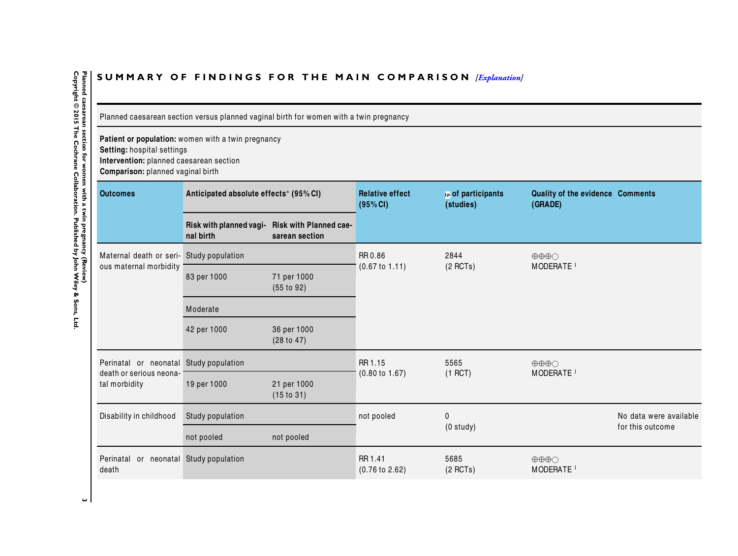## SUMMARY OF FINDINGS FOR THE MAIN COMPARISON *[Explanation]*

Planned caesarean section versus planned vaginal birth for women with a twin pregnancy

**Patient or population:** women with a twin pregnancy
**Setting:** hospital settings
**Intervention:** planned caesarean section
**Comparison:** planned vaginal birth

| Outcomes | Anticipated absolute effects* (95% CI) | | Relative effect (95% CI) | № of participants (studies) | Quality of the evidence (GRADE) | Comments |
|---|---|---|---|---|---|---|
| | Risk with planned vaginal birth | Risk with Planned caesarean section | | | | |
| Maternal death or serious maternal morbidity | Study population | | RR 0.86 (0.67 to 1.11) | 2844 (2 RCTs) | ⊕⊕⊕◯ MODERATE [1] | |
| | 83 per 1000 | 71 per 1000 (55 to 92) | | | | |
| | Moderate | | | | | |
| | 42 per 1000 | 36 per 1000 (28 to 47) | | | | |
| Perinatal or neonatal death or serious neonatal morbidity | Study population | | RR 1.15 (0.80 to 1.67) | 5565 (1 RCT) | ⊕⊕⊕◯ MODERATE [1] | |
| | 19 per 1000 | 21 per 1000 (15 to 31) | | | | |
| Disability in childhood | Study population | | not pooled | 0 (0 study) | | No data were available for this outcome |
| | not pooled | not pooled | | | | |
| Perinatal or neonatal death | Study population | | RR 1.41 (0.76 to 2.62) | 5685 (2 RCTs) | ⊕⊕⊕◯ MODERATE [1] | |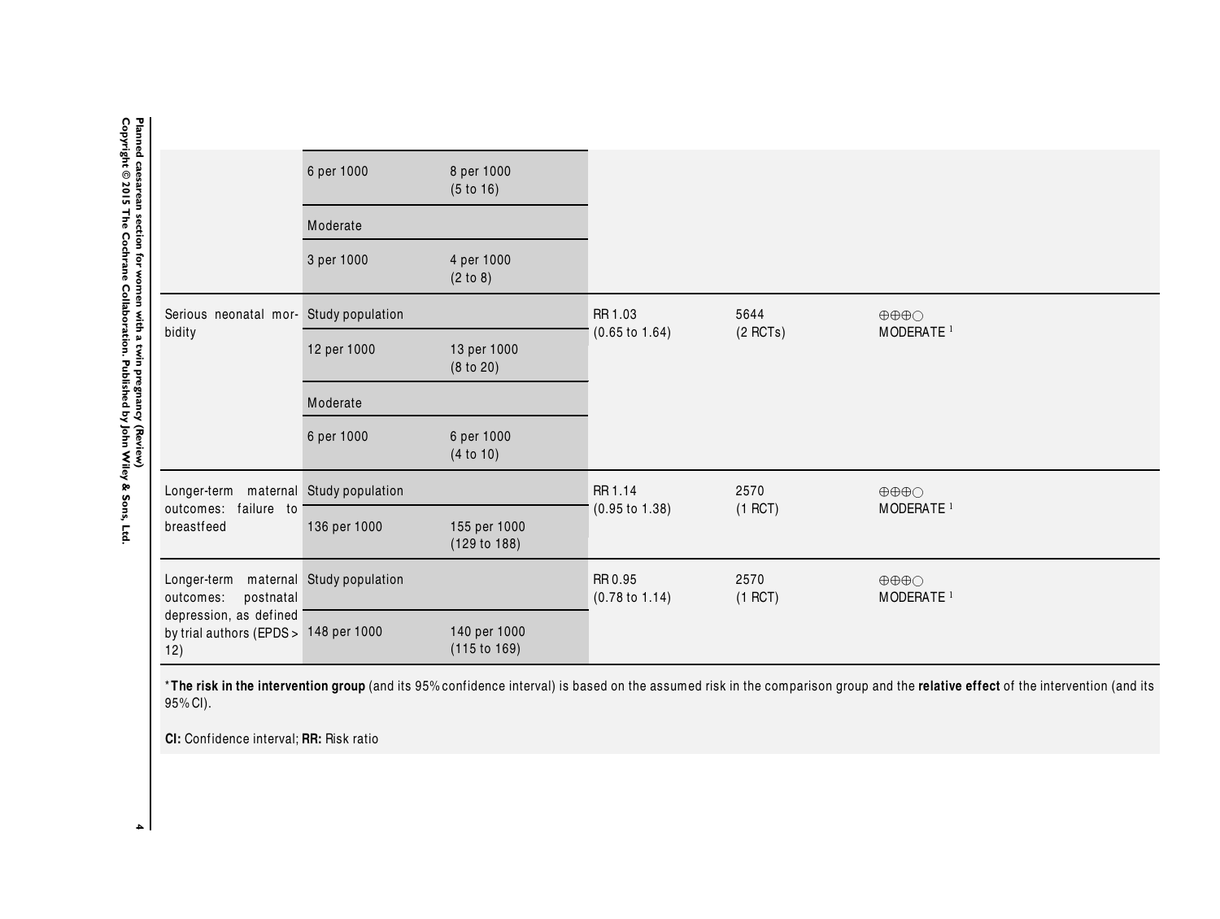| Outcomes | Assumed risk | Corresponding risk | Relative effect (95% CI) | No of Participants (studies) | Quality of the evidence (GRADE) | Comments |
|---|---|---|---|---|---|---|
| | 6 per 1000 | 8 per 1000 (5 to 16) | | | | |
| | Moderate | | | | | |
| | 3 per 1000 | 4 per 1000 (2 to 8) | | | | |
| Serious neonatal morbidity | Study population | | RR 1.03 (0.65 to 1.64) | 5644 (2 RCTs) | ⊕⊕⊕○ MODERATE [1] | |
| | 12 per 1000 | 13 per 1000 (8 to 20) | | | | |
| | Moderate | | | | | |
| | 6 per 1000 | 6 per 1000 (4 to 10) | | | | |
| Longer-term maternal outcomes: failure to breastfeed | Study population | | RR 1.14 (0.95 to 1.38) | 2570 (1 RCT) | ⊕⊕⊕○ MODERATE [1] | |
| | 136 per 1000 | 155 per 1000 (129 to 188) | | | | |
| Longer-term maternal outcomes: postnatal depression, as defined by trial authors (EPDS > 12) | Study population | | RR 0.95 (0.78 to 1.14) | 2570 (1 RCT) | ⊕⊕⊕○ MODERATE [1] | |
| | 148 per 1000 | 140 per 1000 (115 to 169) | | | | |

*__The risk in the intervention group__ (and its 95% confidence interval) is based on the assumed risk in the comparison group and the __relative effect__ of the intervention (and its 95% CI).

**CI:** Confidence interval; **RR:** Risk ratio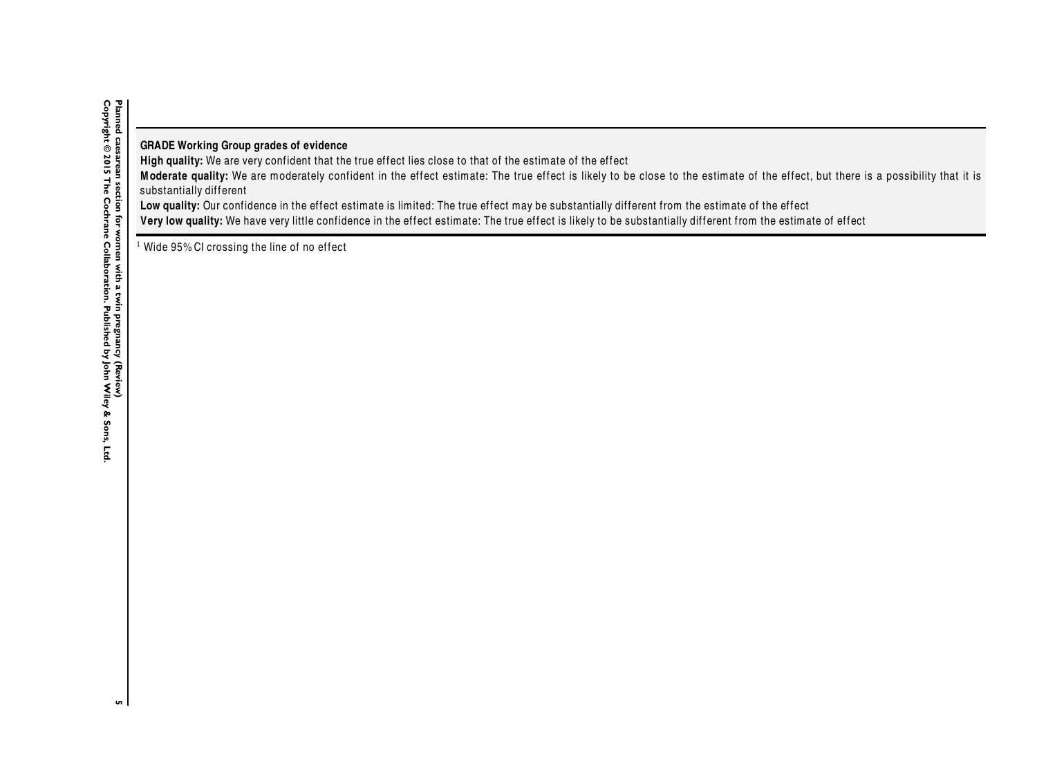**GRADE Working Group grades of evidence**
**High quality:** We are very confident that the true effect lies close to that of the estimate of the effect
**Moderate quality:** We are moderately confident in the effect estimate: The true effect is likely to be close to the estimate of the effect, but there is a possibility that it is substantially different
**Low quality:** Our confidence in the effect estimate is limited: The true effect may be substantially different from the estimate of the effect
**Very low quality:** We have very little confidence in the effect estimate: The true effect is likely to be substantially different from the estimate of effect

[1] Wide 95% CI crossing the line of no effect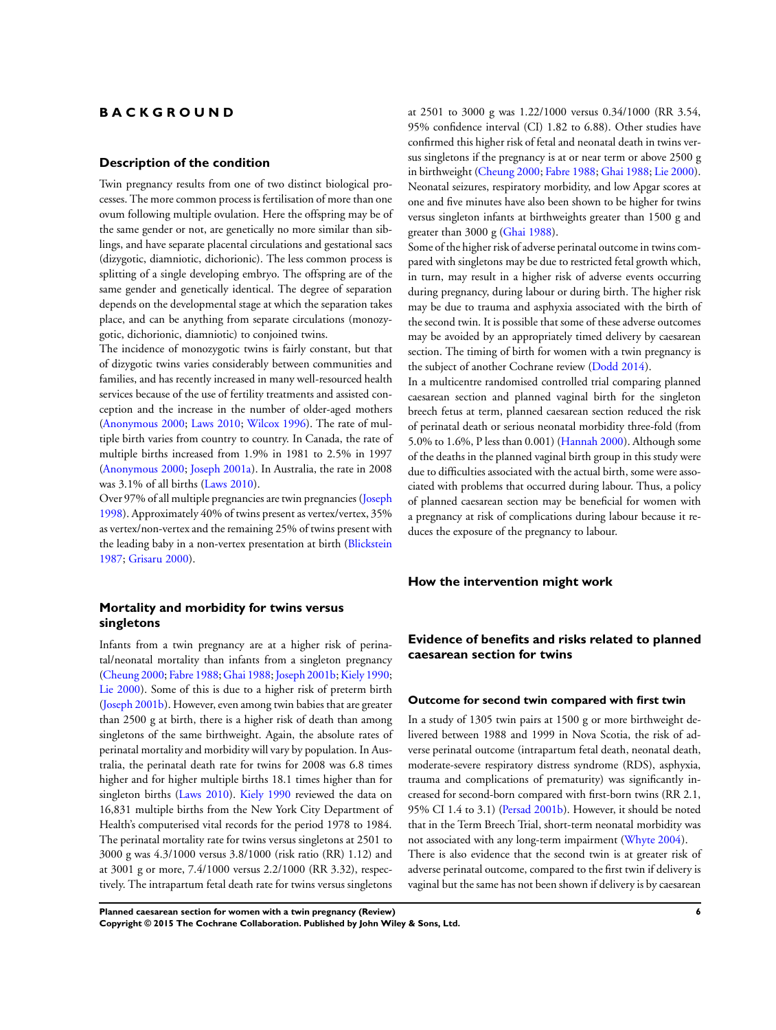# BACKGROUND

## Description of the condition

Twin pregnancy results from one of two distinct biological processes. The more common process is fertilisation of more than one ovum following multiple ovulation. Here the offspring may be of the same gender or not, are genetically no more similar than siblings, and have separate placental circulations and gestational sacs (dizygotic, diamniotic, dichorionic). The less common process is splitting of a single developing embryo. The offspring are of the same gender and genetically identical. The degree of separation depends on the developmental stage at which the separation takes place, and can be anything from separate circulations (monozygotic, dichorionic, diamniotic) to conjoined twins.

The incidence of monozygotic twins is fairly constant, but that of dizygotic twins varies considerably between communities and families, and has recently increased in many well-resourced health services because of the use of fertility treatments and assisted conception and the increase in the number of older-aged mothers (Anonymous 2000; Laws 2010; Wilcox 1996). The rate of multiple birth varies from country to country. In Canada, the rate of multiple births increased from 1.9% in 1981 to 2.5% in 1997 (Anonymous 2000; Joseph 2001a). In Australia, the rate in 2008 was 3.1% of all births (Laws 2010).

Over 97% of all multiple pregnancies are twin pregnancies (Joseph 1998). Approximately 40% of twins present as vertex/vertex, 35% as vertex/non-vertex and the remaining 25% of twins present with the leading baby in a non-vertex presentation at birth (Blickstein 1987; Grisaru 2000).

## Mortality and morbidity for twins versus singletons

Infants from a twin pregnancy are at a higher risk of perinatal/neonatal mortality than infants from a singleton pregnancy (Cheung 2000; Fabre 1988; Ghai 1988; Joseph 2001b; Kiely 1990; Lie 2000). Some of this is due to a higher risk of preterm birth (Joseph 2001b). However, even among twin babies that are greater than 2500 g at birth, there is a higher risk of death than among singletons of the same birthweight. Again, the absolute rates of perinatal mortality and morbidity will vary by population. In Australia, the perinatal death rate for twins for 2008 was 6.8 times higher and for higher multiple births 18.1 times higher than for singleton births (Laws 2010). Kiely 1990 reviewed the data on 16,831 multiple births from the New York City Department of Health's computerised vital records for the period 1978 to 1984. The perinatal mortality rate for twins versus singletons at 2501 to 3000 g was 4.3/1000 versus 3.8/1000 (risk ratio (RR) 1.12) and at 3001 g or more, 7.4/1000 versus 2.2/1000 (RR 3.32), respectively. The intrapartum fetal death rate for twins versus singletons at 2501 to 3000 g was 1.22/1000 versus 0.34/1000 (RR 3.54, 95% confidence interval (CI) 1.82 to 6.88). Other studies have confirmed this higher risk of fetal and neonatal death in twins versus singletons if the pregnancy is at or near term or above 2500 g in birthweight (Cheung 2000; Fabre 1988; Ghai 1988; Lie 2000). Neonatal seizures, respiratory morbidity, and low Apgar scores at one and five minutes have also been shown to be higher for twins versus singleton infants at birthweights greater than 1500 g and greater than 3000 g (Ghai 1988).

Some of the higher risk of adverse perinatal outcome in twins compared with singletons may be due to restricted fetal growth which, in turn, may result in a higher risk of adverse events occurring during pregnancy, during labour or during birth. The higher risk may be due to trauma and asphyxia associated with the birth of the second twin. It is possible that some of these adverse outcomes may be avoided by an appropriately timed delivery by caesarean section. The timing of birth for women with a twin pregnancy is the subject of another Cochrane review (Dodd 2014).

In a multicentre randomised controlled trial comparing planned caesarean section and planned vaginal birth for the singleton breech fetus at term, planned caesarean section reduced the risk of perinatal death or serious neonatal morbidity three-fold (from 5.0% to 1.6%, P less than 0.001) (Hannah 2000). Although some of the deaths in the planned vaginal birth group in this study were due to difficulties associated with the actual birth, some were associated with problems that occurred during labour. Thus, a policy of planned caesarean section may be beneficial for women with a pregnancy at risk of complications during labour because it reduces the exposure of the pregnancy to labour.

## How the intervention might work

### Evidence of benefits and risks related to planned caesarean section for twins

#### Outcome for second twin compared with first twin

In a study of 1305 twin pairs at 1500 g or more birthweight delivered between 1988 and 1999 in Nova Scotia, the risk of adverse perinatal outcome (intrapartum fetal death, neonatal death, moderate-severe respiratory distress syndrome (RDS), asphyxia, trauma and complications of prematurity) was significantly increased for second-born compared with first-born twins (RR 2.1, 95% CI 1.4 to 3.1) (Persad 2001b). However, it should be noted that in the Term Breech Trial, short-term neonatal morbidity was not associated with any long-term impairment (Whyte 2004).

There is also evidence that the second twin is at greater risk of adverse perinatal outcome, compared to the first twin if delivery is vaginal but the same has not been shown if delivery is by caesarean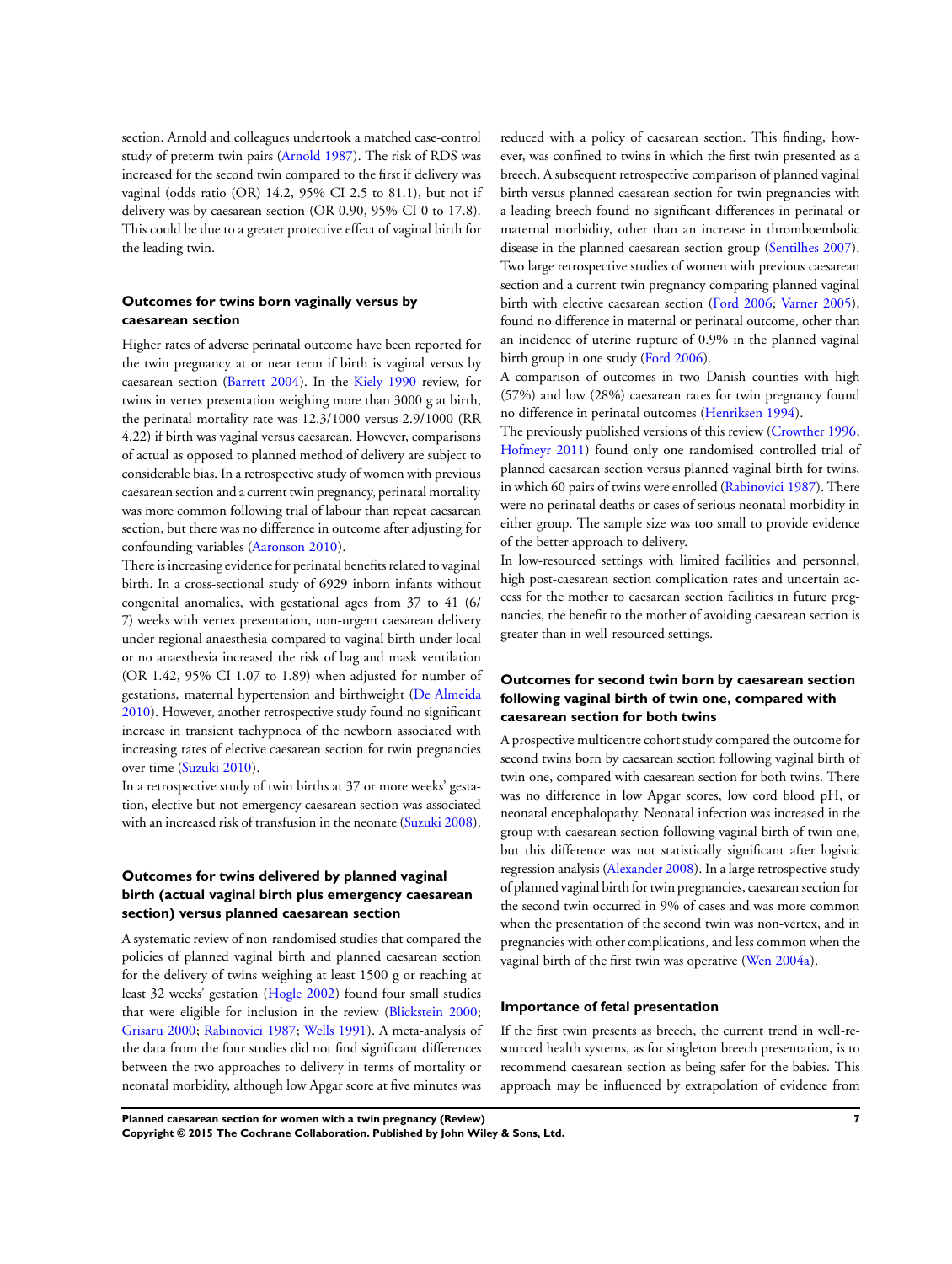section. Arnold and colleagues undertook a matched case-control study of preterm twin pairs (Arnold 1987). The risk of RDS was increased for the second twin compared to the first if delivery was vaginal (odds ratio (OR) 14.2, 95% CI 2.5 to 81.1), but not if delivery was by caesarean section (OR 0.90, 95% CI 0 to 17.8). This could be due to a greater protective effect of vaginal birth for the leading twin.

### Outcomes for twins born vaginally versus by caesarean section

Higher rates of adverse perinatal outcome have been reported for the twin pregnancy at or near term if birth is vaginal versus by caesarean section (Barrett 2004). In the Kiely 1990 review, for twins in vertex presentation weighing more than 3000 g at birth, the perinatal mortality rate was 12.3/1000 versus 2.9/1000 (RR 4.22) if birth was vaginal versus caesarean. However, comparisons of actual as opposed to planned method of delivery are subject to considerable bias. In a retrospective study of women with previous caesarean section and a current twin pregnancy, perinatal mortality was more common following trial of labour than repeat caesarean section, but there was no difference in outcome after adjusting for confounding variables (Aaronson 2010).

There is increasing evidence for perinatal benefits related to vaginal birth. In a cross-sectional study of 6929 inborn infants without congenital anomalies, with gestational ages from 37 to 41 (6/7) weeks with vertex presentation, non-urgent caesarean delivery under regional anaesthesia compared to vaginal birth under local or no anaesthesia increased the risk of bag and mask ventilation (OR 1.42, 95% CI 1.07 to 1.89) when adjusted for number of gestations, maternal hypertension and birthweight (De Almeida 2010). However, another retrospective study found no significant increase in transient tachypnoea of the newborn associated with increasing rates of elective caesarean section for twin pregnancies over time (Suzuki 2010).

In a retrospective study of twin births at 37 or more weeks' gestation, elective but not emergency caesarean section was associated with an increased risk of transfusion in the neonate (Suzuki 2008).

### Outcomes for twins delivered by planned vaginal birth (actual vaginal birth plus emergency caesarean section) versus planned caesarean section

A systematic review of non-randomised studies that compared the policies of planned vaginal birth and planned caesarean section for the delivery of twins weighing at least 1500 g or reaching at least 32 weeks' gestation (Hogle 2002) found four small studies that were eligible for inclusion in the review (Blickstein 2000; Grisaru 2000; Rabinovici 1987; Wells 1991). A meta-analysis of the data from the four studies did not find significant differences between the two approaches to delivery in terms of mortality or neonatal morbidity, although low Apgar score at five minutes was reduced with a policy of caesarean section. This finding, however, was confined to twins in which the first twin presented as a breech. A subsequent retrospective comparison of planned vaginal birth versus planned caesarean section for twin pregnancies with a leading breech found no significant differences in perinatal or maternal morbidity, other than an increase in thromboembolic disease in the planned caesarean section group (Sentilhes 2007). Two large retrospective studies of women with previous caesarean section and a current twin pregnancy comparing planned vaginal birth with elective caesarean section (Ford 2006; Varner 2005), found no difference in maternal or perinatal outcome, other than an incidence of uterine rupture of 0.9% in the planned vaginal birth group in one study (Ford 2006).

A comparison of outcomes in two Danish counties with high (57%) and low (28%) caesarean rates for twin pregnancy found no difference in perinatal outcomes (Henriksen 1994).

The previously published versions of this review (Crowther 1996; Hofmeyr 2011) found only one randomised controlled trial of planned caesarean section versus planned vaginal birth for twins, in which 60 pairs of twins were enrolled (Rabinovici 1987). There were no perinatal deaths or cases of serious neonatal morbidity in either group. The sample size was too small to provide evidence of the better approach to delivery.

In low-resourced settings with limited facilities and personnel, high post-caesarean section complication rates and uncertain access for the mother to caesarean section facilities in future pregnancies, the benefit to the mother of avoiding caesarean section is greater than in well-resourced settings.

### Outcomes for second twin born by caesarean section following vaginal birth of twin one, compared with caesarean section for both twins

A prospective multicentre cohort study compared the outcome for second twins born by caesarean section following vaginal birth of twin one, compared with caesarean section for both twins. There was no difference in low Apgar scores, low cord blood pH, or neonatal encephalopathy. Neonatal infection was increased in the group with caesarean section following vaginal birth of twin one, but this difference was not statistically significant after logistic regression analysis (Alexander 2008). In a large retrospective study of planned vaginal birth for twin pregnancies, caesarean section for the second twin occurred in 9% of cases and was more common when the presentation of the second twin was non-vertex, and in pregnancies with other complications, and less common when the vaginal birth of the first twin was operative (Wen 2004a).

### Importance of fetal presentation

If the first twin presents as breech, the current trend in well-resourced health systems, as for singleton breech presentation, is to recommend caesarean section as being safer for the babies. This approach may be influenced by extrapolation of evidence from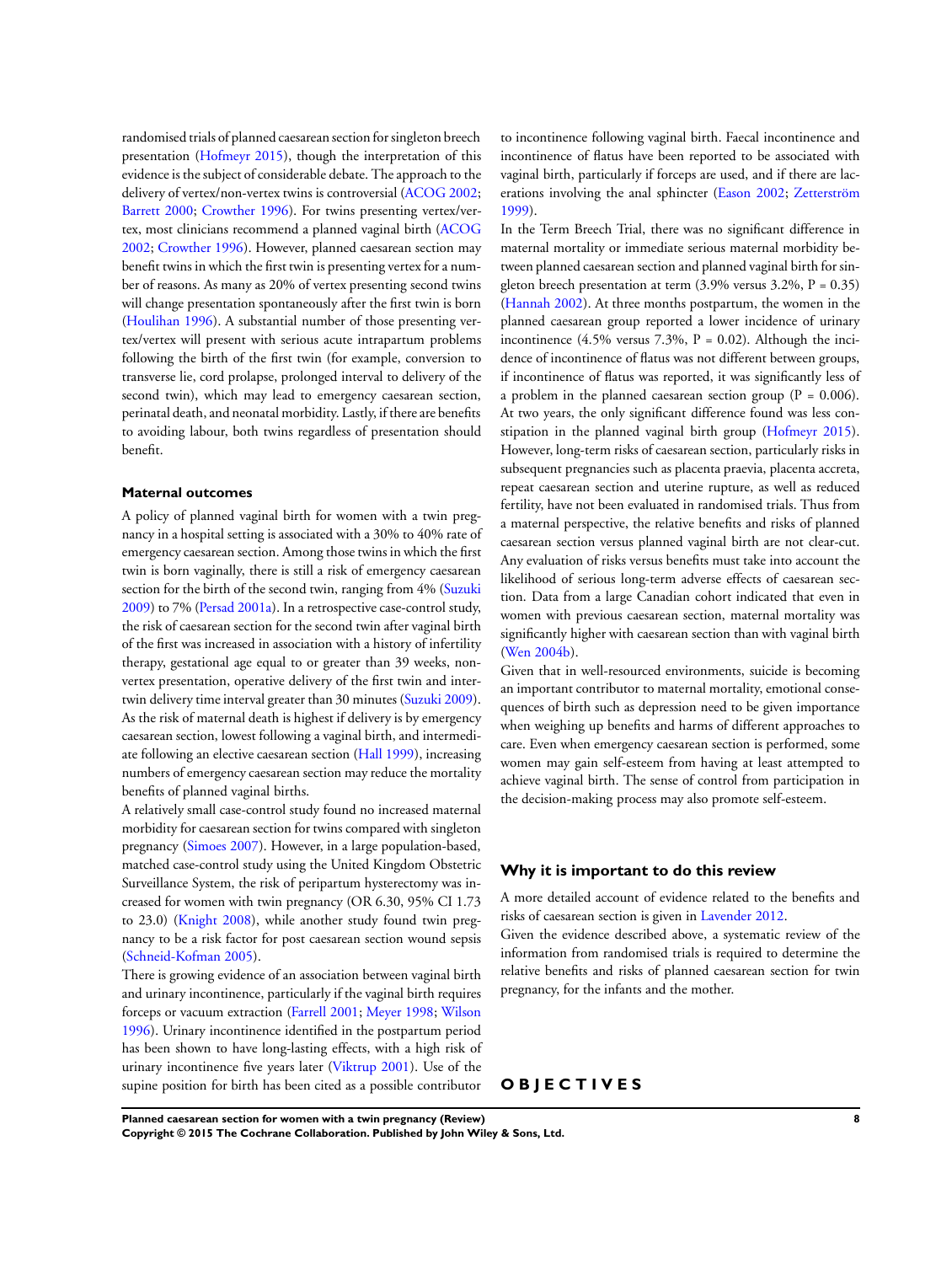randomised trials of planned caesarean section for singleton breech presentation (Hofmeyr 2015), though the interpretation of this evidence is the subject of considerable debate. The approach to the delivery of vertex/non-vertex twins is controversial (ACOG 2002; Barrett 2000; Crowther 1996). For twins presenting vertex/vertex, most clinicians recommend a planned vaginal birth (ACOG 2002; Crowther 1996). However, planned caesarean section may benefit twins in which the first twin is presenting vertex for a number of reasons. As many as 20% of vertex presenting second twins will change presentation spontaneously after the first twin is born (Houlihan 1996). A substantial number of those presenting vertex/vertex will present with serious acute intrapartum problems following the birth of the first twin (for example, conversion to transverse lie, cord prolapse, prolonged interval to delivery of the second twin), which may lead to emergency caesarean section, perinatal death, and neonatal morbidity. Lastly, if there are benefits to avoiding labour, both twins regardless of presentation should benefit.

### Maternal outcomes

A policy of planned vaginal birth for women with a twin pregnancy in a hospital setting is associated with a 30% to 40% rate of emergency caesarean section. Among those twins in which the first twin is born vaginally, there is still a risk of emergency caesarean section for the birth of the second twin, ranging from 4% (Suzuki 2009) to 7% (Persad 2001a). In a retrospective case-control study, the risk of caesarean section for the second twin after vaginal birth of the first was increased in association with a history of infertility therapy, gestational age equal to or greater than 39 weeks, non-vertex presentation, operative delivery of the first twin and inter-twin delivery time interval greater than 30 minutes (Suzuki 2009). As the risk of maternal death is highest if delivery is by emergency caesarean section, lowest following a vaginal birth, and intermediate following an elective caesarean section (Hall 1999), increasing numbers of emergency caesarean section may reduce the mortality benefits of planned vaginal births.

A relatively small case-control study found no increased maternal morbidity for caesarean section for twins compared with singleton pregnancy (Simoes 2007). However, in a large population-based, matched case-control study using the United Kingdom Obstetric Surveillance System, the risk of peripartum hysterectomy was increased for women with twin pregnancy (OR 6.30, 95% CI 1.73 to 23.0) (Knight 2008), while another study found twin pregnancy to be a risk factor for post caesarean section wound sepsis (Schneid-Kofman 2005).

There is growing evidence of an association between vaginal birth and urinary incontinence, particularly if the vaginal birth requires forceps or vacuum extraction (Farrell 2001; Meyer 1998; Wilson 1996). Urinary incontinence identified in the postpartum period has been shown to have long-lasting effects, with a high risk of urinary incontinence five years later (Viktrup 2001). Use of the supine position for birth has been cited as a possible contributor to incontinence following vaginal birth. Faecal incontinence and incontinence of flatus have been reported to be associated with vaginal birth, particularly if forceps are used, and if there are lacerations involving the anal sphincter (Eason 2002; Zetterström 1999).

In the Term Breech Trial, there was no significant difference in maternal mortality or immediate serious maternal morbidity between planned caesarean section and planned vaginal birth for singleton breech presentation at term (3.9% versus 3.2%, P = 0.35) (Hannah 2002). At three months postpartum, the women in the planned caesarean group reported a lower incidence of urinary incontinence (4.5% versus 7.3%, P = 0.02). Although the incidence of incontinence of flatus was not different between groups, if incontinence of flatus was reported, it was significantly less of a problem in the planned caesarean section group (P = 0.006). At two years, the only significant difference found was less constipation in the planned vaginal birth group (Hofmeyr 2015). However, long-term risks of caesarean section, particularly risks in subsequent pregnancies such as placenta praevia, placenta accreta, repeat caesarean section and uterine rupture, as well as reduced fertility, have not been evaluated in randomised trials. Thus from a maternal perspective, the relative benefits and risks of planned caesarean section versus planned vaginal birth are not clear-cut. Any evaluation of risks versus benefits must take into account the likelihood of serious long-term adverse effects of caesarean section. Data from a large Canadian cohort indicated that even in women with previous caesarean section, maternal mortality was significantly higher with caesarean section than with vaginal birth (Wen 2004b).

Given that in well-resourced environments, suicide is becoming an important contributor to maternal mortality, emotional consequences of birth such as depression need to be given importance when weighing up benefits and harms of different approaches to care. Even when emergency caesarean section is performed, some women may gain self-esteem from having at least attempted to achieve vaginal birth. The sense of control from participation in the decision-making process may also promote self-esteem.

## Why it is important to do this review

A more detailed account of evidence related to the benefits and risks of caesarean section is given in Lavender 2012.

Given the evidence described above, a systematic review of the information from randomised trials is required to determine the relative benefits and risks of planned caesarean section for twin pregnancy, for the infants and the mother.

# OBJECTIVES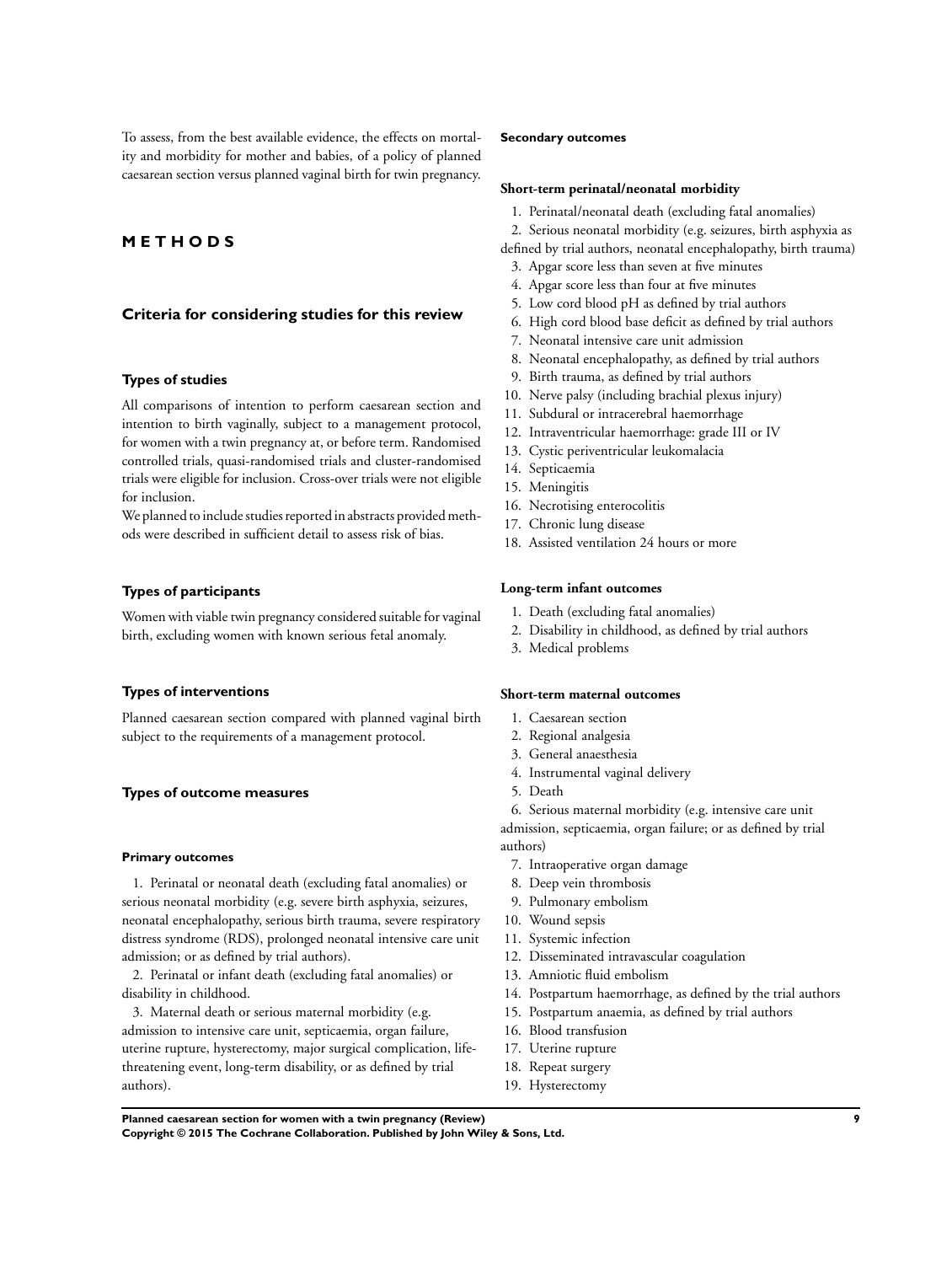To assess, from the best available evidence, the effects on mortality and morbidity for mother and babies, of a policy of planned caesarean section versus planned vaginal birth for twin pregnancy.

# METHODS

## Criteria for considering studies for this review

### Types of studies

All comparisons of intention to perform caesarean section and intention to birth vaginally, subject to a management protocol, for women with a twin pregnancy at, or before term. Randomised controlled trials, quasi-randomised trials and cluster-randomised trials were eligible for inclusion. Cross-over trials were not eligible for inclusion.

We planned to include studies reported in abstracts provided methods were described in sufficient detail to assess risk of bias.

### Types of participants

Women with viable twin pregnancy considered suitable for vaginal birth, excluding women with known serious fetal anomaly.

### Types of interventions

Planned caesarean section compared with planned vaginal birth subject to the requirements of a management protocol.

### Types of outcome measures

#### Primary outcomes

1. Perinatal or neonatal death (excluding fatal anomalies) or serious neonatal morbidity (e.g. severe birth asphyxia, seizures, neonatal encephalopathy, serious birth trauma, severe respiratory distress syndrome (RDS), prolonged neonatal intensive care unit admission; or as defined by trial authors).
2. Perinatal or infant death (excluding fatal anomalies) or disability in childhood.
3. Maternal death or serious maternal morbidity (e.g. admission to intensive care unit, septicaemia, organ failure, uterine rupture, hysterectomy, major surgical complication, life-threatening event, long-term disability, or as defined by trial authors).

#### Secondary outcomes

**Short-term perinatal/neonatal morbidity**

1. Perinatal/neonatal death (excluding fatal anomalies)
2. Serious neonatal morbidity (e.g. seizures, birth asphyxia as defined by trial authors, neonatal encephalopathy, birth trauma)
3. Apgar score less than seven at five minutes
4. Apgar score less than four at five minutes
5. Low cord blood pH as defined by trial authors
6. High cord blood base deficit as defined by trial authors
7. Neonatal intensive care unit admission
8. Neonatal encephalopathy, as defined by trial authors
9. Birth trauma, as defined by trial authors
10. Nerve palsy (including brachial plexus injury)
11. Subdural or intracerebral haemorrhage
12. Intraventricular haemorrhage: grade III or IV
13. Cystic periventricular leukomalacia
14. Septicaemia
15. Meningitis
16. Necrotising enterocolitis
17. Chronic lung disease
18. Assisted ventilation 24 hours or more

**Long-term infant outcomes**

1. Death (excluding fatal anomalies)
2. Disability in childhood, as defined by trial authors
3. Medical problems

**Short-term maternal outcomes**

1. Caesarean section
2. Regional analgesia
3. General anaesthesia
4. Instrumental vaginal delivery
5. Death
6. Serious maternal morbidity (e.g. intensive care unit admission, septicaemia, organ failure; or as defined by trial authors)
7. Intraoperative organ damage
8. Deep vein thrombosis
9. Pulmonary embolism
10. Wound sepsis
11. Systemic infection
12. Disseminated intravascular coagulation
13. Amniotic fluid embolism
14. Postpartum haemorrhage, as defined by the trial authors
15. Postpartum anaemia, as defined by trial authors
16. Blood transfusion
17. Uterine rupture
18. Repeat surgery
19. Hysterectomy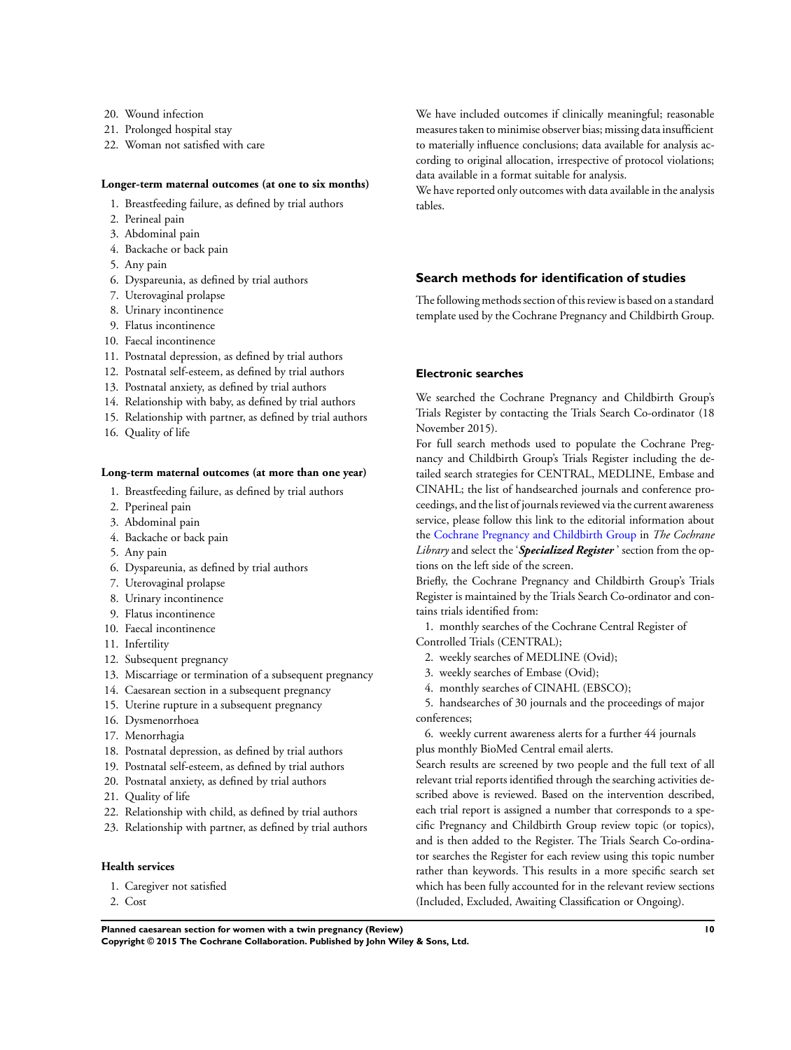20. Wound infection
21. Prolonged hospital stay
22. Woman not satisfied with care

**Longer-term maternal outcomes (at one to six months)**

1. Breastfeeding failure, as defined by trial authors
2. Perineal pain
3. Abdominal pain
4. Backache or back pain
5. Any pain
6. Dyspareunia, as defined by trial authors
7. Uterovaginal prolapse
8. Urinary incontinence
9. Flatus incontinence
10. Faecal incontinence
11. Postnatal depression, as defined by trial authors
12. Postnatal self-esteem, as defined by trial authors
13. Postnatal anxiety, as defined by trial authors
14. Relationship with baby, as defined by trial authors
15. Relationship with partner, as defined by trial authors
16. Quality of life

**Long-term maternal outcomes (at more than one year)**

1. Breastfeeding failure, as defined by trial authors
2. Pperineal pain
3. Abdominal pain
4. Backache or back pain
5. Any pain
6. Dyspareunia, as defined by trial authors
7. Uterovaginal prolapse
8. Urinary incontinence
9. Flatus incontinence
10. Faecal incontinence
11. Infertility
12. Subsequent pregnancy
13. Miscarriage or termination of a subsequent pregnancy
14. Caesarean section in a subsequent pregnancy
15. Uterine rupture in a subsequent pregnancy
16. Dysmenorrhoea
17. Menorrhagia
18. Postnatal depression, as defined by trial authors
19. Postnatal self-esteem, as defined by trial authors
20. Postnatal anxiety, as defined by trial authors
21. Quality of life
22. Relationship with child, as defined by trial authors
23. Relationship with partner, as defined by trial authors

**Health services**

1. Caregiver not satisfied
2. Cost

We have included outcomes if clinically meaningful; reasonable measures taken to minimise observer bias; missing data insufficient to materially influence conclusions; data available for analysis according to original allocation, irrespective of protocol violations; data available in a format suitable for analysis.

We have reported only outcomes with data available in the analysis tables.

## Search methods for identification of studies

The following methods section of this review is based on a standard template used by the Cochrane Pregnancy and Childbirth Group.

### Electronic searches

We searched the Cochrane Pregnancy and Childbirth Group's Trials Register by contacting the Trials Search Co-ordinator (18 November 2015).

For full search methods used to populate the Cochrane Pregnancy and Childbirth Group's Trials Register including the detailed search strategies for CENTRAL, MEDLINE, Embase and CINAHL; the list of handsearched journals and conference proceedings, and the list of journals reviewed via the current awareness service, please follow this link to the editorial information about the Cochrane Pregnancy and Childbirth Group in *The Cochrane Library* and select the '***Specialized Register***' section from the options on the left side of the screen.

Briefly, the Cochrane Pregnancy and Childbirth Group's Trials Register is maintained by the Trials Search Co-ordinator and contains trials identified from:

1. monthly searches of the Cochrane Central Register of Controlled Trials (CENTRAL);
2. weekly searches of MEDLINE (Ovid);
3. weekly searches of Embase (Ovid);
4. monthly searches of CINAHL (EBSCO);
5. handsearches of 30 journals and the proceedings of major conferences;
6. weekly current awareness alerts for a further 44 journals plus monthly BioMed Central email alerts.

Search results are screened by two people and the full text of all relevant trial reports identified through the searching activities described above is reviewed. Based on the intervention described, each trial report is assigned a number that corresponds to a specific Pregnancy and Childbirth Group review topic (or topics), and is then added to the Register. The Trials Search Co-ordinator searches the Register for each review using this topic number rather than keywords. This results in a more specific search set which has been fully accounted for in the relevant review sections (Included, Excluded, Awaiting Classification or Ongoing).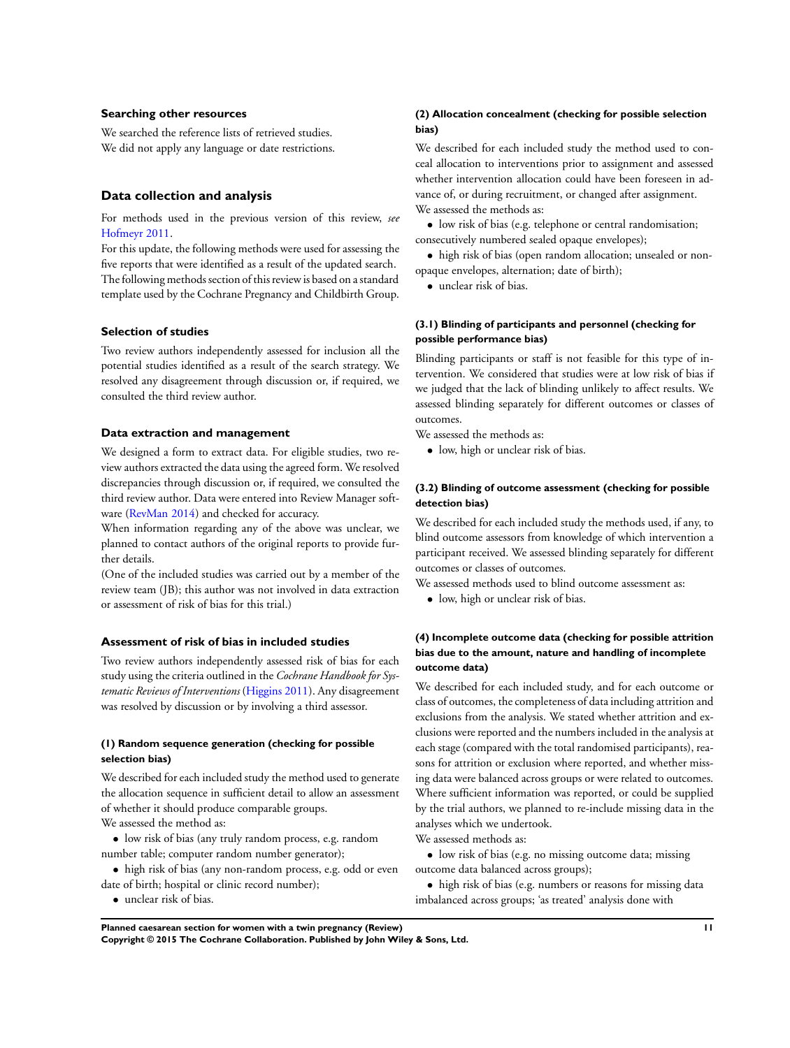### Searching other resources

We searched the reference lists of retrieved studies.
We did not apply any language or date restrictions.

## Data collection and analysis

For methods used in the previous version of this review, *see* Hofmeyr 2011.
For this update, the following methods were used for assessing the five reports that were identified as a result of the updated search.
The following methods section of this review is based on a standard template used by the Cochrane Pregnancy and Childbirth Group.

### Selection of studies

Two review authors independently assessed for inclusion all the potential studies identified as a result of the search strategy. We resolved any disagreement through discussion or, if required, we consulted the third review author.

### Data extraction and management

We designed a form to extract data. For eligible studies, two review authors extracted the data using the agreed form. We resolved discrepancies through discussion or, if required, we consulted the third review author. Data were entered into Review Manager software (RevMan 2014) and checked for accuracy.
When information regarding any of the above was unclear, we planned to contact authors of the original reports to provide further details.
(One of the included studies was carried out by a member of the review team (JB); this author was not involved in data extraction or assessment of risk of bias for this trial.)

### Assessment of risk of bias in included studies

Two review authors independently assessed risk of bias for each study using the criteria outlined in the *Cochrane Handbook for Systematic Reviews of Interventions* (Higgins 2011). Any disagreement was resolved by discussion or by involving a third assessor.

#### (1) Random sequence generation (checking for possible selection bias)

We described for each included study the method used to generate the allocation sequence in sufficient detail to allow an assessment of whether it should produce comparable groups.
We assessed the method as:

- low risk of bias (any truly random process, e.g. random number table; computer random number generator);
- high risk of bias (any non-random process, e.g. odd or even date of birth; hospital or clinic record number);
- unclear risk of bias.

#### (2) Allocation concealment (checking for possible selection bias)

We described for each included study the method used to conceal allocation to interventions prior to assignment and assessed whether intervention allocation could have been foreseen in advance of, or during recruitment, or changed after assignment.
We assessed the methods as:

- low risk of bias (e.g. telephone or central randomisation; consecutively numbered sealed opaque envelopes);
- high risk of bias (open random allocation; unsealed or non-opaque envelopes, alternation; date of birth);
- unclear risk of bias.

#### (3.1) Blinding of participants and personnel (checking for possible performance bias)

Blinding participants or staff is not feasible for this type of intervention. We considered that studies were at low risk of bias if we judged that the lack of blinding unlikely to affect results. We assessed blinding separately for different outcomes or classes of outcomes.
We assessed the methods as:

- low, high or unclear risk of bias.

#### (3.2) Blinding of outcome assessment (checking for possible detection bias)

We described for each included study the methods used, if any, to blind outcome assessors from knowledge of which intervention a participant received. We assessed blinding separately for different outcomes or classes of outcomes.
We assessed methods used to blind outcome assessment as:

- low, high or unclear risk of bias.

#### (4) Incomplete outcome data (checking for possible attrition bias due to the amount, nature and handling of incomplete outcome data)

We described for each included study, and for each outcome or class of outcomes, the completeness of data including attrition and exclusions from the analysis. We stated whether attrition and exclusions were reported and the numbers included in the analysis at each stage (compared with the total randomised participants), reasons for attrition or exclusion where reported, and whether missing data were balanced across groups or were related to outcomes.
Where sufficient information was reported, or could be supplied by the trial authors, we planned to re-include missing data in the analyses which we undertook.
We assessed methods as:

- low risk of bias (e.g. no missing outcome data; missing outcome data balanced across groups);
- high risk of bias (e.g. numbers or reasons for missing data imbalanced across groups; 'as treated' analysis done with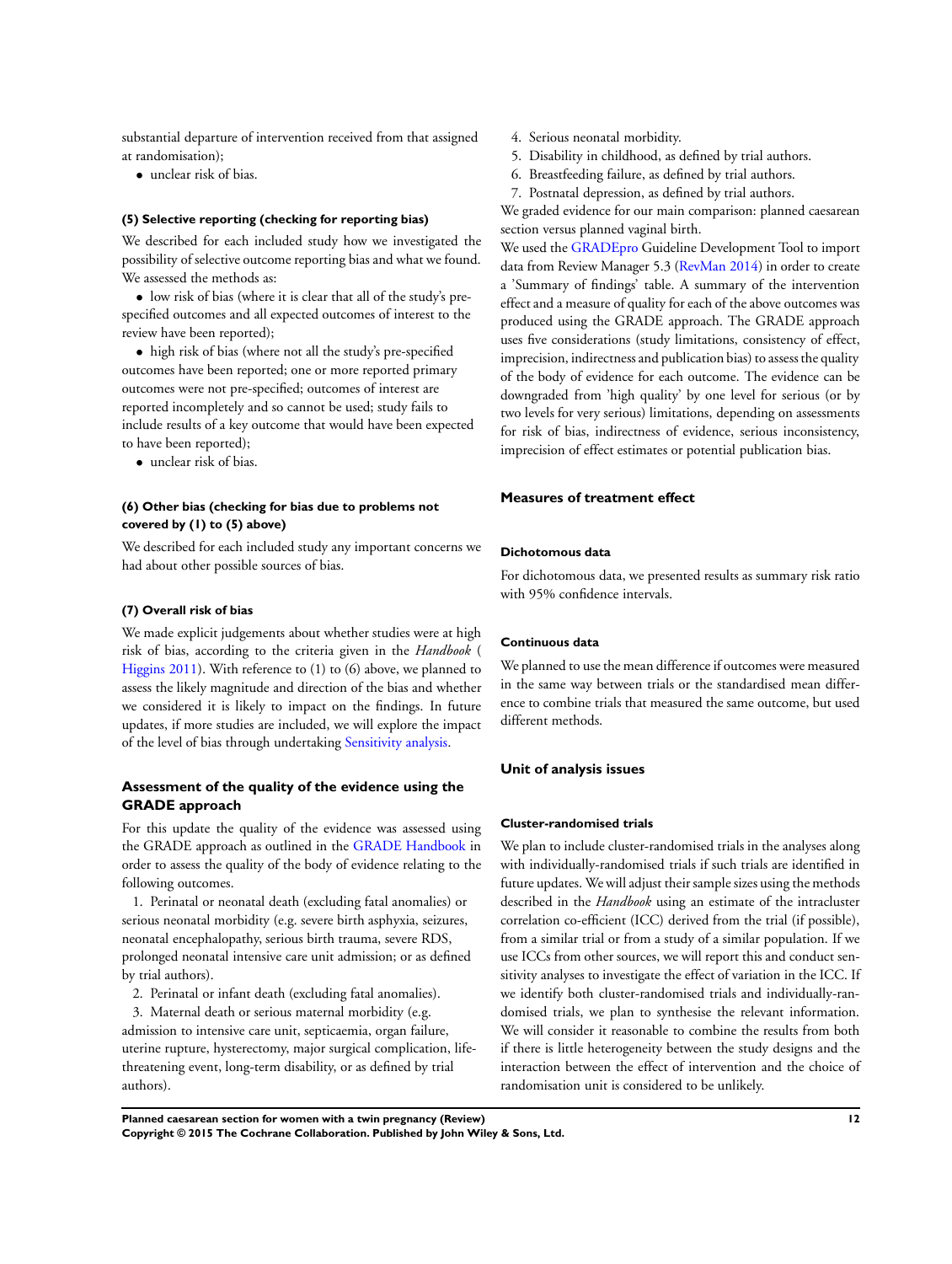substantial departure of intervention received from that assigned at randomisation);

- unclear risk of bias.

#### (5) Selective reporting (checking for reporting bias)

We described for each included study how we investigated the possibility of selective outcome reporting bias and what we found. We assessed the methods as:

- low risk of bias (where it is clear that all of the study's pre-specified outcomes and all expected outcomes of interest to the review have been reported);
- high risk of bias (where not all the study's pre-specified outcomes have been reported; one or more reported primary outcomes were not pre-specified; outcomes of interest are reported incompletely and so cannot be used; study fails to include results of a key outcome that would have been expected to have been reported);
- unclear risk of bias.

#### (6) Other bias (checking for bias due to problems not covered by (1) to (5) above)

We described for each included study any important concerns we had about other possible sources of bias.

#### (7) Overall risk of bias

We made explicit judgements about whether studies were at high risk of bias, according to the criteria given in the *Handbook* ( Higgins 2011). With reference to (1) to (6) above, we planned to assess the likely magnitude and direction of the bias and whether we considered it is likely to impact on the findings. In future updates, if more studies are included, we will explore the impact of the level of bias through undertaking Sensitivity analysis.

### Assessment of the quality of the evidence using the GRADE approach

For this update the quality of the evidence was assessed using the GRADE approach as outlined in the GRADE Handbook in order to assess the quality of the body of evidence relating to the following outcomes.

1. Perinatal or neonatal death (excluding fatal anomalies) or serious neonatal morbidity (e.g. severe birth asphyxia, seizures, neonatal encephalopathy, serious birth trauma, severe RDS, prolonged neonatal intensive care unit admission; or as defined by trial authors).
2. Perinatal or infant death (excluding fatal anomalies).
3. Maternal death or serious maternal morbidity (e.g. admission to intensive care unit, septicaemia, organ failure, uterine rupture, hysterectomy, major surgical complication, life-threatening event, long-term disability, or as defined by trial authors).
4. Serious neonatal morbidity.
5. Disability in childhood, as defined by trial authors.
6. Breastfeeding failure, as defined by trial authors.
7. Postnatal depression, as defined by trial authors.

We graded evidence for our main comparison: planned caesarean section versus planned vaginal birth.

We used the GRADEpro Guideline Development Tool to import data from Review Manager 5.3 (RevMan 2014) in order to create a 'Summary of findings' table. A summary of the intervention effect and a measure of quality for each of the above outcomes was produced using the GRADE approach. The GRADE approach uses five considerations (study limitations, consistency of effect, imprecision, indirectness and publication bias) to assess the quality of the body of evidence for each outcome. The evidence can be downgraded from 'high quality' by one level for serious (or by two levels for very serious) limitations, depending on assessments for risk of bias, indirectness of evidence, serious inconsistency, imprecision of effect estimates or potential publication bias.

### Measures of treatment effect

#### Dichotomous data

For dichotomous data, we presented results as summary risk ratio with 95% confidence intervals.

#### Continuous data

We planned to use the mean difference if outcomes were measured in the same way between trials or the standardised mean difference to combine trials that measured the same outcome, but used different methods.

### Unit of analysis issues

#### Cluster-randomised trials

We plan to include cluster-randomised trials in the analyses along with individually-randomised trials if such trials are identified in future updates. We will adjust their sample sizes using the methods described in the *Handbook* using an estimate of the intracluster correlation co-efficient (ICC) derived from the trial (if possible), from a similar trial or from a study of a similar population. If we use ICCs from other sources, we will report this and conduct sensitivity analyses to investigate the effect of variation in the ICC. If we identify both cluster-randomised trials and individually-randomised trials, we plan to synthesise the relevant information. We will consider it reasonable to combine the results from both if there is little heterogeneity between the study designs and the interaction between the effect of intervention and the choice of randomisation unit is considered to be unlikely.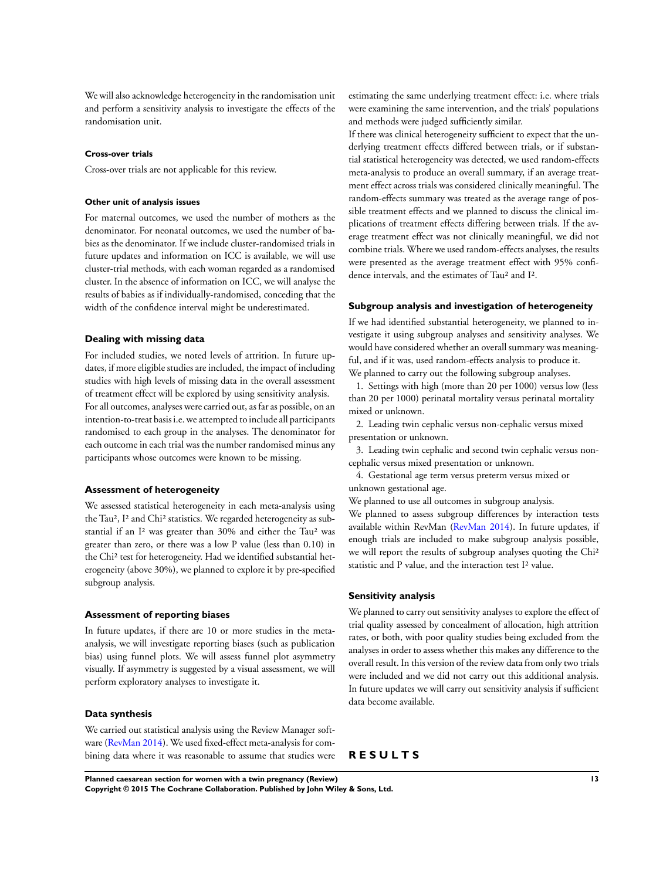We will also acknowledge heterogeneity in the randomisation unit and perform a sensitivity analysis to investigate the effects of the randomisation unit.

#### Cross-over trials

Cross-over trials are not applicable for this review.

#### Other unit of analysis issues

For maternal outcomes, we used the number of mothers as the denominator. For neonatal outcomes, we used the number of babies as the denominator. If we include cluster-randomised trials in future updates and information on ICC is available, we will use cluster-trial methods, with each woman regarded as a randomised cluster. In the absence of information on ICC, we will analyse the results of babies as if individually-randomised, conceding that the width of the confidence interval might be underestimated.

### Dealing with missing data

For included studies, we noted levels of attrition. In future updates, if more eligible studies are included, the impact of including studies with high levels of missing data in the overall assessment of treatment effect will be explored by using sensitivity analysis.
For all outcomes, analyses were carried out, as far as possible, on an intention-to-treat basis i.e. we attempted to include all participants randomised to each group in the analyses. The denominator for each outcome in each trial was the number randomised minus any participants whose outcomes were known to be missing.

### Assessment of heterogeneity

We assessed statistical heterogeneity in each meta-analysis using the $Tau^2$, $I^2$ and $Chi^2$ statistics. We regarded heterogeneity as substantial if an $I^2$ was greater than 30% and either the $Tau^2$ was greater than zero, or there was a low P value (less than 0.10) in the $Chi^2$ test for heterogeneity. Had we identified substantial heterogeneity (above 30%), we planned to explore it by pre-specified subgroup analysis.

### Assessment of reporting biases

In future updates, if there are 10 or more studies in the meta-analysis, we will investigate reporting biases (such as publication bias) using funnel plots. We will assess funnel plot asymmetry visually. If asymmetry is suggested by a visual assessment, we will perform exploratory analyses to investigate it.

### Data synthesis

We carried out statistical analysis using the Review Manager software (RevMan 2014). We used fixed-effect meta-analysis for combining data where it was reasonable to assume that studies were estimating the same underlying treatment effect: i.e. where trials were examining the same intervention, and the trials' populations and methods were judged sufficiently similar.
If there was clinical heterogeneity sufficient to expect that the underlying treatment effects differed between trials, or if substantial statistical heterogeneity was detected, we used random-effects meta-analysis to produce an overall summary, if an average treatment effect across trials was considered clinically meaningful. The random-effects summary was treated as the average range of possible treatment effects and we planned to discuss the clinical implications of treatment effects differing between trials. If the average treatment effect was not clinically meaningful, we did not combine trials. Where we used random-effects analyses, the results were presented as the average treatment effect with 95% confidence intervals, and the estimates of $Tau^2$ and $I^2$.

### Subgroup analysis and investigation of heterogeneity

If we had identified substantial heterogeneity, we planned to investigate it using subgroup analyses and sensitivity analyses. We would have considered whether an overall summary was meaningful, and if it was, used random-effects analysis to produce it.
We planned to carry out the following subgroup analyses.

1. Settings with high (more than 20 per 1000) versus low (less than 20 per 1000) perinatal mortality versus perinatal mortality mixed or unknown.
2. Leading twin cephalic versus non-cephalic versus mixed presentation or unknown.
3. Leading twin cephalic and second twin cephalic versus non-cephalic versus mixed presentation or unknown.
4. Gestational age term versus preterm versus mixed or unknown gestational age.

We planned to use all outcomes in subgroup analysis.
We planned to assess subgroup differences by interaction tests available within RevMan (RevMan 2014). In future updates, if enough trials are included to make subgroup analysis possible, we will report the results of subgroup analyses quoting the $Chi^2$ statistic and P value, and the interaction test $I^2$ value.

### Sensitivity analysis

We planned to carry out sensitivity analyses to explore the effect of trial quality assessed by concealment of allocation, high attrition rates, or both, with poor quality studies being excluded from the analyses in order to assess whether this makes any difference to the overall result. In this version of the review data from only two trials were included and we did not carry out this additional analysis. In future updates we will carry out sensitivity analysis if sufficient data become available.

# RESULTS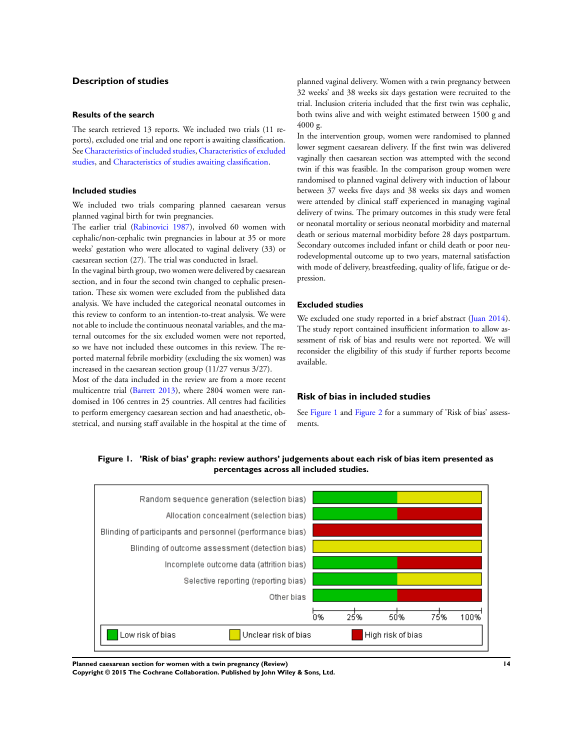## Description of studies

### Results of the search

The search retrieved 13 reports. We included two trials (11 reports), excluded one trial and one report is awaiting classification. See Characteristics of included studies, Characteristics of excluded studies, and Characteristics of studies awaiting classification.

### Included studies

We included two trials comparing planned caesarean versus planned vaginal birth for twin pregnancies.

The earlier trial (Rabinovici 1987), involved 60 women with cephalic/non-cephalic twin pregnancies in labour at 35 or more weeks' gestation who were allocated to vaginal delivery (33) or caesarean section (27). The trial was conducted in Israel.

In the vaginal birth group, two women were delivered by caesarean section, and in four the second twin changed to cephalic presentation. These six women were excluded from the published data analysis. We have included the categorical neonatal outcomes in this review to conform to an intention-to-treat analysis. We were not able to include the continuous neonatal variables, and the maternal outcomes for the six excluded women were not reported, so we have not included these outcomes in this review. The reported maternal febrile morbidity (excluding the six women) was increased in the caesarean section group (11/27 versus 3/27).

Most of the data included in the review are from a more recent multicentre trial (Barrett 2013), where 2804 women were randomised in 106 centres in 25 countries. All centres had facilities to perform emergency caesarean section and had anaesthetic, obstetrical, and nursing staff available in the hospital at the time of planned vaginal delivery. Women with a twin pregnancy between 32 weeks' and 38 weeks six days gestation were recruited to the trial. Inclusion criteria included that the first twin was cephalic, both twins alive and with weight estimated between 1500 g and 4000 g.

In the intervention group, women were randomised to planned lower segment caesarean delivery. If the first twin was delivered vaginally then caesarean section was attempted with the second twin if this was feasible. In the comparison group women were randomised to planned vaginal delivery with induction of labour between 37 weeks five days and 38 weeks six days and women were attended by clinical staff experienced in managing vaginal delivery of twins. The primary outcomes in this study were fetal or neonatal mortality or serious neonatal morbidity and maternal death or serious maternal morbidity before 28 days postpartum. Secondary outcomes included infant or child death or poor neurodevelopmental outcome up to two years, maternal satisfaction with mode of delivery, breastfeeding, quality of life, fatigue or depression.

### Excluded studies

We excluded one study reported in a brief abstract (Juan 2014). The study report contained insufficient information to allow assessment of risk of bias and results were not reported. We will reconsider the eligibility of this study if further reports become available.

## Risk of bias in included studies

See Figure 1 and Figure 2 for a summary of 'Risk of bias' assessments.

**Figure 1. 'Risk of bias' graph: review authors' judgements about each risk of bias item presented as percentages across all included studies.**

| Risk of bias item | Low risk of bias | Unclear risk of bias | High risk of bias |
|---|---|---|---|
| Random sequence generation (selection bias) | 50% | 50% | |
| Allocation concealment (selection bias) | 50% | | 50% |
| Blinding of participants and personnel (performance bias) | | | 100% |
| Blinding of outcome assessment (detection bias) | | 100% | |
| Incomplete outcome data (attrition bias) | 50% | | 50% |
| Selective reporting (reporting bias) | 50% | 50% | |
| Other bias | 50% | | 50% |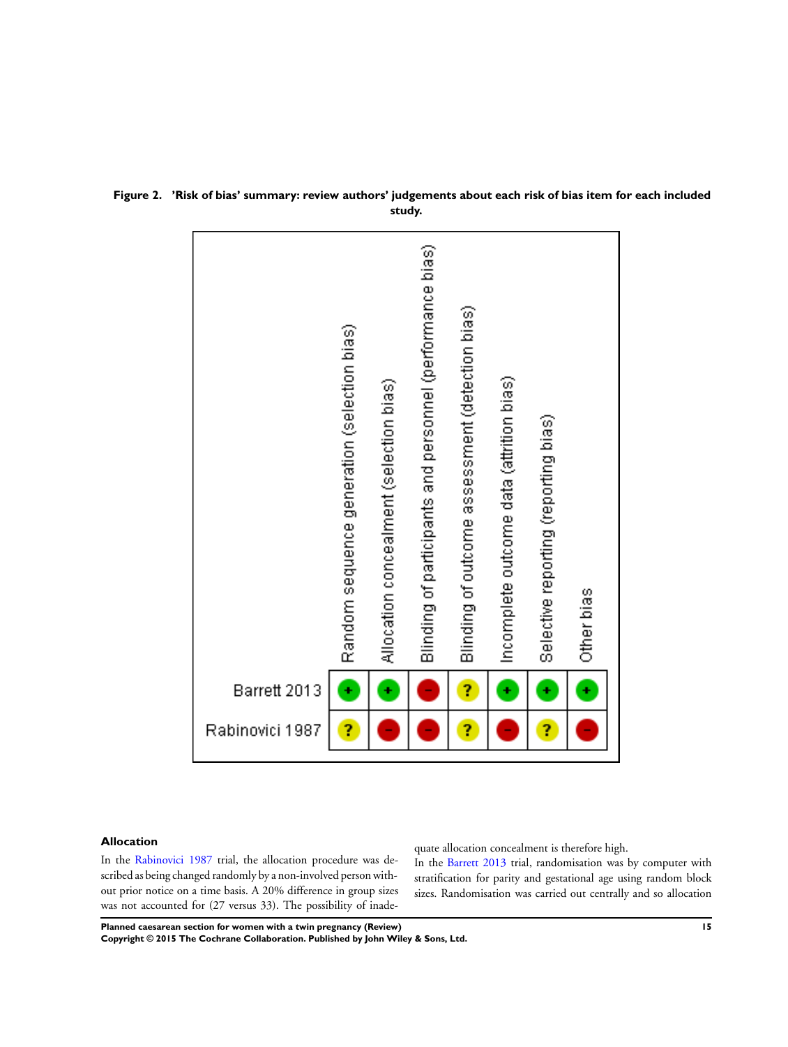**Figure 2. 'Risk of bias' summary: review authors' judgements about each risk of bias item for each included study.**

| | Random sequence generation (selection bias) | Allocation concealment (selection bias) | Blinding of participants and personnel (performance bias) | Blinding of outcome assessment (detection bias) | Incomplete outcome data (attrition bias) | Selective reporting (reporting bias) | Other bias |
|---|---|---|---|---|---|---|---|
| Barrett 2013 | + | + | - | ? | + | + | + |
| Rabinovici 1987 | ? | - | - | ? | - | ? | - |

### Allocation

In the Rabinovici 1987 trial, the allocation procedure was described as being changed randomly by a non-involved person without prior notice on a time basis. A 20% difference in group sizes was not accounted for (27 versus 33). The possibility of inadequate allocation concealment is therefore high.

In the Barrett 2013 trial, randomisation was by computer with stratification for parity and gestational age using random block sizes. Randomisation was carried out centrally and so allocation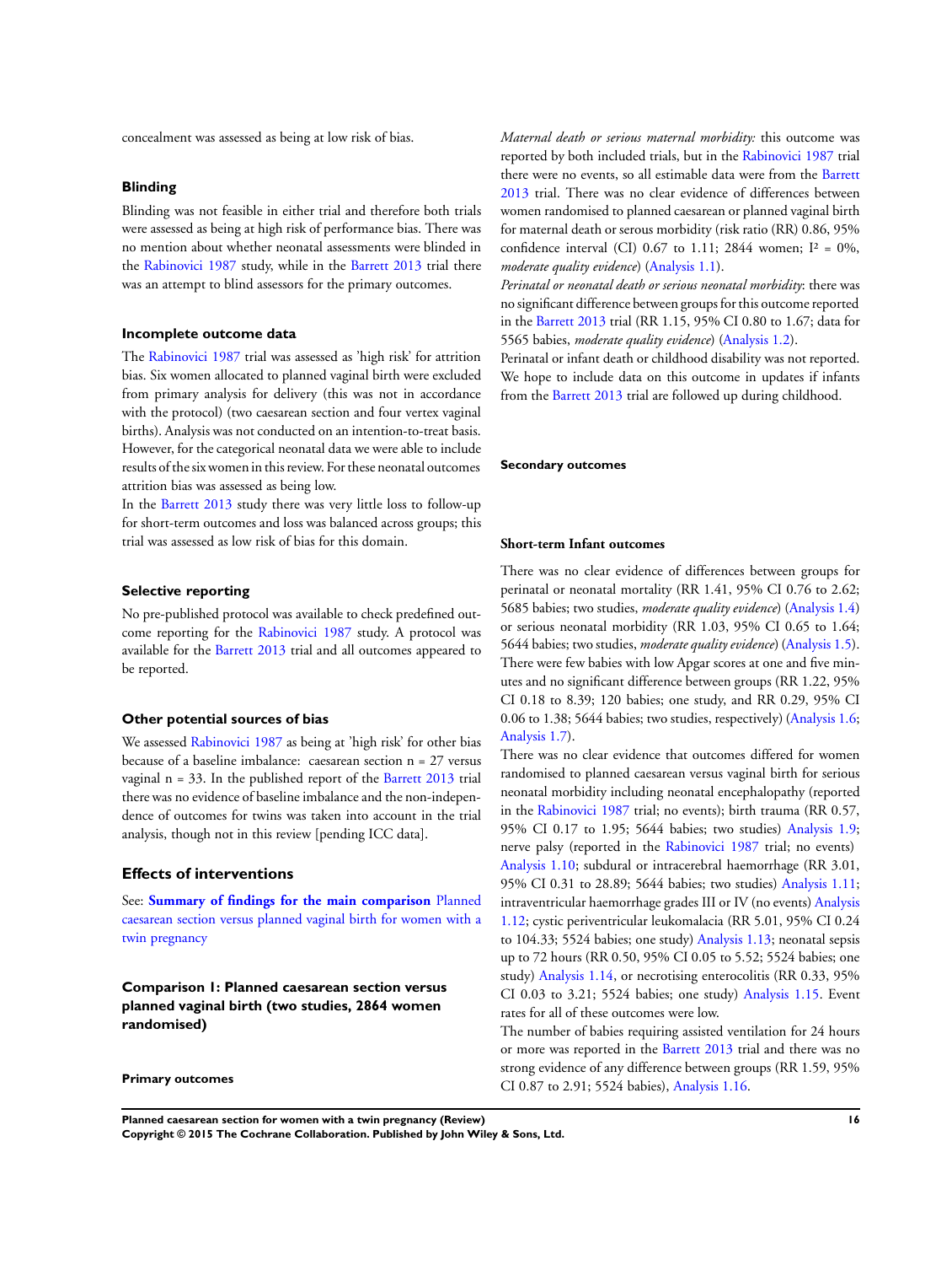concealment was assessed as being at low risk of bias.

### Blinding

Blinding was not feasible in either trial and therefore both trials were assessed as being at high risk of performance bias. There was no mention about whether neonatal assessments were blinded in the Rabinovici 1987 study, while in the Barrett 2013 trial there was an attempt to blind assessors for the primary outcomes.

### Incomplete outcome data

The Rabinovici 1987 trial was assessed as 'high risk' for attrition bias. Six women allocated to planned vaginal birth were excluded from primary analysis for delivery (this was not in accordance with the protocol) (two caesarean section and four vertex vaginal births). Analysis was not conducted on an intention-to-treat basis. However, for the categorical neonatal data we were able to include results of the six women in this review. For these neonatal outcomes attrition bias was assessed as being low.

In the Barrett 2013 study there was very little loss to follow-up for short-term outcomes and loss was balanced across groups; this trial was assessed as low risk of bias for this domain.

### Selective reporting

No pre-published protocol was available to check predefined outcome reporting for the Rabinovici 1987 study. A protocol was available for the Barrett 2013 trial and all outcomes appeared to be reported.

### Other potential sources of bias

We assessed Rabinovici 1987 as being at 'high risk' for other bias because of a baseline imbalance: caesarean section n = 27 versus vaginal n = 33. In the published report of the Barrett 2013 trial there was no evidence of baseline imbalance and the non-independence of outcomes for twins was taken into account in the trial analysis, though not in this review [pending ICC data].

## Effects of interventions

See: **Summary of findings for the main comparison** Planned caesarean section versus planned vaginal birth for women with a twin pregnancy

### Comparison 1: Planned caesarean section versus planned vaginal birth (two studies, 2864 women randomised)

#### Primary outcomes

*Maternal death or serious maternal morbidity:* this outcome was reported by both included trials, but in the Rabinovici 1987 trial there were no events, so all estimable data were from the Barrett 2013 trial. There was no clear evidence of differences between women randomised to planned caesarean or planned vaginal birth for maternal death or serous morbidity (risk ratio (RR) 0.86, 95% confidence interval (CI) 0.67 to 1.11; 2844 women; $I^2$ = 0%, *moderate quality evidence*) (Analysis 1.1).

*Perinatal or neonatal death or serious neonatal morbidity*: there was no significant difference between groups for this outcome reported in the Barrett 2013 trial (RR 1.15, 95% CI 0.80 to 1.67; data for 5565 babies, *moderate quality evidence*) (Analysis 1.2).

Perinatal or infant death or childhood disability was not reported. We hope to include data on this outcome in updates if infants from the Barrett 2013 trial are followed up during childhood.

#### Secondary outcomes

#### Short-term Infant outcomes

There was no clear evidence of differences between groups for perinatal or neonatal mortality (RR 1.41, 95% CI 0.76 to 2.62; 5685 babies; two studies, *moderate quality evidence*) (Analysis 1.4) or serious neonatal morbidity (RR 1.03, 95% CI 0.65 to 1.64; 5644 babies; two studies, *moderate quality evidence*) (Analysis 1.5). There were few babies with low Apgar scores at one and five minutes and no significant difference between groups (RR 1.22, 95% CI 0.18 to 8.39; 120 babies; one study, and RR 0.29, 95% CI 0.06 to 1.38; 5644 babies; two studies, respectively) (Analysis 1.6; Analysis 1.7).

There was no clear evidence that outcomes differed for women randomised to planned caesarean versus vaginal birth for serious neonatal morbidity including neonatal encephalopathy (reported in the Rabinovici 1987 trial; no events); birth trauma (RR 0.57, 95% CI 0.17 to 1.95; 5644 babies; two studies) Analysis 1.9; nerve palsy (reported in the Rabinovici 1987 trial; no events) Analysis 1.10; subdural or intracerebral haemorrhage (RR 3.01, 95% CI 0.31 to 28.89; 5644 babies; two studies) Analysis 1.11; intraventricular haemorrhage grades III or IV (no events) Analysis 1.12; cystic periventricular leukomalacia (RR 5.01, 95% CI 0.24 to 104.33; 5524 babies; one study) Analysis 1.13; neonatal sepsis up to 72 hours (RR 0.50, 95% CI 0.05 to 5.52; 5524 babies; one study) Analysis 1.14, or necrotising enterocolitis (RR 0.33, 95% CI 0.03 to 3.21; 5524 babies; one study) Analysis 1.15. Event rates for all of these outcomes were low.

The number of babies requiring assisted ventilation for 24 hours or more was reported in the Barrett 2013 trial and there was no strong evidence of any difference between groups (RR 1.59, 95% CI 0.87 to 2.91; 5524 babies), Analysis 1.16.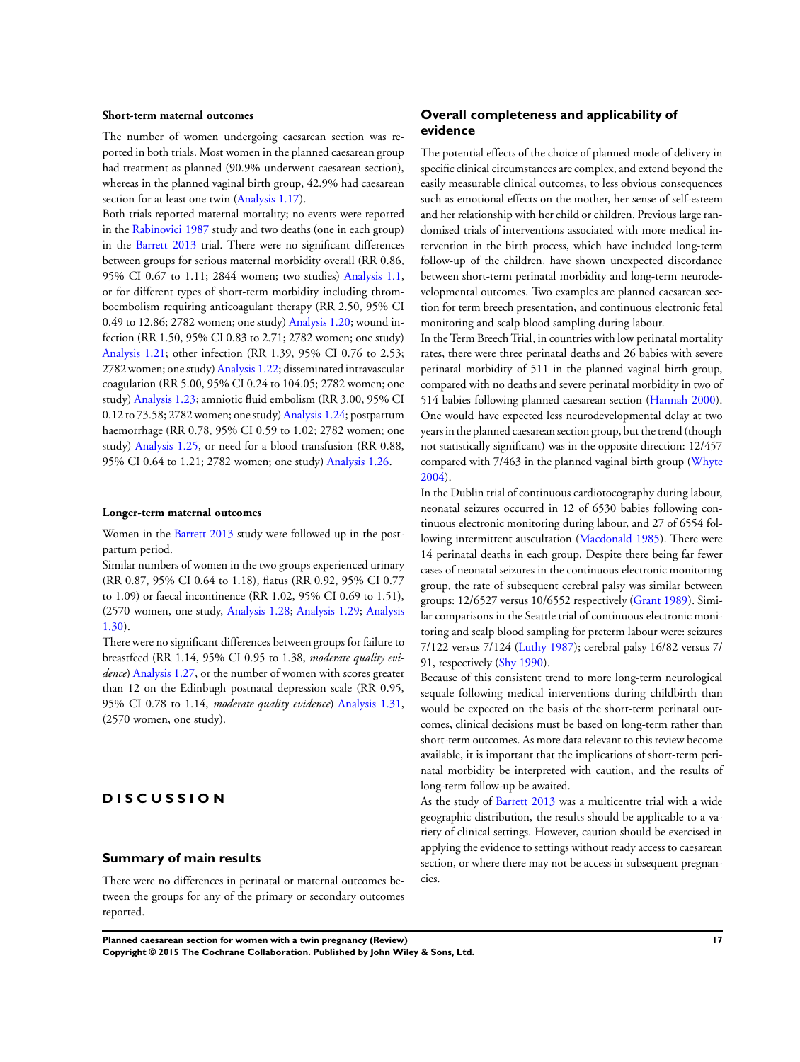#### Short-term maternal outcomes

The number of women undergoing caesarean section was reported in both trials. Most women in the planned caesarean group had treatment as planned (90.9% underwent caesarean section), whereas in the planned vaginal birth group, 42.9% had caesarean section for at least one twin (Analysis 1.17).

Both trials reported maternal mortality; no events were reported in the Rabinovici 1987 study and two deaths (one in each group) in the Barrett 2013 trial. There were no significant differences between groups for serious maternal morbidity overall (RR 0.86, 95% CI 0.67 to 1.11; 2844 women; two studies) Analysis 1.1, or for different types of short-term morbidity including thromboembolism requiring anticoagulant therapy (RR 2.50, 95% CI 0.49 to 12.86; 2782 women; one study) Analysis 1.20; wound infection (RR 1.50, 95% CI 0.83 to 2.71; 2782 women; one study) Analysis 1.21; other infection (RR 1.39, 95% CI 0.76 to 2.53; 2782 women; one study) Analysis 1.22; disseminated intravascular coagulation (RR 5.00, 95% CI 0.24 to 104.05; 2782 women; one study) Analysis 1.23; amniotic fluid embolism (RR 3.00, 95% CI 0.12 to 73.58; 2782 women; one study) Analysis 1.24; postpartum haemorrhage (RR 0.78, 95% CI 0.59 to 1.02; 2782 women; one study) Analysis 1.25, or need for a blood transfusion (RR 0.88, 95% CI 0.64 to 1.21; 2782 women; one study) Analysis 1.26.

#### Longer-term maternal outcomes

Women in the Barrett 2013 study were followed up in the postpartum period.

Similar numbers of women in the two groups experienced urinary (RR 0.87, 95% CI 0.64 to 1.18), flatus (RR 0.92, 95% CI 0.77 to 1.09) or faecal incontinence (RR 1.02, 95% CI 0.69 to 1.51), (2570 women, one study, Analysis 1.28; Analysis 1.29; Analysis 1.30).

There were no significant differences between groups for failure to breastfeed (RR 1.14, 95% CI 0.95 to 1.38, *moderate quality evidence*) Analysis 1.27, or the number of women with scores greater than 12 on the Edinbugh postnatal depression scale (RR 0.95, 95% CI 0.78 to 1.14, *moderate quality evidence*) Analysis 1.31, (2570 women, one study).

# D I S C U S S I O N

## Summary of main results

There were no differences in perinatal or maternal outcomes between the groups for any of the primary or secondary outcomes reported.

## Overall completeness and applicability of evidence

The potential effects of the choice of planned mode of delivery in specific clinical circumstances are complex, and extend beyond the easily measurable clinical outcomes, to less obvious consequences such as emotional effects on the mother, her sense of self-esteem and her relationship with her child or children. Previous large randomised trials of interventions associated with more medical intervention in the birth process, which have included long-term follow-up of the children, have shown unexpected discordance between short-term perinatal morbidity and long-term neurodevelopmental outcomes. Two examples are planned caesarean section for term breech presentation, and continuous electronic fetal monitoring and scalp blood sampling during labour.

In the Term Breech Trial, in countries with low perinatal mortality rates, there were three perinatal deaths and 26 babies with severe perinatal morbidity of 511 in the planned vaginal birth group, compared with no deaths and severe perinatal morbidity in two of 514 babies following planned caesarean section (Hannah 2000). One would have expected less neurodevelopmental delay at two years in the planned caesarean section group, but the trend (though not statistically significant) was in the opposite direction: 12/457 compared with 7/463 in the planned vaginal birth group (Whyte 2004).

In the Dublin trial of continuous cardiotocography during labour, neonatal seizures occurred in 12 of 6530 babies following continuous electronic monitoring during labour, and 27 of 6554 following intermittent auscultation (Macdonald 1985). There were 14 perinatal deaths in each group. Despite there being far fewer cases of neonatal seizures in the continuous electronic monitoring group, the rate of subsequent cerebral palsy was similar between groups: 12/6527 versus 10/6552 respectively (Grant 1989). Similar comparisons in the Seattle trial of continuous electronic monitoring and scalp blood sampling for preterm labour were: seizures 7/122 versus 7/124 (Luthy 1987); cerebral palsy 16/82 versus 7/91, respectively (Shy 1990).

Because of this consistent trend to more long-term neurological sequale following medical interventions during childbirth than would be expected on the basis of the short-term perinatal outcomes, clinical decisions must be based on long-term rather than short-term outcomes. As more data relevant to this review become available, it is important that the implications of short-term perinatal morbidity be interpreted with caution, and the results of long-term follow-up be awaited.

As the study of Barrett 2013 was a multicentre trial with a wide geographic distribution, the results should be applicable to a variety of clinical settings. However, caution should be exercised in applying the evidence to settings without ready access to caesarean section, or where there may not be access in subsequent pregnancies.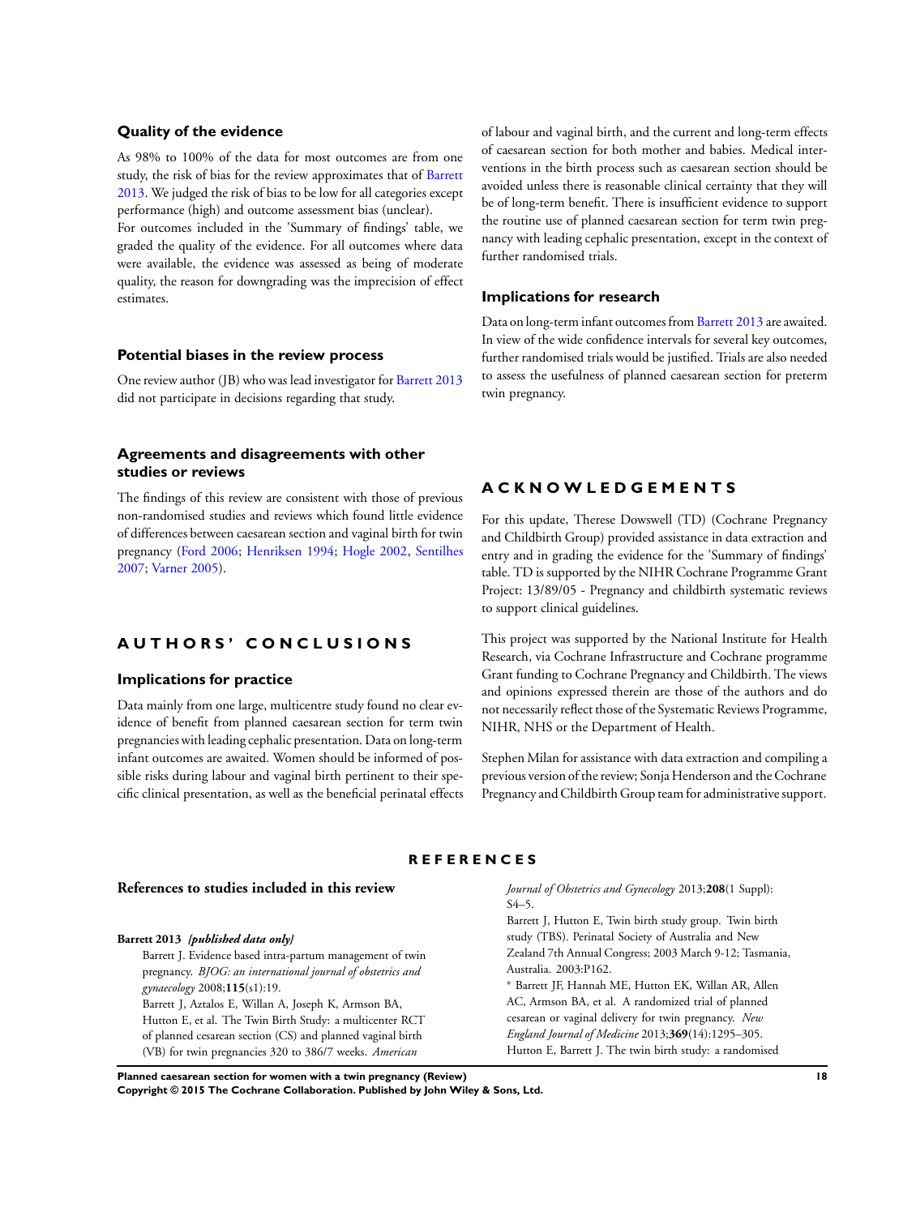### Quality of the evidence

As 98% to 100% of the data for most outcomes are from one study, the risk of bias for the review approximates that of Barrett 2013. We judged the risk of bias to be low for all categories except performance (high) and outcome assessment bias (unclear).

For outcomes included in the 'Summary of findings' table, we graded the quality of the evidence. For all outcomes where data were available, the evidence was assessed as being of moderate quality, the reason for downgrading was the imprecision of effect estimates.

### Potential biases in the review process

One review author (JB) who was lead investigator for Barrett 2013 did not participate in decisions regarding that study.

### Agreements and disagreements with other studies or reviews

The findings of this review are consistent with those of previous non-randomised studies and reviews which found little evidence of differences between caesarean section and vaginal birth for twin pregnancy (Ford 2006; Henriksen 1994; Hogle 2002, Sentilhes 2007; Varner 2005).

# AUTHORS' CONCLUSIONS

### Implications for practice

Data mainly from one large, multicentre study found no clear evidence of benefit from planned caesarean section for term twin pregnancies with leading cephalic presentation. Data on long-term infant outcomes are awaited. Women should be informed of possible risks during labour and vaginal birth pertinent to their specific clinical presentation, as well as the beneficial perinatal effects of labour and vaginal birth, and the current and long-term effects of caesarean section for both mother and babies. Medical interventions in the birth process such as caesarean section should be avoided unless there is reasonable clinical certainty that they will be of long-term benefit. There is insufficient evidence to support the routine use of planned caesarean section for term twin pregnancy with leading cephalic presentation, except in the context of further randomised trials.

### Implications for research

Data on long-term infant outcomes from Barrett 2013 are awaited. In view of the wide confidence intervals for several key outcomes, further randomised trials would be justified. Trials are also needed to assess the usefulness of planned caesarean section for preterm twin pregnancy.

# ACKNOWLEDGEMENTS

For this update, Therese Dowswell (TD) (Cochrane Pregnancy and Childbirth Group) provided assistance in data extraction and entry and in grading the evidence for the 'Summary of findings' table. TD is supported by the NIHR Cochrane Programme Grant Project: 13/89/05 - Pregnancy and childbirth systematic reviews to support clinical guidelines.

This project was supported by the National Institute for Health Research, via Cochrane Infrastructure and Cochrane programme Grant funding to Cochrane Pregnancy and Childbirth. The views and opinions expressed therein are those of the authors and do not necessarily reflect those of the Systematic Reviews Programme, NIHR, NHS or the Department of Health.

Stephen Milan for assistance with data extraction and compiling a previous version of the review; Sonja Henderson and the Cochrane Pregnancy and Childbirth Group team for administrative support.

# REFERENCES

### References to studies included in this review

**Barrett 2013** *{published data only}*

Barrett J. Evidence based intra-partum management of twin pregnancy. *BJOG: an international journal of obstetrics and gynaecology* 2008;**115**(s1):19.

Barrett J, Aztalos E, Willan A, Joseph K, Armson BA, Hutton E, et al. The Twin Birth Study: a multicenter RCT of planned cesarean section (CS) and planned vaginal birth (VB) for twin pregnancies 320 to 386/7 weeks. *American Journal of Obstetrics and Gynecology* 2013;**208**(1 Suppl): S4–5.

Barrett J, Hutton E, Twin birth study group. Twin birth study (TBS). Perinatal Society of Australia and New Zealand 7th Annual Congress; 2003 March 9-12; Tasmania, Australia. 2003:P162.

* Barrett JF, Hannah ME, Hutton EK, Willan AR, Allen AC, Armson BA, et al. A randomized trial of planned cesarean or vaginal delivery for twin pregnancy. *New England Journal of Medicine* 2013;**369**(14):1295–305.

Hutton E, Barrett J. The twin birth study: a randomised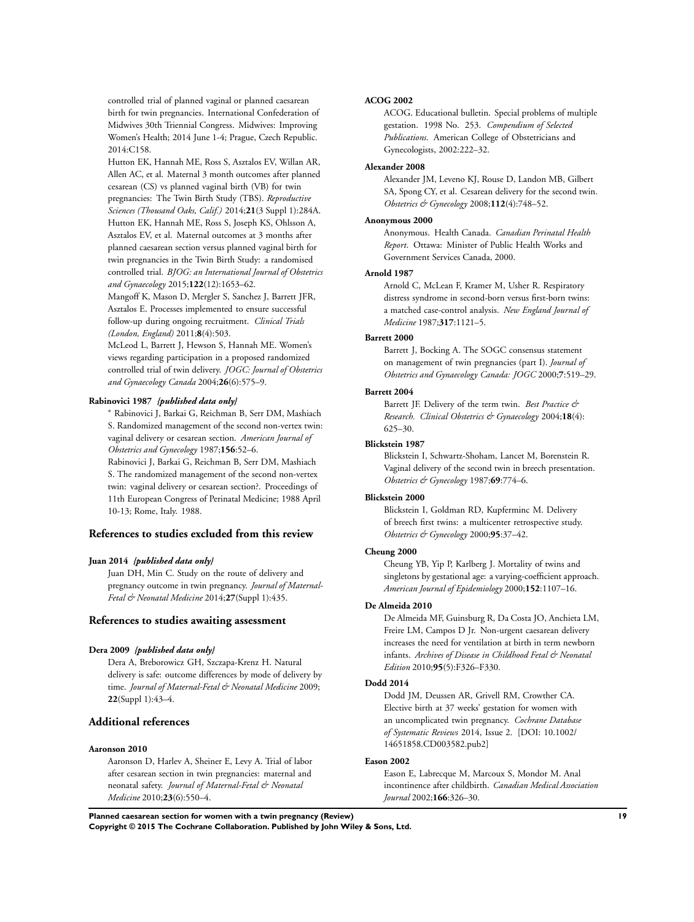controlled trial of planned vaginal or planned caesarean birth for twin pregnancies. International Confederation of Midwives 30th Triennial Congress. Midwives: Improving Women's Health; 2014 June 1-4; Prague, Czech Republic. 2014:C158.

Hutton EK, Hannah ME, Ross S, Asztalos EV, Willan AR, Allen AC, et al. Maternal 3 month outcomes after planned cesarean (CS) vs planned vaginal birth (VB) for twin pregnancies: The Twin Birth Study (TBS). *Reproductive Sciences (Thousand Oaks, Calif.)* 2014;**21**(3 Suppl 1):284A.

Hutton EK, Hannah ME, Ross S, Joseph KS, Ohlsson A, Asztalos EV, et al. Maternal outcomes at 3 months after planned caesarean section versus planned vaginal birth for twin pregnancies in the Twin Birth Study: a randomised controlled trial. *BJOG: an International Journal of Obstetrics and Gynaecology* 2015;**122**(12):1653–62.

Mangoff K, Mason D, Mergler S, Sanchez J, Barrett JFR, Asztalos E. Processes implemented to ensure successful follow-up during ongoing recruitment. *Clinical Trials (London, England)* 2011;**8**(4):503.

McLeod L, Barrett J, Hewson S, Hannah ME. Women's views regarding participation in a proposed randomized controlled trial of twin delivery. *JOGC: Journal of Obstetrics and Gynaecology Canada* 2004;**26**(6):575–9.

**Rabinovici 1987** *{published data only}*

* Rabinovici J, Barkai G, Reichman B, Serr DM, Mashiach S. Randomized management of the second non-vertex twin: vaginal delivery or cesarean section. *American Journal of Obstetrics and Gynecology* 1987;**156**:52–6.

Rabinovici J, Barkai G, Reichman B, Serr DM, Mashiach S. The randomized management of the second non-vertex twin: vaginal delivery or cesarean section?. Proceedings of 11th European Congress of Perinatal Medicine; 1988 April 10-13; Rome, Italy. 1988.

## References to studies excluded from this review

**Juan 2014** *{published data only}*

Juan DH, Min C. Study on the route of delivery and pregnancy outcome in twin pregnancy. *Journal of Maternal-Fetal & Neonatal Medicine* 2014;**27**(Suppl 1):435.

## References to studies awaiting assessment

**Dera 2009** *{published data only}*

Dera A, Breborowicz GH, Szczapa-Krenz H. Natural delivery is safe: outcome differences by mode of delivery by time. *Journal of Maternal-Fetal & Neonatal Medicine* 2009; **22**(Suppl 1):43–4.

## Additional references

**Aaronson 2010**

Aaronson D, Harlev A, Sheiner E, Levy A. Trial of labor after cesarean section in twin pregnancies: maternal and neonatal safety. *Journal of Maternal-Fetal & Neonatal Medicine* 2010;**23**(6):550–4.

**ACOG 2002**

ACOG. Educational bulletin. Special problems of multiple gestation. 1998 No. 253. *Compendium of Selected Publications*. American College of Obstetricians and Gynecologists, 2002:222–32.

**Alexander 2008**

Alexander JM, Leveno KJ, Rouse D, Landon MB, Gilbert SA, Spong CY, et al. Cesarean delivery for the second twin. *Obstetrics & Gynecology* 2008;**112**(4):748–52.

**Anonymous 2000**

Anonymous. Health Canada. *Canadian Perinatal Health Report*. Ottawa: Minister of Public Health Works and Government Services Canada, 2000.

**Arnold 1987**

Arnold C, McLean F, Kramer M, Usher R. Respiratory distress syndrome in second-born versus first-born twins: a matched case-control analysis. *New England Journal of Medicine* 1987;**317**:1121–5.

**Barrett 2000**

Barrett J, Bocking A. The SOGC consensus statement on management of twin pregnancies (part I). *Journal of Obstetrics and Gynaecology Canada: JOGC* 2000;**7**:519–29.

**Barrett 2004**

Barrett JF. Delivery of the term twin. *Best Practice & Research. Clinical Obstetrics & Gynaecology* 2004;**18**(4): 625–30.

**Blickstein 1987**

Blickstein I, Schwartz-Shoham, Lancet M, Borenstein R. Vaginal delivery of the second twin in breech presentation. *Obstetrics & Gynecology* 1987;**69**:774–6.

**Blickstein 2000**

Blickstein I, Goldman RD, Kupferminc M. Delivery of breech first twins: a multicenter retrospective study. *Obstetrics & Gynecology* 2000;**95**:37–42.

**Cheung 2000**

Cheung YB, Yip P, Karlberg J. Mortality of twins and singletons by gestational age: a varying-coefficient approach. *American Journal of Epidemiology* 2000;**152**:1107–16.

**De Almeida 2010**

De Almeida MF, Guinsburg R, Da Costa JO, Anchieta LM, Freire LM, Campos D Jr. Non-urgent caesarean delivery increases the need for ventilation at birth in term newborn infants. *Archives of Disease in Childhood Fetal & Neonatal Edition* 2010;**95**(5):F326–F330.

**Dodd 2014**

Dodd JM, Deussen AR, Grivell RM, Crowther CA. Elective birth at 37 weeks' gestation for women with an uncomplicated twin pregnancy. *Cochrane Database of Systematic Reviews* 2014, Issue 2. [DOI: 10.1002/14651858.CD003582.pub2]

**Eason 2002**

Eason E, Labrecque M, Marcoux S, Mondor M. Anal incontinence after childbirth. *Canadian Medical Association Journal* 2002;**166**:326–30.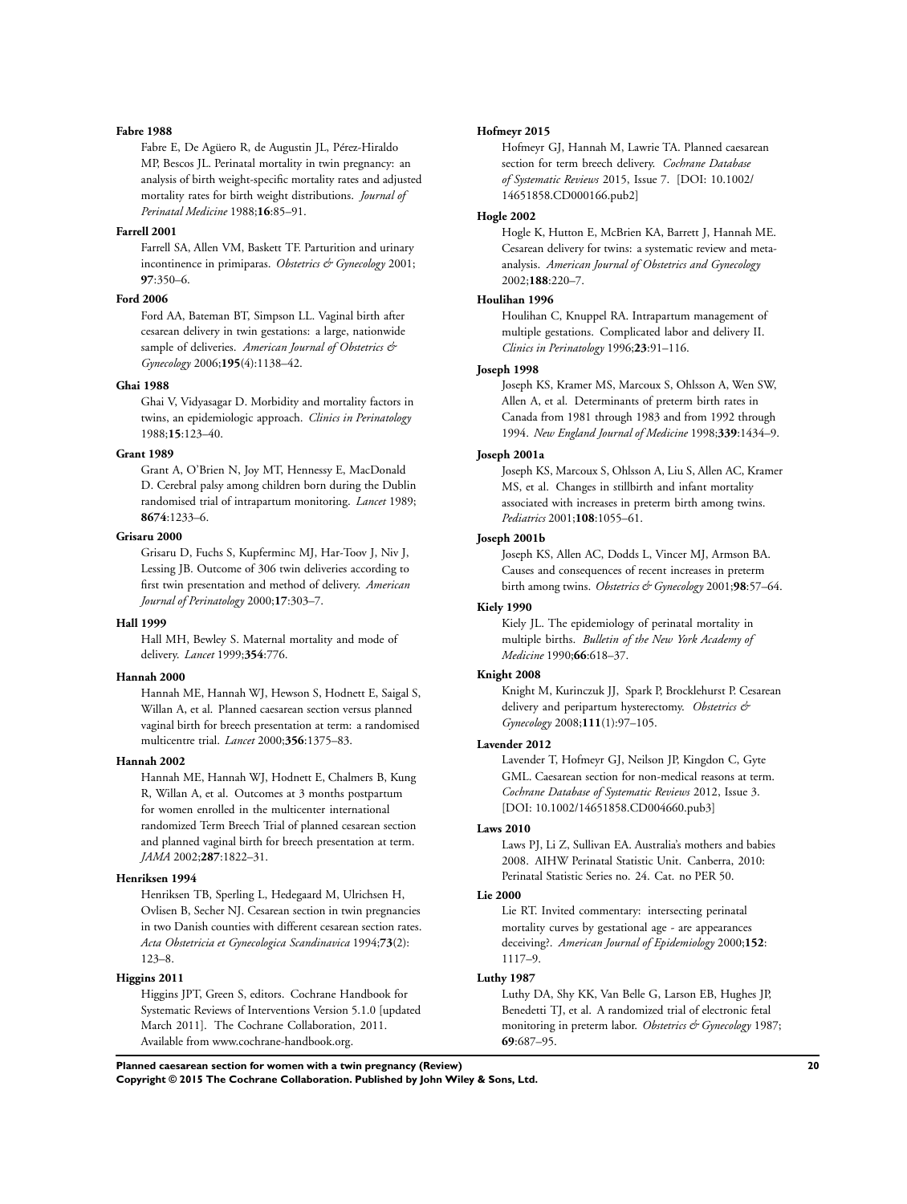**Fabre 1988**

Fabre E, De Agüero R, de Augustin JL, Pérez-Hiraldo MP, Bescos JL. Perinatal mortality in twin pregnancy: an analysis of birth weight-specific mortality rates and adjusted mortality rates for birth weight distributions. *Journal of Perinatal Medicine* 1988;**16**:85–91.

**Farrell 2001**

Farrell SA, Allen VM, Baskett TF. Parturition and urinary incontinence in primiparas. *Obstetrics & Gynecology* 2001; **97**:350–6.

**Ford 2006**

Ford AA, Bateman BT, Simpson LL. Vaginal birth after cesarean delivery in twin gestations: a large, nationwide sample of deliveries. *American Journal of Obstetrics & Gynecology* 2006;**195**(4):1138–42.

**Ghai 1988**

Ghai V, Vidyasagar D. Morbidity and mortality factors in twins, an epidemiologic approach. *Clinics in Perinatology* 1988;**15**:123–40.

**Grant 1989**

Grant A, O'Brien N, Joy MT, Hennessy E, MacDonald D. Cerebral palsy among children born during the Dublin randomised trial of intrapartum monitoring. *Lancet* 1989; **8674**:1233–6.

**Grisaru 2000**

Grisaru D, Fuchs S, Kupferminc MJ, Har-Toov J, Niv J, Lessing JB. Outcome of 306 twin deliveries according to first twin presentation and method of delivery. *American Journal of Perinatology* 2000;**17**:303–7.

**Hall 1999**

Hall MH, Bewley S. Maternal mortality and mode of delivery. *Lancet* 1999;**354**:776.

**Hannah 2000**

Hannah ME, Hannah WJ, Hewson S, Hodnett E, Saigal S, Willan A, et al. Planned caesarean section versus planned vaginal birth for breech presentation at term: a randomised multicentre trial. *Lancet* 2000;**356**:1375–83.

**Hannah 2002**

Hannah ME, Hannah WJ, Hodnett E, Chalmers B, Kung R, Willan A, et al. Outcomes at 3 months postpartum for women enrolled in the multicenter international randomized Term Breech Trial of planned cesarean section and planned vaginal birth for breech presentation at term. *JAMA* 2002;**287**:1822–31.

**Henriksen 1994**

Henriksen TB, Sperling L, Hedegaard M, Ulrichsen H, Ovlisen B, Secher NJ. Cesarean section in twin pregnancies in two Danish counties with different cesarean section rates. *Acta Obstetricia et Gynecologica Scandinavica* 1994;**73**(2): 123–8.

**Higgins 2011**

Higgins JPT, Green S, editors. Cochrane Handbook for Systematic Reviews of Interventions Version 5.1.0 [updated March 2011]. The Cochrane Collaboration, 2011. Available from www.cochrane-handbook.org.

**Hofmeyr 2015**

Hofmeyr GJ, Hannah M, Lawrie TA. Planned caesarean section for term breech delivery. *Cochrane Database of Systematic Reviews* 2015, Issue 7. [DOI: 10.1002/14651858.CD000166.pub2]

**Hogle 2002**

Hogle K, Hutton E, McBrien KA, Barrett J, Hannah ME. Cesarean delivery for twins: a systematic review and meta-analysis. *American Journal of Obstetrics and Gynecology* 2002;**188**:220–7.

**Houlihan 1996**

Houlihan C, Knuppel RA. Intrapartum management of multiple gestations. Complicated labor and delivery II. *Clinics in Perinatology* 1996;**23**:91–116.

**Joseph 1998**

Joseph KS, Kramer MS, Marcoux S, Ohlsson A, Wen SW, Allen A, et al. Determinants of preterm birth rates in Canada from 1981 through 1983 and from 1992 through 1994. *New England Journal of Medicine* 1998;**339**:1434–9.

**Joseph 2001a**

Joseph KS, Marcoux S, Ohlsson A, Liu S, Allen AC, Kramer MS, et al. Changes in stillbirth and infant mortality associated with increases in preterm birth among twins. *Pediatrics* 2001;**108**:1055–61.

**Joseph 2001b**

Joseph KS, Allen AC, Dodds L, Vincer MJ, Armson BA. Causes and consequences of recent increases in preterm birth among twins. *Obstetrics & Gynecology* 2001;**98**:57–64.

**Kiely 1990**

Kiely JL. The epidemiology of perinatal mortality in multiple births. *Bulletin of the New York Academy of Medicine* 1990;**66**:618–37.

**Knight 2008**

Knight M, Kurinczuk JJ, Spark P, Brocklehurst P. Cesarean delivery and peripartum hysterectomy. *Obstetrics & Gynecology* 2008;**111**(1):97–105.

**Lavender 2012**

Lavender T, Hofmeyr GJ, Neilson JP, Kingdon C, Gyte GML. Caesarean section for non-medical reasons at term. *Cochrane Database of Systematic Reviews* 2012, Issue 3. [DOI: 10.1002/14651858.CD004660.pub3]

**Laws 2010**

Laws PJ, Li Z, Sullivan EA. Australia's mothers and babies 2008. AIHW Perinatal Statistic Unit. Canberra, 2010: Perinatal Statistic Series no. 24. Cat. no PER 50.

**Lie 2000**

Lie RT. Invited commentary: intersecting perinatal mortality curves by gestational age - are appearances deceiving?. *American Journal of Epidemiology* 2000;**152**: 1117–9.

**Luthy 1987**

Luthy DA, Shy KK, Van Belle G, Larson EB, Hughes JP, Benedetti TJ, et al. A randomized trial of electronic fetal monitoring in preterm labor. *Obstetrics & Gynecology* 1987; **69**:687–95.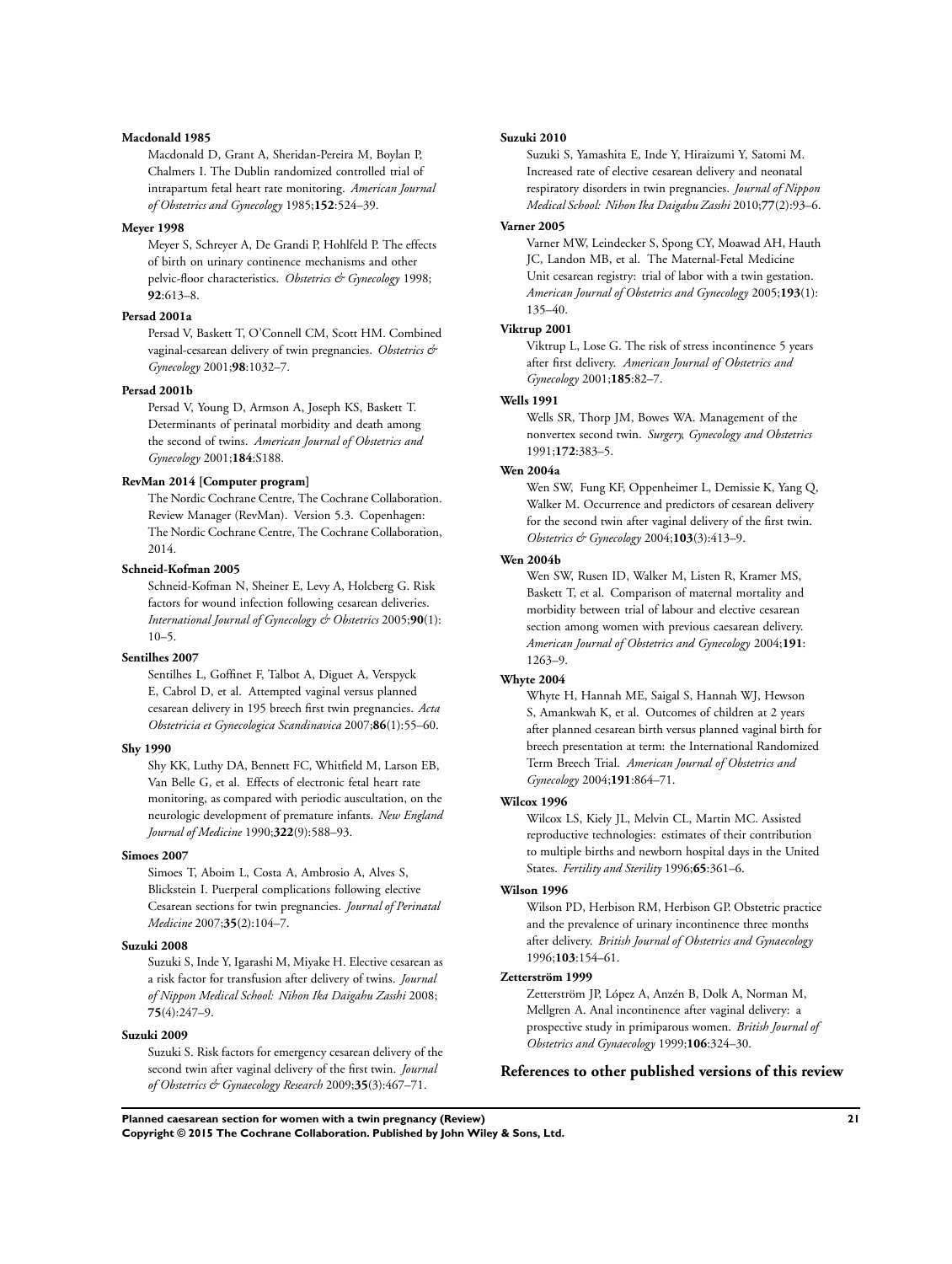**Macdonald 1985**

Macdonald D, Grant A, Sheridan-Pereira M, Boylan P, Chalmers I. The Dublin randomized controlled trial of intrapartum fetal heart rate monitoring. *American Journal of Obstetrics and Gynecology* 1985;**152**:524–39.

**Meyer 1998**

Meyer S, Schreyer A, De Grandi P, Hohlfeld P. The effects of birth on urinary continence mechanisms and other pelvic-floor characteristics. *Obstetrics & Gynecology* 1998; **92**:613–8.

**Persad 2001a**

Persad V, Baskett T, O'Connell CM, Scott HM. Combined vaginal-cesarean delivery of twin pregnancies. *Obstetrics & Gynecology* 2001;**98**:1032–7.

**Persad 2001b**

Persad V, Young D, Armson A, Joseph KS, Baskett T. Determinants of perinatal morbidity and death among the second of twins. *American Journal of Obstetrics and Gynecology* 2001;**184**:S188.

**RevMan 2014 [Computer program]**

The Nordic Cochrane Centre, The Cochrane Collaboration. Review Manager (RevMan). Version 5.3. Copenhagen: The Nordic Cochrane Centre, The Cochrane Collaboration, 2014.

**Schneid-Kofman 2005**

Schneid-Kofman N, Sheiner E, Levy A, Holcberg G. Risk factors for wound infection following cesarean deliveries. *International Journal of Gynecology & Obstetrics* 2005;**90**(1): 10–5.

**Sentilhes 2007**

Sentilhes L, Goffinet F, Talbot A, Diguet A, Verspyck E, Cabrol D, et al. Attempted vaginal versus planned cesarean delivery in 195 breech first twin pregnancies. *Acta Obstetricia et Gynecologica Scandinavica* 2007;**86**(1):55–60.

**Shy 1990**

Shy KK, Luthy DA, Bennett FC, Whitfield M, Larson EB, Van Belle G, et al. Effects of electronic fetal heart rate monitoring, as compared with periodic auscultation, on the neurologic development of premature infants. *New England Journal of Medicine* 1990;**322**(9):588–93.

**Simoes 2007**

Simoes T, Aboim L, Costa A, Ambrosio A, Alves S, Blickstein I. Puerperal complications following elective Cesarean sections for twin pregnancies. *Journal of Perinatal Medicine* 2007;**35**(2):104–7.

**Suzuki 2008**

Suzuki S, Inde Y, Igarashi M, Miyake H. Elective cesarean as a risk factor for transfusion after delivery of twins. *Journal of Nippon Medical School: Nihon Ika Daigaku Zasshi* 2008; **75**(4):247–9.

**Suzuki 2009**

Suzuki S. Risk factors for emergency cesarean delivery of the second twin after vaginal delivery of the first twin. *Journal of Obstetrics & Gynaecology Research* 2009;**35**(3):467–71.

**Suzuki 2010**

Suzuki S, Yamashita E, Inde Y, Hiraizumi Y, Satomi M. Increased rate of elective cesarean delivery and neonatal respiratory disorders in twin pregnancies. *Journal of Nippon Medical School: Nihon Ika Daigaku Zasshi* 2010;**77**(2):93–6.

**Varner 2005**

Varner MW, Leindecker S, Spong CY, Moawad AH, Hauth JC, Landon MB, et al. The Maternal-Fetal Medicine Unit cesarean registry: trial of labor with a twin gestation. *American Journal of Obstetrics and Gynecology* 2005;**193**(1): 135–40.

**Viktrup 2001**

Viktrup L, Lose G. The risk of stress incontinence 5 years after first delivery. *American Journal of Obstetrics and Gynecology* 2001;**185**:82–7.

**Wells 1991**

Wells SR, Thorp JM, Bowes WA. Management of the nonvertex second twin. *Surgery, Gynecology and Obstetrics* 1991;**172**:383–5.

**Wen 2004a**

Wen SW, Fung KF, Oppenheimer L, Demissie K, Yang Q, Walker M. Occurrence and predictors of cesarean delivery for the second twin after vaginal delivery of the first twin. *Obstetrics & Gynecology* 2004;**103**(3):413–9.

**Wen 2004b**

Wen SW, Rusen ID, Walker M, Listen R, Kramer MS, Baskett T, et al. Comparison of maternal mortality and morbidity between trial of labour and elective cesarean section among women with previous caesarean delivery. *American Journal of Obstetrics and Gynecology* 2004;**191**: 1263–9.

**Whyte 2004**

Whyte H, Hannah ME, Saigal S, Hannah WJ, Hewson S, Amankwah K, et al. Outcomes of children at 2 years after planned cesarean birth versus planned vaginal birth for breech presentation at term: the International Randomized Term Breech Trial. *American Journal of Obstetrics and Gynecology* 2004;**191**:864–71.

**Wilcox 1996**

Wilcox LS, Kiely JL, Melvin CL, Martin MC. Assisted reproductive technologies: estimates of their contribution to multiple births and newborn hospital days in the United States. *Fertility and Sterility* 1996;**65**:361–6.

**Wilson 1996**

Wilson PD, Herbison RM, Herbison GP. Obstetric practice and the prevalence of urinary incontinence three months after delivery. *British Journal of Obstetrics and Gynaecology* 1996;**103**:154–61.

**Zetterström 1999**

Zetterström JP, López A, Anzén B, Dolk A, Norman M, Mellgren A. Anal incontinence after vaginal delivery: a prospective study in primiparous women. *British Journal of Obstetrics and Gynaecology* 1999;**106**:324–30.

## References to other published versions of this review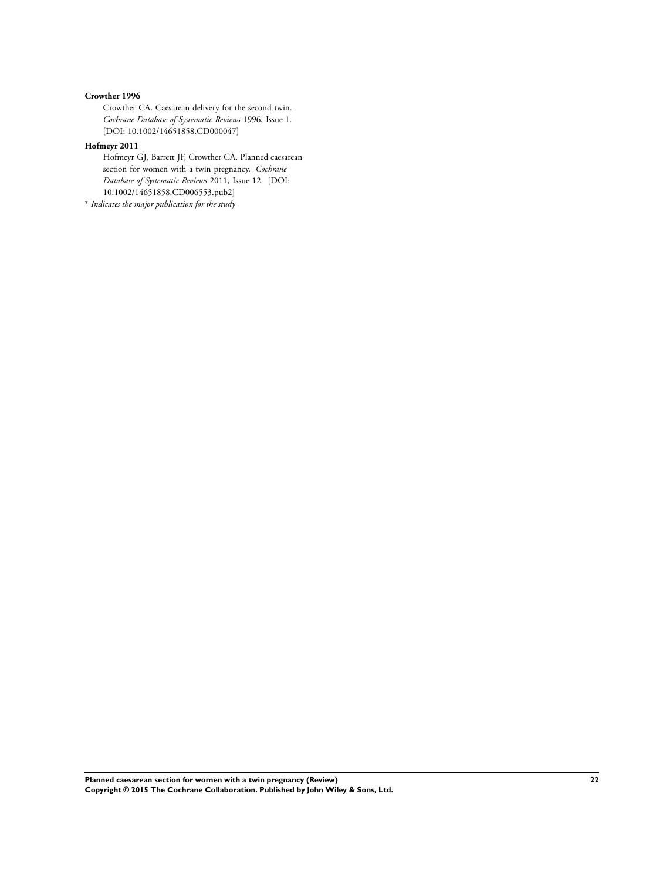**Crowther 1996**

Crowther CA. Caesarean delivery for the second twin. *Cochrane Database of Systematic Reviews* 1996, Issue 1. [DOI: 10.1002/14651858.CD000047]

**Hofmeyr 2011**

Hofmeyr GJ, Barrett JF, Crowther CA. Planned caesarean section for women with a twin pregnancy. *Cochrane Database of Systematic Reviews* 2011, Issue 12. [DOI: 10.1002/14651858.CD006553.pub2]

$^{*}$ *Indicates the major publication for the study*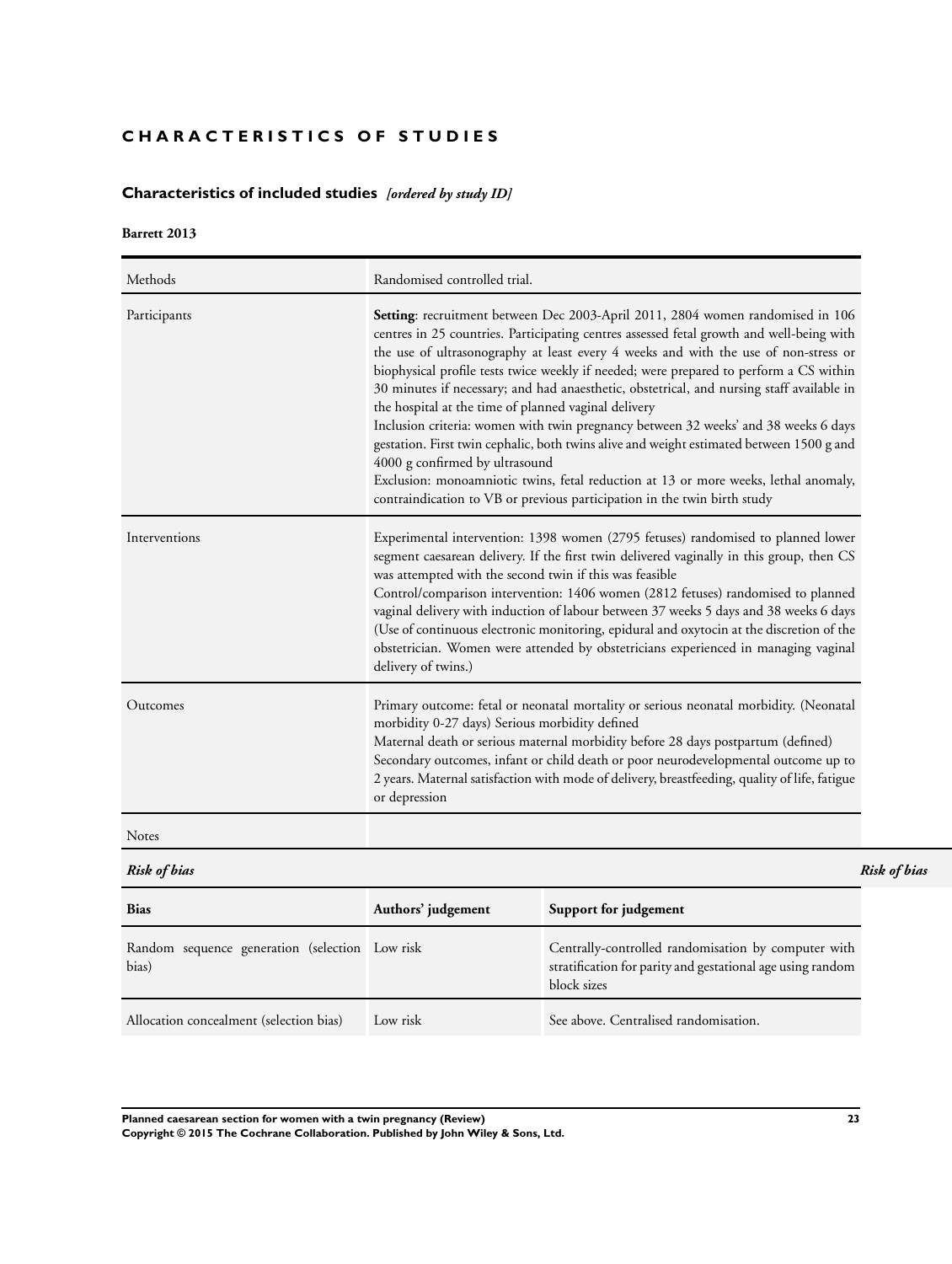# CHARACTERISTICS OF STUDIES

## Characteristics of included studies *[ordered by study ID]*

### Barrett 2013

| Methods | Randomised controlled trial. |
|---|---|
| Participants | **Setting**: recruitment between Dec 2003-April 2011, 2804 women randomised in 106 centres in 25 countries. Participating centres assessed fetal growth and well-being with the use of ultrasonography at least every 4 weeks and with the use of non-stress or biophysical profile tests twice weekly if needed; were prepared to perform a CS within 30 minutes if necessary; and had anaesthetic, obstetrical, and nursing staff available in the hospital at the time of planned vaginal delivery<br>Inclusion criteria: women with twin pregnancy between 32 weeks' and 38 weeks 6 days gestation. First twin cephalic, both twins alive and weight estimated between 1500 g and 4000 g confirmed by ultrasound<br>Exclusion: monoamniotic twins, fetal reduction at 13 or more weeks, lethal anomaly, contraindication to VB or previous participation in the twin birth study |
| Interventions | Experimental intervention: 1398 women (2795 fetuses) randomised to planned lower segment caesarean delivery. If the first twin delivered vaginally in this group, then CS was attempted with the second twin if this was feasible<br>Control/comparison intervention: 1406 women (2812 fetuses) randomised to planned vaginal delivery with induction of labour between 37 weeks 5 days and 38 weeks 6 days (Use of continuous electronic monitoring, epidural and oxytocin at the discretion of the obstetrician. Women were attended by obstetricians experienced in managing vaginal delivery of twins.) |
| Outcomes | Primary outcome: fetal or neonatal mortality or serious neonatal morbidity. (Neonatal morbidity 0-27 days) Serious morbidity defined<br>Maternal death or serious maternal morbidity before 28 days postpartum (defined)<br>Secondary outcomes, infant or child death or poor neurodevelopmental outcome up to 2 years. Maternal satisfaction with mode of delivery, breastfeeding, quality of life, fatigue or depression |
| Notes | |

*Risk of bias*

| Bias | Authors' judgement | Support for judgement |
|---|---|---|
| Random sequence generation (selection bias) | Low risk | Centrally-controlled randomisation by computer with stratification for parity and gestational age using random block sizes |
| Allocation concealment (selection bias) | Low risk | See above. Centralised randomisation. |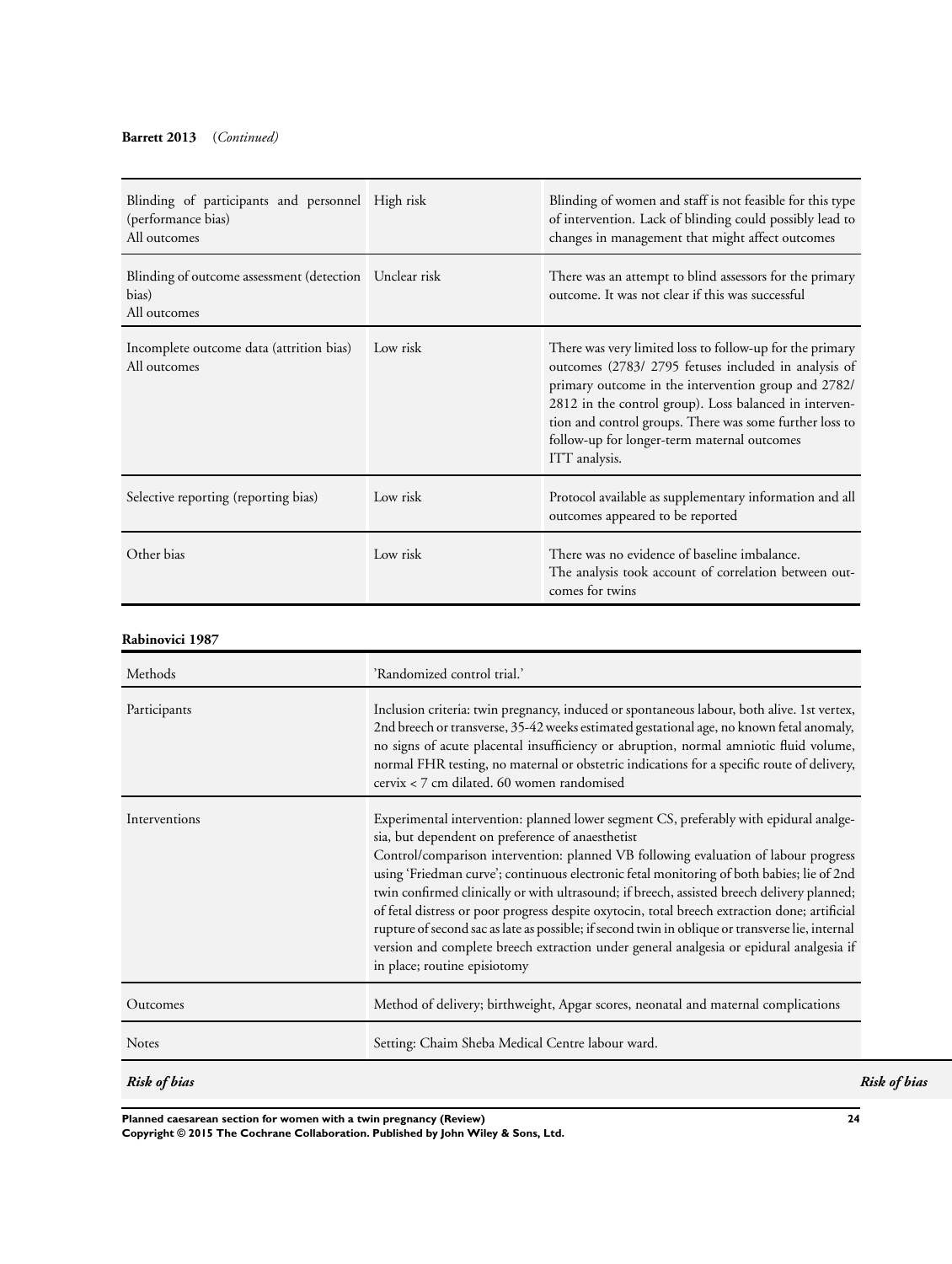**Barrett 2013** (*Continued*)

| | | |
|---|---|---|
| Blinding of participants and personnel (performance bias)<br>All outcomes | High risk | Blinding of women and staff is not feasible for this type of intervention. Lack of blinding could possibly lead to changes in management that might affect outcomes |
| Blinding of outcome assessment (detection bias)<br>All outcomes | Unclear risk | There was an attempt to blind assessors for the primary outcome. It was not clear if this was successful |
| Incomplete outcome data (attrition bias)<br>All outcomes | Low risk | There was very limited loss to follow-up for the primary outcomes (2783/ 2795 fetuses included in analysis of primary outcome in the intervention group and 2782/ 2812 in the control group). Loss balanced in intervention and control groups. There was some further loss to follow-up for longer-term maternal outcomes<br>ITT analysis. |
| Selective reporting (reporting bias) | Low risk | Protocol available as supplementary information and all outcomes appeared to be reported |
| Other bias | Low risk | There was no evidence of baseline imbalance.<br>The analysis took account of correlation between outcomes for twins |

**Rabinovici 1987**

| | |
|---|---|
| Methods | 'Randomized control trial.' |
| Participants | Inclusion criteria: twin pregnancy, induced or spontaneous labour, both alive. 1st vertex, 2nd breech or transverse, 35-42 weeks estimated gestational age, no known fetal anomaly, no signs of acute placental insufficiency or abruption, normal amniotic fluid volume, normal FHR testing, no maternal or obstetric indications for a specific route of delivery, cervix < 7 cm dilated. 60 women randomised |
| Interventions | Experimental intervention: planned lower segment CS, preferably with epidural analgesia, but dependent on preference of anaesthetist<br>Control/comparison intervention: planned VB following evaluation of labour progress using 'Friedman curve'; continuous electronic fetal monitoring of both babies; lie of 2nd twin confirmed clinically or with ultrasound; if breech, assisted breech delivery planned; of fetal distress or poor progress despite oxytocin, total breech extraction done; artificial rupture of second sac as late as possible; if second twin in oblique or transverse lie, internal version and complete breech extraction under general analgesia or epidural analgesia if in place; routine episiotomy |
| Outcomes | Method of delivery; birthweight, Apgar scores, neonatal and maternal complications |
| Notes | Setting: Chaim Sheba Medical Centre labour ward. |

***Risk of bias***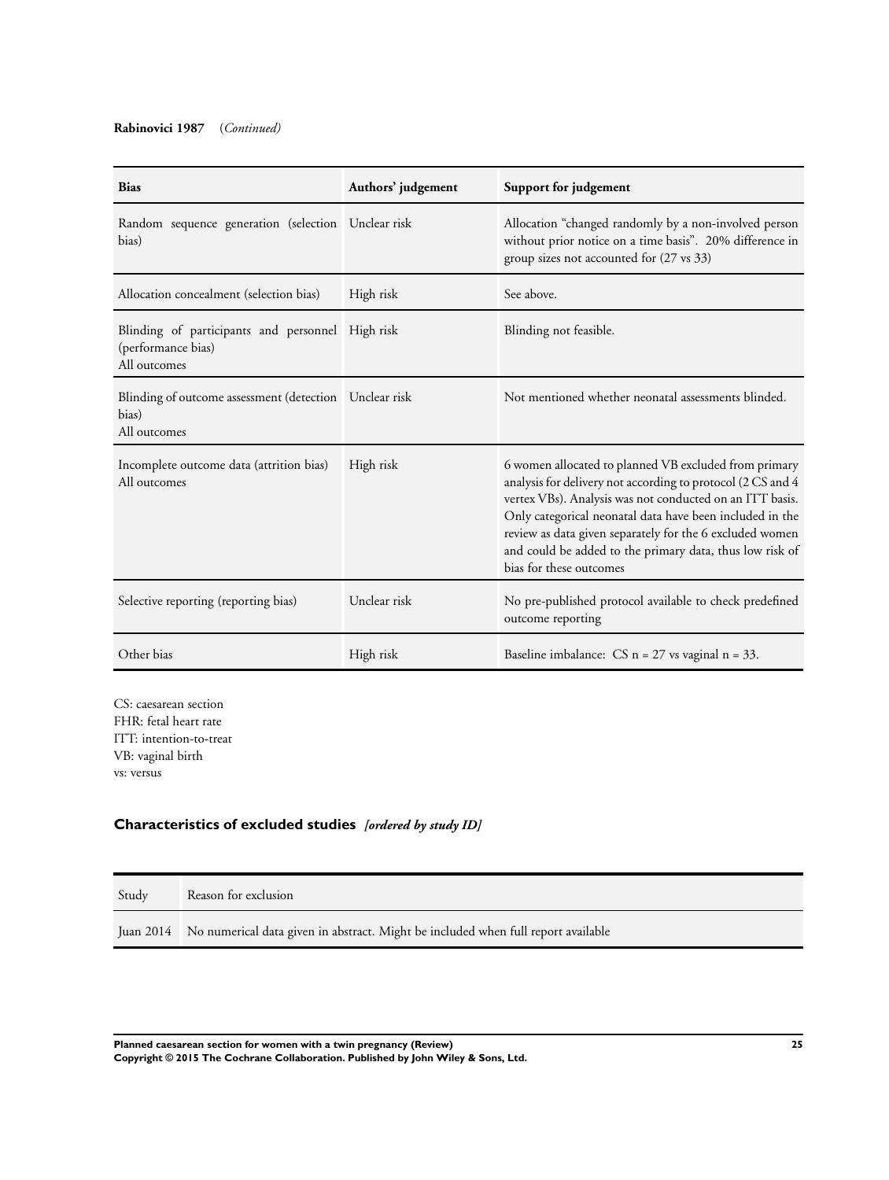**Rabinovici 1987** *(Continued)*

| Bias | Authors' judgement | Support for judgement |
|---|---|---|
| Random sequence generation (selection bias) | Unclear risk | Allocation "changed randomly by a non-involved person without prior notice on a time basis". 20% difference in group sizes not accounted for (27 vs 33) |
| Allocation concealment (selection bias) | High risk | See above. |
| Blinding of participants and personnel (performance bias) All outcomes | High risk | Blinding not feasible. |
| Blinding of outcome assessment (detection bias) All outcomes | Unclear risk | Not mentioned whether neonatal assessments blinded. |
| Incomplete outcome data (attrition bias) All outcomes | High risk | 6 women allocated to planned VB excluded from primary analysis for delivery not according to protocol (2 CS and 4 vertex VBs). Analysis was not conducted on an ITT basis. Only categorical neonatal data have been included in the review as data given separately for the 6 excluded women and could be added to the primary data, thus low risk of bias for these outcomes |
| Selective reporting (reporting bias) | Unclear risk | No pre-published protocol available to check predefined outcome reporting |
| Other bias | High risk | Baseline imbalance: CS n = 27 vs vaginal n = 33. |

CS: caesarean section
FHR: fetal heart rate
ITT: intention-to-treat
VB: vaginal birth
vs: versus

## Characteristics of excluded studies *[ordered by study ID]*

| Study | Reason for exclusion |
|---|---|
| Juan 2014 | No numerical data given in abstract. Might be included when full report available |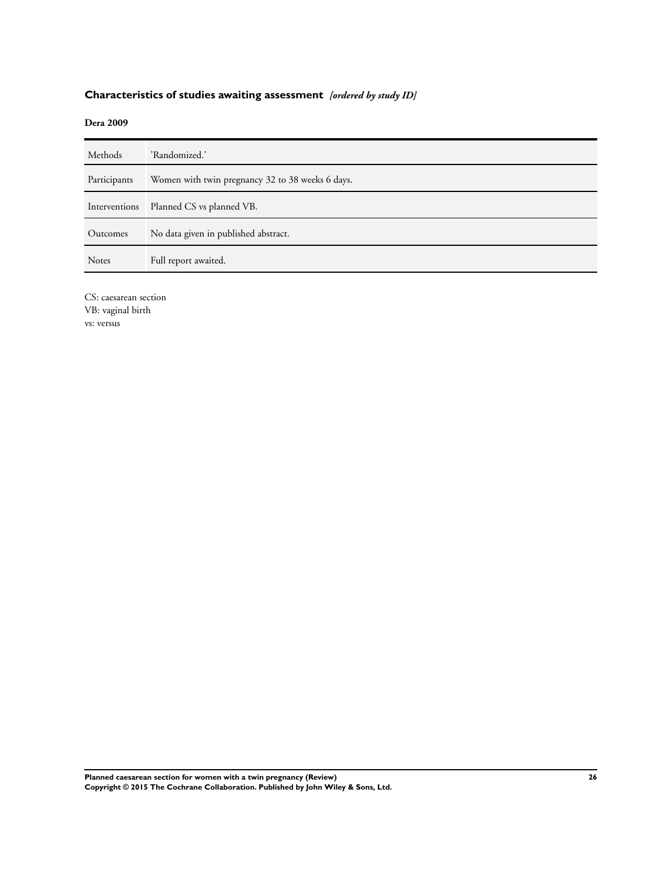## Characteristics of studies awaiting assessment *[ordered by study ID]*

**Dera 2009**

| | |
|---|---|
| Methods | 'Randomized.' |
| Participants | Women with twin pregnancy 32 to 38 weeks 6 days. |
| Interventions | Planned CS vs planned VB. |
| Outcomes | No data given in published abstract. |
| Notes | Full report awaited. |

CS: caesarean section
VB: vaginal birth
vs: versus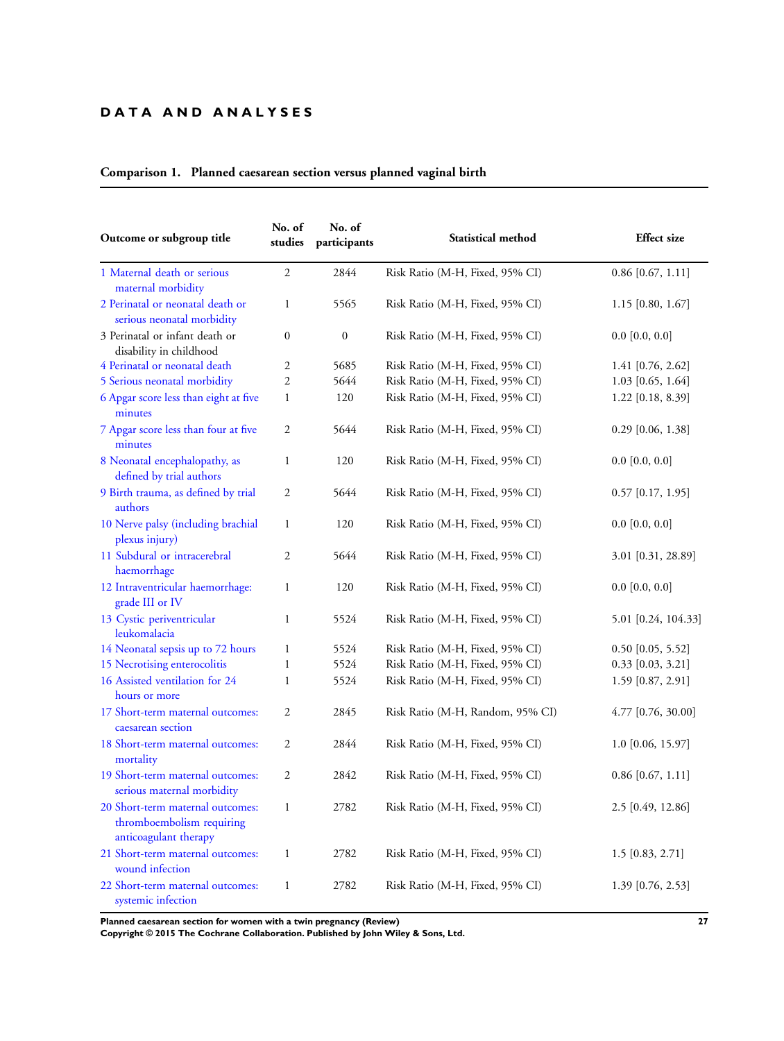# DATA AND ANALYSES

### Comparison 1. Planned caesarean section versus planned vaginal birth

| Outcome or subgroup title | No. of studies | No. of participants | Statistical method | Effect size |
|---|---|---|---|---|
| 1 Maternal death or serious maternal morbidity | 2 | 2844 | Risk Ratio (M-H, Fixed, 95% CI) | 0.86 [0.67, 1.11] |
| 2 Perinatal or neonatal death or serious neonatal morbidity | 1 | 5565 | Risk Ratio (M-H, Fixed, 95% CI) | 1.15 [0.80, 1.67] |
| 3 Perinatal or infant death or disability in childhood | 0 | 0 | Risk Ratio (M-H, Fixed, 95% CI) | 0.0 [0.0, 0.0] |
| 4 Perinatal or neonatal death | 2 | 5685 | Risk Ratio (M-H, Fixed, 95% CI) | 1.41 [0.76, 2.62] |
| 5 Serious neonatal morbidity | 2 | 5644 | Risk Ratio (M-H, Fixed, 95% CI) | 1.03 [0.65, 1.64] |
| 6 Apgar score less than eight at five minutes | 1 | 120 | Risk Ratio (M-H, Fixed, 95% CI) | 1.22 [0.18, 8.39] |
| 7 Apgar score less than four at five minutes | 2 | 5644 | Risk Ratio (M-H, Fixed, 95% CI) | 0.29 [0.06, 1.38] |
| 8 Neonatal encephalopathy, as defined by trial authors | 1 | 120 | Risk Ratio (M-H, Fixed, 95% CI) | 0.0 [0.0, 0.0] |
| 9 Birth trauma, as defined by trial authors | 2 | 5644 | Risk Ratio (M-H, Fixed, 95% CI) | 0.57 [0.17, 1.95] |
| 10 Nerve palsy (including brachial plexus injury) | 1 | 120 | Risk Ratio (M-H, Fixed, 95% CI) | 0.0 [0.0, 0.0] |
| 11 Subdural or intracerebral haemorrhage | 2 | 5644 | Risk Ratio (M-H, Fixed, 95% CI) | 3.01 [0.31, 28.89] |
| 12 Intraventricular haemorrhage: grade III or IV | 1 | 120 | Risk Ratio (M-H, Fixed, 95% CI) | 0.0 [0.0, 0.0] |
| 13 Cystic periventricular leukomalacia | 1 | 5524 | Risk Ratio (M-H, Fixed, 95% CI) | 5.01 [0.24, 104.33] |
| 14 Neonatal sepsis up to 72 hours | 1 | 5524 | Risk Ratio (M-H, Fixed, 95% CI) | 0.50 [0.05, 5.52] |
| 15 Necrotising enterocolitis | 1 | 5524 | Risk Ratio (M-H, Fixed, 95% CI) | 0.33 [0.03, 3.21] |
| 16 Assisted ventilation for 24 hours or more | 1 | 5524 | Risk Ratio (M-H, Fixed, 95% CI) | 1.59 [0.87, 2.91] |
| 17 Short-term maternal outcomes: caesarean section | 2 | 2845 | Risk Ratio (M-H, Random, 95% CI) | 4.77 [0.76, 30.00] |
| 18 Short-term maternal outcomes: mortality | 2 | 2844 | Risk Ratio (M-H, Fixed, 95% CI) | 1.0 [0.06, 15.97] |
| 19 Short-term maternal outcomes: serious maternal morbidity | 2 | 2842 | Risk Ratio (M-H, Fixed, 95% CI) | 0.86 [0.67, 1.11] |
| 20 Short-term maternal outcomes: thromboembolism requiring anticoagulant therapy | 1 | 2782 | Risk Ratio (M-H, Fixed, 95% CI) | 2.5 [0.49, 12.86] |
| 21 Short-term maternal outcomes: wound infection | 1 | 2782 | Risk Ratio (M-H, Fixed, 95% CI) | 1.5 [0.83, 2.71] |
| 22 Short-term maternal outcomes: systemic infection | 1 | 2782 | Risk Ratio (M-H, Fixed, 95% CI) | 1.39 [0.76, 2.53] |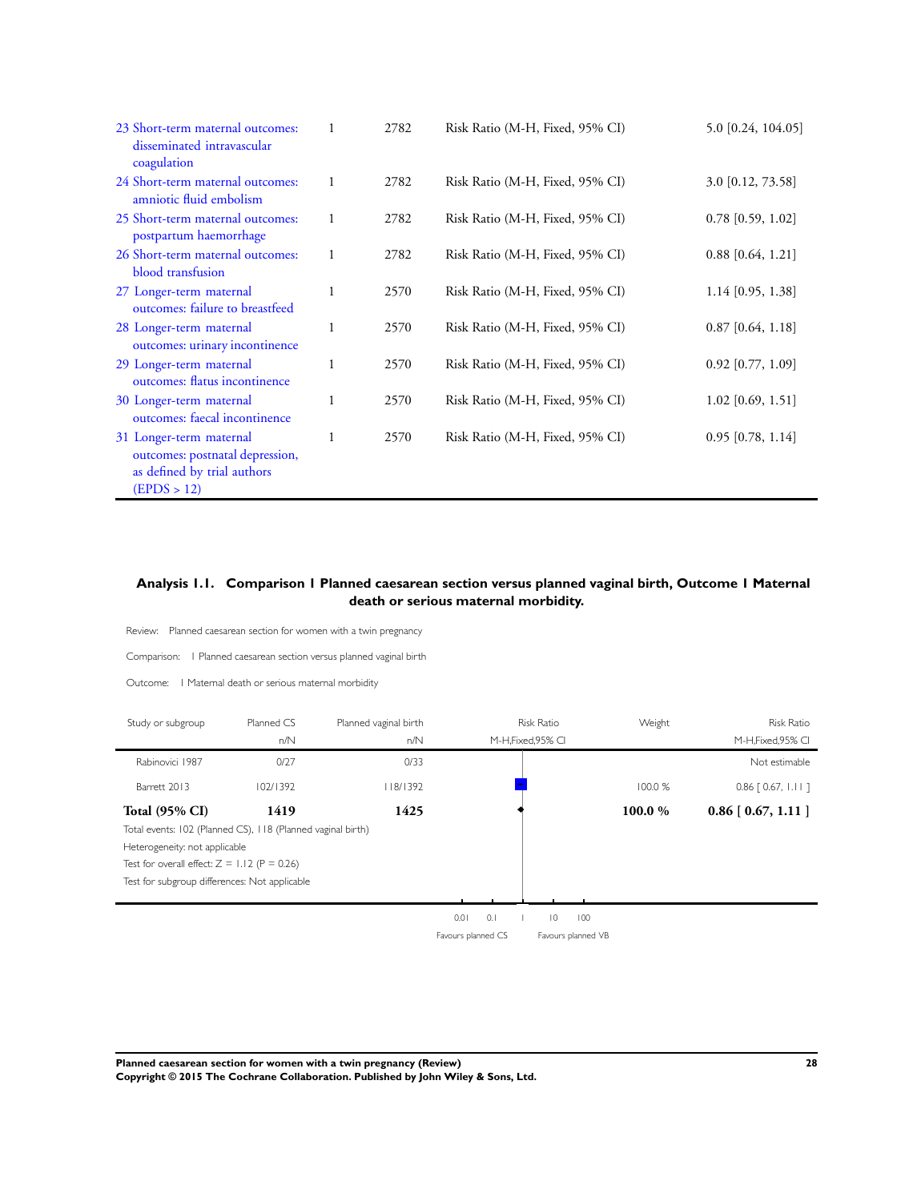| | | | | |
|---|---|---|---|---|
| 23 Short-term maternal outcomes: disseminated intravascular coagulation | 1 | 2782 | Risk Ratio (M-H, Fixed, 95% CI) | 5.0 [0.24, 104.05] |
| 24 Short-term maternal outcomes: amniotic fluid embolism | 1 | 2782 | Risk Ratio (M-H, Fixed, 95% CI) | 3.0 [0.12, 73.58] |
| 25 Short-term maternal outcomes: postpartum haemorrhage | 1 | 2782 | Risk Ratio (M-H, Fixed, 95% CI) | 0.78 [0.59, 1.02] |
| 26 Short-term maternal outcomes: blood transfusion | 1 | 2782 | Risk Ratio (M-H, Fixed, 95% CI) | 0.88 [0.64, 1.21] |
| 27 Longer-term maternal outcomes: failure to breastfeed | 1 | 2570 | Risk Ratio (M-H, Fixed, 95% CI) | 1.14 [0.95, 1.38] |
| 28 Longer-term maternal outcomes: urinary incontinence | 1 | 2570 | Risk Ratio (M-H, Fixed, 95% CI) | 0.87 [0.64, 1.18] |
| 29 Longer-term maternal outcomes: flatus incontinence | 1 | 2570 | Risk Ratio (M-H, Fixed, 95% CI) | 0.92 [0.77, 1.09] |
| 30 Longer-term maternal outcomes: faecal incontinence | 1 | 2570 | Risk Ratio (M-H, Fixed, 95% CI) | 1.02 [0.69, 1.51] |
| 31 Longer-term maternal outcomes: postnatal depression, as defined by trial authors (EPDS > 12) | 1 | 2570 | Risk Ratio (M-H, Fixed, 95% CI) | 0.95 [0.78, 1.14] |

## Analysis 1.1. Comparison 1 Planned caesarean section versus planned vaginal birth, Outcome 1 Maternal death or serious maternal morbidity.

Review: Planned caesarean section for women with a twin pregnancy

Comparison: 1 Planned caesarean section versus planned vaginal birth

Outcome: 1 Maternal death or serious maternal morbidity

| Study or subgroup | Planned CS n/N | Planned vaginal birth n/N | Risk Ratio M-H,Fixed,95% CI | Weight | Risk Ratio M-H,Fixed,95% CI |
|---|---|---|---|---|---|
| Rabinovici 1987 | 0/27 | 0/33 | | | Not estimable |
| Barrett 2013 | 102/1392 | 118/1392 | | 100.0 % | 0.86 [ 0.67, 1.11 ] |
| **Total (95% CI)** | **1419** | **1425** | | **100.0 %** | **0.86 [ 0.67, 1.11 ]** |

Total events: 102 (Planned CS), 118 (Planned vaginal birth)

Heterogeneity: not applicable

Test for overall effect: Z = 1.12 (P = 0.26)

Test for subgroup differences: Not applicable

0.01 0.1 1 10 100

Favours planned CS Favours planned VB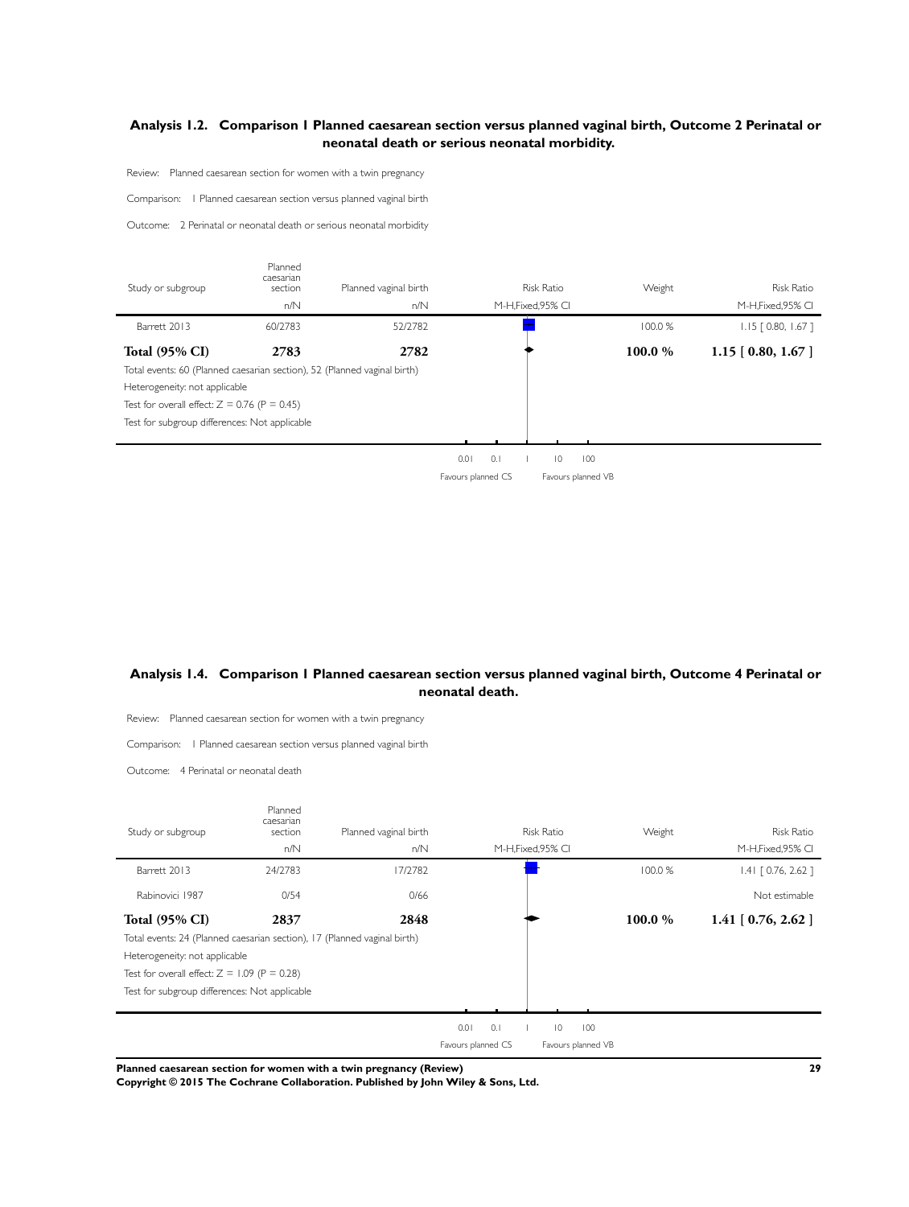## Analysis 1.2. Comparison 1 Planned caesarean section versus planned vaginal birth, Outcome 2 Perinatal or neonatal death or serious neonatal morbidity.

Review: Planned caesarean section for women with a twin pregnancy

Comparison: 1 Planned caesarean section versus planned vaginal birth

Outcome: 2 Perinatal or neonatal death or serious neonatal morbidity

| Study or subgroup | Planned caesarian section n/N | Planned vaginal birth n/N | Risk Ratio M-H,Fixed,95% CI | Weight | Risk Ratio M-H,Fixed,95% CI |
|---|---|---|---|---|---|
| Barrett 2013 | 60/2783 | 52/2782 | | 100.0 % | 1.15 [ 0.80, 1.67 ] |
| **Total (95% CI)** | **2783** | **2782** | | **100.0 %** | **1.15 [ 0.80, 1.67 ]** |

Total events: 60 (Planned caesarian section), 52 (Planned vaginal birth)

Heterogeneity: not applicable

Test for overall effect: Z = 0.76 (P = 0.45)

Test for subgroup differences: Not applicable

0.01 0.1 1 10 100

Favours planned CS Favours planned VB

## Analysis 1.4. Comparison 1 Planned caesarean section versus planned vaginal birth, Outcome 4 Perinatal or neonatal death.

Review: Planned caesarean section for women with a twin pregnancy

Comparison: 1 Planned caesarean section versus planned vaginal birth

Outcome: 4 Perinatal or neonatal death

| Study or subgroup | Planned caesarian section n/N | Planned vaginal birth n/N | Risk Ratio M-H,Fixed,95% CI | Weight | Risk Ratio M-H,Fixed,95% CI |
|---|---|---|---|---|---|
| Barrett 2013 | 24/2783 | 17/2782 | | 100.0 % | 1.41 [ 0.76, 2.62 ] |
| Rabinovici 1987 | 0/54 | 0/66 | | | Not estimable |
| **Total (95% CI)** | **2837** | **2848** | | **100.0 %** | **1.41 [ 0.76, 2.62 ]** |

Total events: 24 (Planned caesarian section), 17 (Planned vaginal birth)

Heterogeneity: not applicable

Test for overall effect: Z = 1.09 (P = 0.28)

Test for subgroup differences: Not applicable

0.01 0.1 1 10 100

Favours planned CS Favours planned VB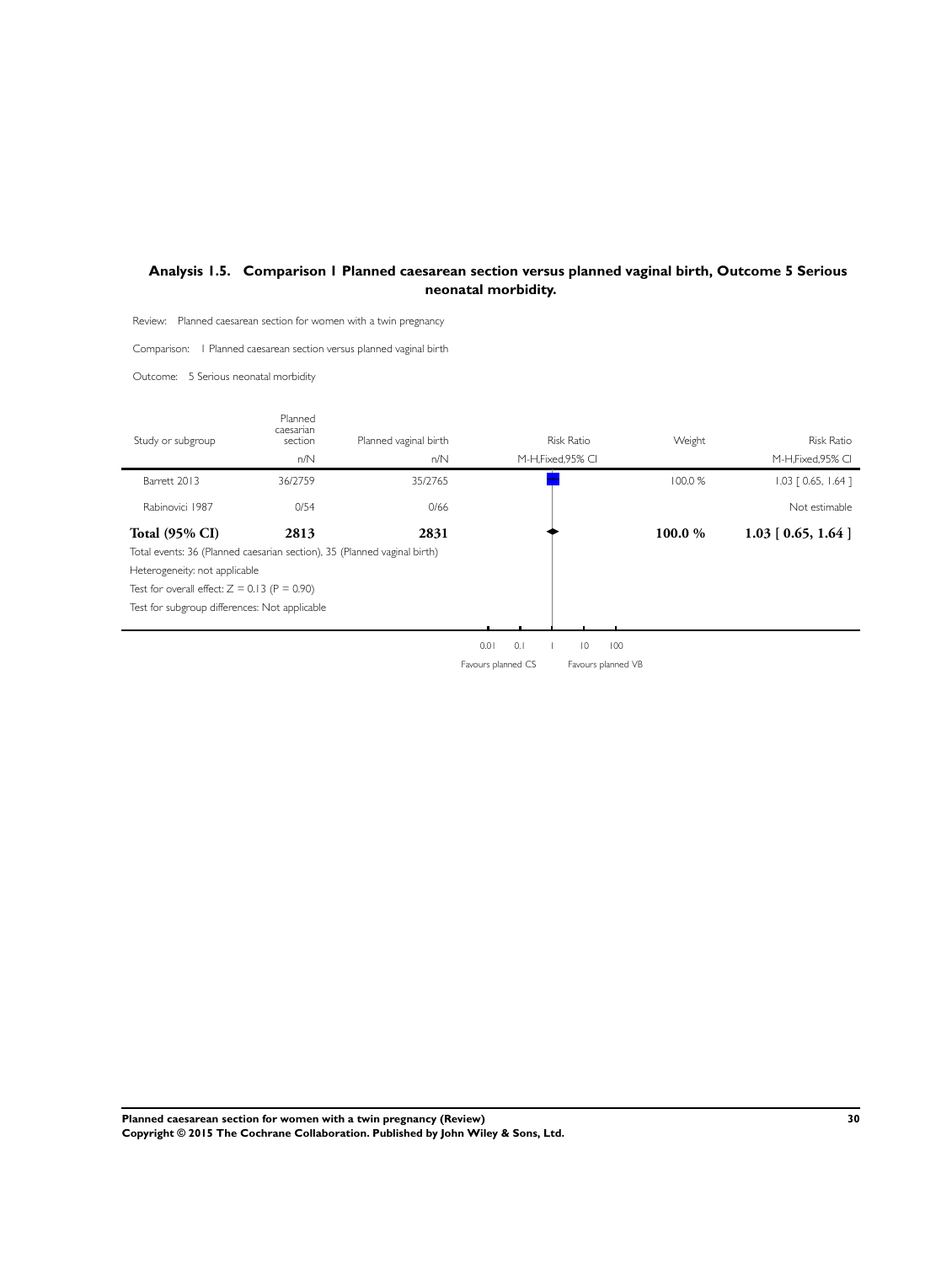## Analysis 1.5. Comparison 1 Planned caesarean section versus planned vaginal birth, Outcome 5 Serious neonatal morbidity.

Review: Planned caesarean section for women with a twin pregnancy

Comparison: 1 Planned caesarean section versus planned vaginal birth

Outcome: 5 Serious neonatal morbidity

| Study or subgroup | Planned caesarian section n/N | Planned vaginal birth n/N | Risk Ratio M-H,Fixed,95% CI | Weight | Risk Ratio M-H,Fixed,95% CI |
|---|---|---|---|---|---|
| Barrett 2013 | 36/2759 | 35/2765 | | 100.0 % | 1.03 [ 0.65, 1.64 ] |
| Rabinovici 1987 | 0/54 | 0/66 | | | Not estimable |
| **Total (95% CI)** | **2813** | **2831** | | **100.0 %** | **1.03 [ 0.65, 1.64 ]** |

Total events: 36 (Planned caesarian section), 35 (Planned vaginal birth)

Heterogeneity: not applicable

Test for overall effect: Z = 0.13 (P = 0.90)

Test for subgroup differences: Not applicable

0.01 0.1 1 10 100

Favours planned CS Favours planned VB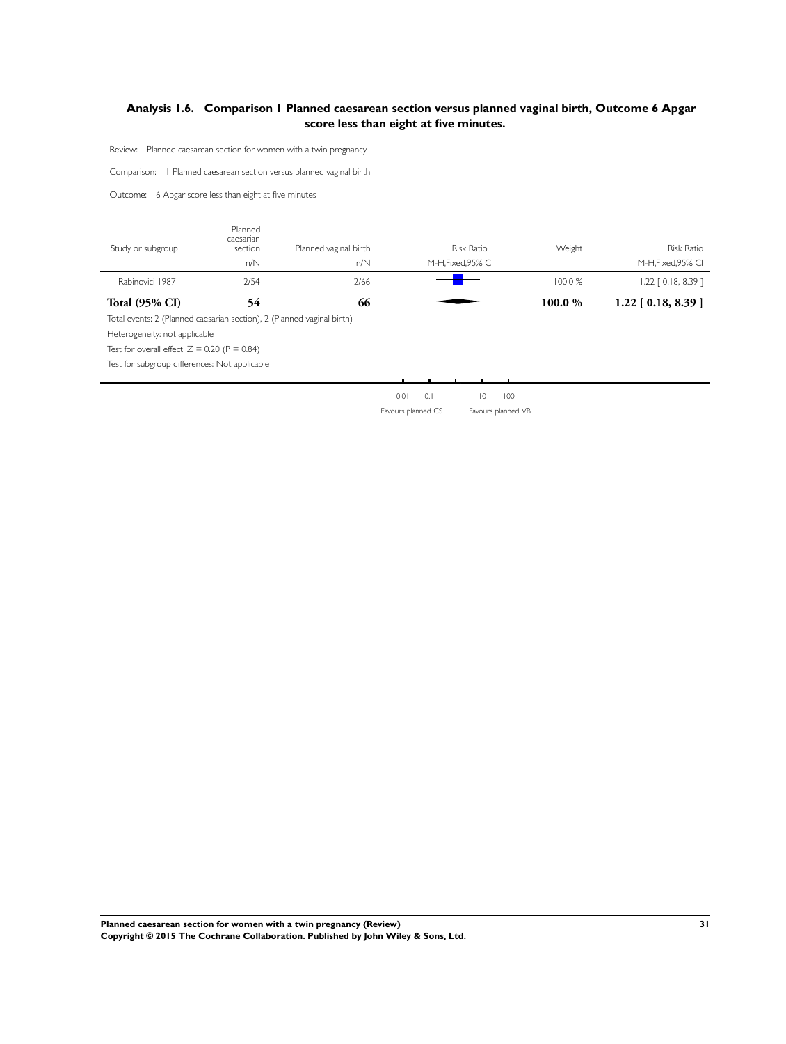## Analysis 1.6. Comparison 1 Planned caesarean section versus planned vaginal birth, Outcome 6 Apgar score less than eight at five minutes.

Review: Planned caesarean section for women with a twin pregnancy

Comparison: 1 Planned caesarean section versus planned vaginal birth

Outcome: 6 Apgar score less than eight at five minutes

| Study or subgroup | Planned caesarian section | Planned vaginal birth | Risk Ratio | Weight | Risk Ratio |
|---|---|---|---|---|---|
| | n/N | n/N | M-H,Fixed,95% CI | | M-H,Fixed,95% CI |
| Rabinovici 1987 | 2/54 | 2/66 | | 100.0 % | 1.22 [ 0.18, 8.39 ] |
| **Total (95% CI)** | **54** | **66** | | **100.0 %** | **1.22 [ 0.18, 8.39 ]** |

Total events: 2 (Planned caesarian section), 2 (Planned vaginal birth)

Heterogeneity: not applicable

Test for overall effect: Z = 0.20 (P = 0.84)

Test for subgroup differences: Not applicable

0.01 0.1 1 10 100

Favours planned CS Favours planned VB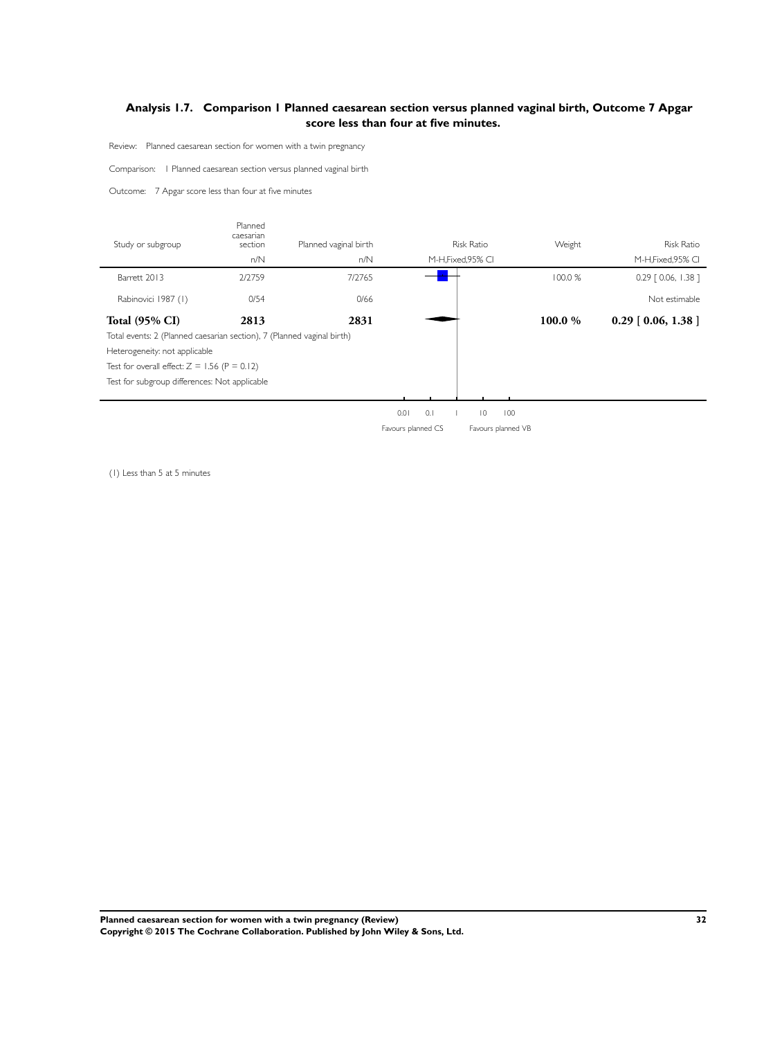### Analysis 1.7. Comparison 1 Planned caesarean section versus planned vaginal birth, Outcome 7 Apgar score less than four at five minutes.

Review: Planned caesarean section for women with a twin pregnancy

Comparison: 1 Planned caesarean section versus planned vaginal birth

Outcome: 7 Apgar score less than four at five minutes

| Study or subgroup | Planned caesarian section | Planned vaginal birth | Risk Ratio | Weight | Risk Ratio |
|---|---|---|---|---|---|
| | n/N | n/N | M-H,Fixed,95% CI | | M-H,Fixed,95% CI |
| Barrett 2013 | 2/2759 | 7/2765 | | 100.0 % | 0.29 [ 0.06, 1.38 ] |
| Rabinovici 1987 (1) | 0/54 | 0/66 | | | Not estimable |
| **Total (95% CI)** | **2813** | **2831** | | **100.0 %** | **0.29 [ 0.06, 1.38 ]** |

Total events: 2 (Planned caesarian section), 7 (Planned vaginal birth)

Heterogeneity: not applicable

Test for overall effect: Z = 1.56 (P = 0.12)

Test for subgroup differences: Not applicable

0.01 0.1 1 10 100

Favours planned CS Favours planned VB

(1) Less than 5 at 5 minutes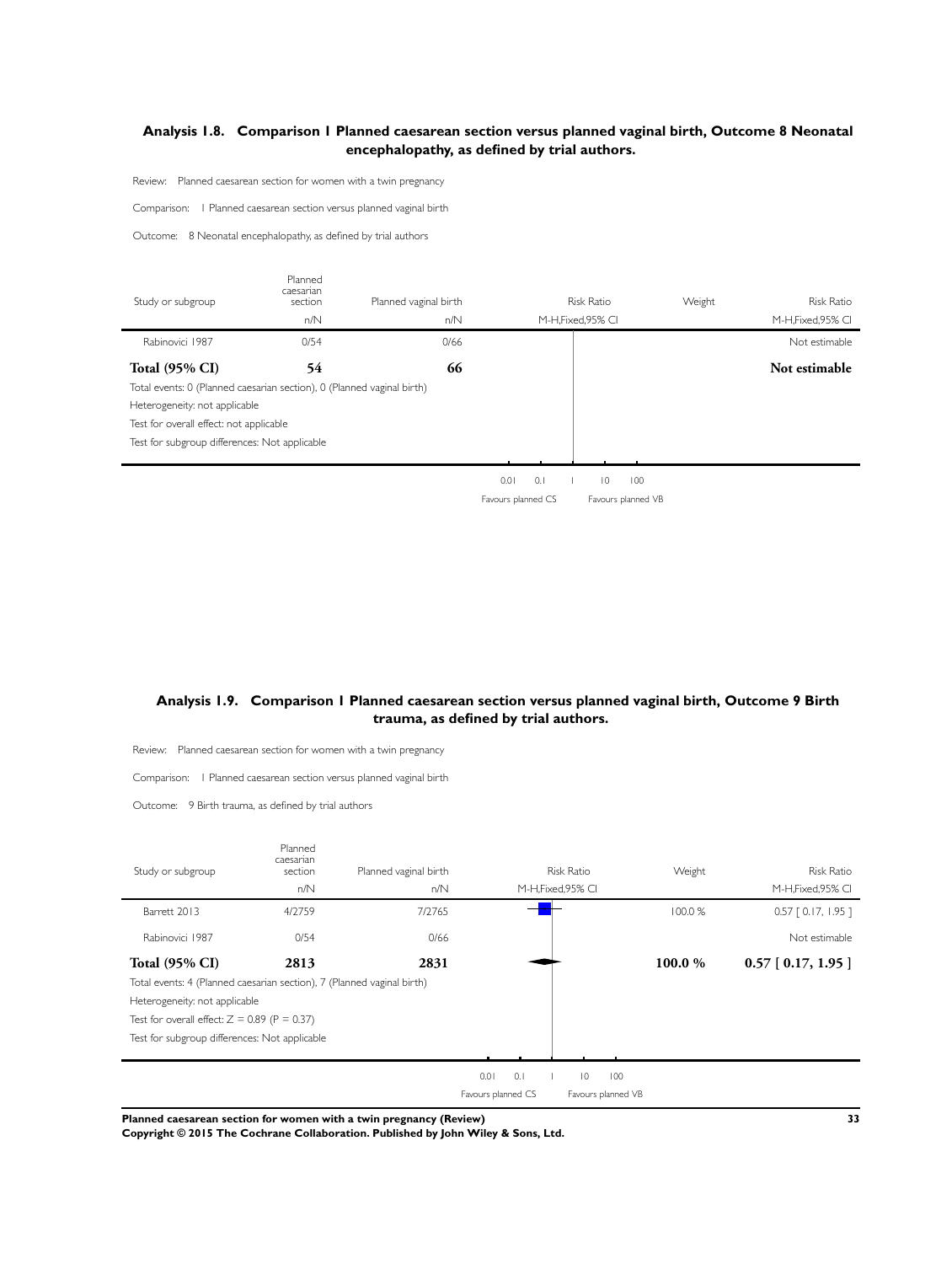### Analysis 1.8. Comparison 1 Planned caesarean section versus planned vaginal birth, Outcome 8 Neonatal encephalopathy, as defined by trial authors.

Review: Planned caesarean section for women with a twin pregnancy

Comparison: 1 Planned caesarean section versus planned vaginal birth

Outcome: 8 Neonatal encephalopathy, as defined by trial authors

| Study or subgroup | Planned caesarian section | Planned vaginal birth | Risk Ratio | Weight | Risk Ratio |
|---|---|---|---|---|---|
| | n/N | n/N | M-H,Fixed,95% CI | | M-H,Fixed,95% CI |
| Rabinovici 1987 | 0/54 | 0/66 | | | Not estimable |
| **Total (95% CI)** | **54** | **66** | | | **Not estimable** |

Total events: 0 (Planned caesarian section), 0 (Planned vaginal birth)

Heterogeneity: not applicable

Test for overall effect: not applicable

Test for subgroup differences: Not applicable

0.01 0.1 1 10 100

Favours planned CS Favours planned VB

### Analysis 1.9. Comparison 1 Planned caesarean section versus planned vaginal birth, Outcome 9 Birth trauma, as defined by trial authors.

Review: Planned caesarean section for women with a twin pregnancy

Comparison: 1 Planned caesarean section versus planned vaginal birth

Outcome: 9 Birth trauma, as defined by trial authors

| Study or subgroup | Planned caesarian section | Planned vaginal birth | Risk Ratio | Weight | Risk Ratio |
|---|---|---|---|---|---|
| | n/N | n/N | M-H,Fixed,95% CI | | M-H,Fixed,95% CI |
| Barrett 2013 | 4/2759 | 7/2765 | | 100.0 % | 0.57 [ 0.17, 1.95 ] |
| Rabinovici 1987 | 0/54 | 0/66 | | | Not estimable |
| **Total (95% CI)** | **2813** | **2831** | | **100.0 %** | **0.57 [ 0.17, 1.95 ]** |

Total events: 4 (Planned caesarian section), 7 (Planned vaginal birth)

Heterogeneity: not applicable

Test for overall effect: $Z = 0.89$ ($P = 0.37$)

Test for subgroup differences: Not applicable

0.01 0.1 1 10 100

Favours planned CS Favours planned VB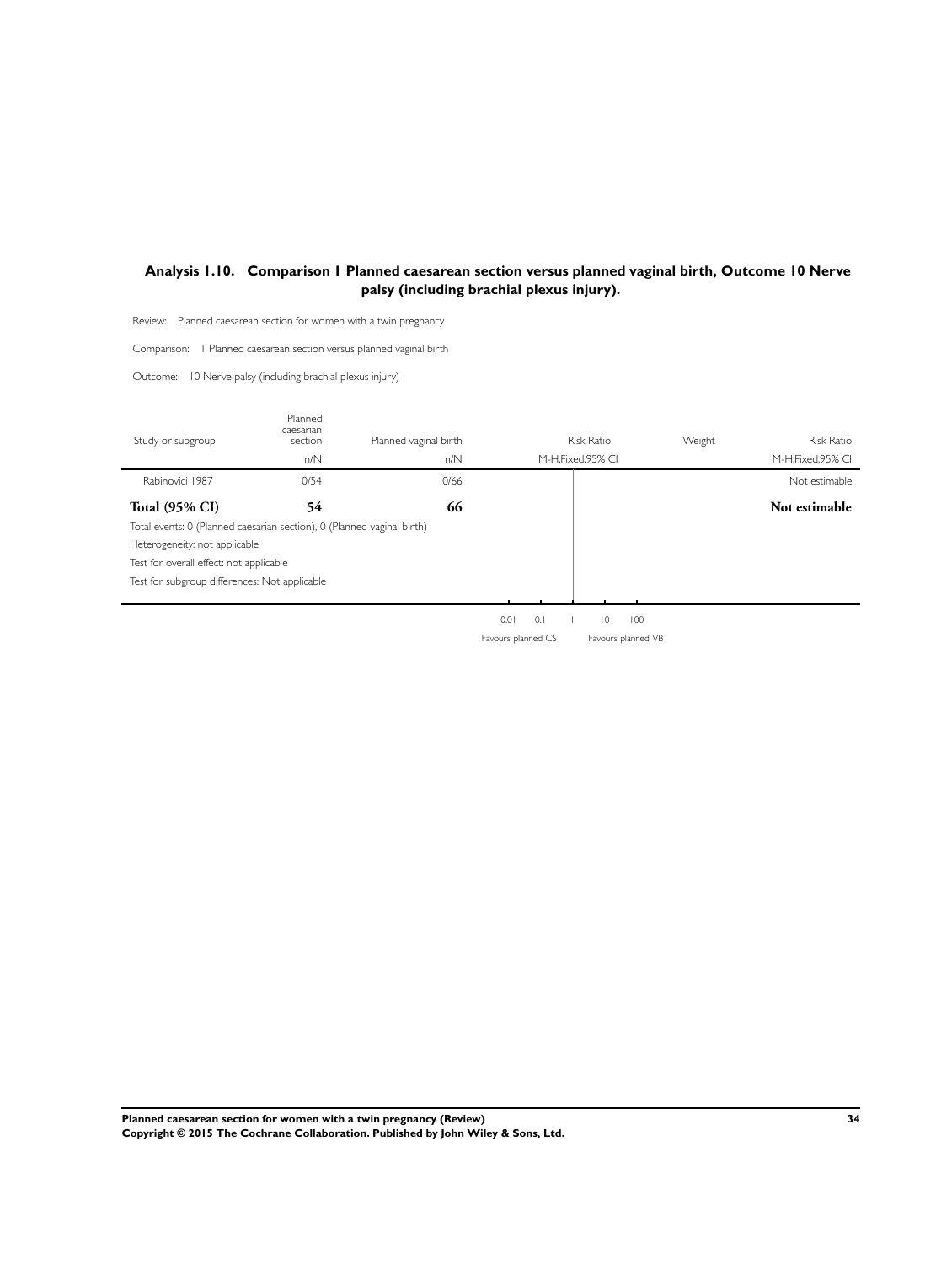## Analysis 1.10. Comparison 1 Planned caesarean section versus planned vaginal birth, Outcome 10 Nerve palsy (including brachial plexus injury).

Review: Planned caesarean section for women with a twin pregnancy

Comparison: 1 Planned caesarean section versus planned vaginal birth

Outcome: 10 Nerve palsy (including brachial plexus injury)

| Study or subgroup | Planned caesarian section | Planned vaginal birth | Risk Ratio | Weight | Risk Ratio |
|---|---|---|---|---|---|
| | n/N | n/N | M-H,Fixed,95% CI | | M-H,Fixed,95% CI |
| Rabinovici 1987 | 0/54 | 0/66 | | | Not estimable |
| **Total (95% CI)** | **54** | **66** | | | **Not estimable** |

Total events: 0 (Planned caesarian section), 0 (Planned vaginal birth)

Heterogeneity: not applicable

Test for overall effect: not applicable

Test for subgroup differences: Not applicable

0.01 0.1 1 10 100

Favours planned CS Favours planned VB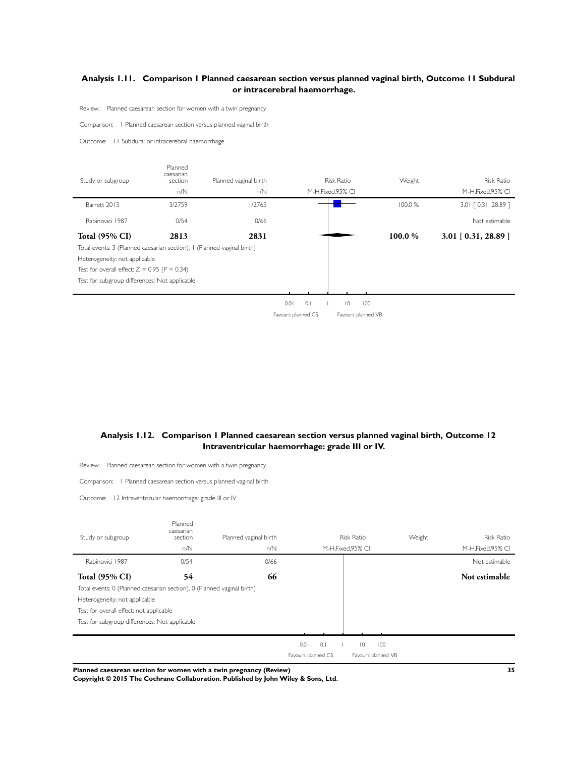## Analysis 1.11. Comparison 1 Planned caesarean section versus planned vaginal birth, Outcome 11 Subdural or intracerebral haemorrhage.

Review: Planned caesarean section for women with a twin pregnancy

Comparison: 1 Planned caesarean section versus planned vaginal birth

Outcome: 11 Subdural or intracerebral haemorrhage

| Study or subgroup | Planned caesarian section n/N | Planned vaginal birth n/N | Risk Ratio M-H,Fixed,95% CI | Weight | Risk Ratio M-H,Fixed,95% CI |
|---|---|---|---|---|---|
| Barrett 2013 | 3/2759 | 1/2765 | | 100.0 % | 3.01 [ 0.31, 28.89 ] |
| Rabinovici 1987 | 0/54 | 0/66 | | | Not estimable |
| **Total (95% CI)** | **2813** | **2831** | | **100.0 %** | **3.01 [ 0.31, 28.89 ]** |

Total events: 3 (Planned caesarian section), 1 (Planned vaginal birth)

Heterogeneity: not applicable

Test for overall effect: Z = 0.95 (P = 0.34)

Test for subgroup differences: Not applicable

0.01 0.1 1 10 100

Favours planned CS | Favours planned VB

## Analysis 1.12. Comparison 1 Planned caesarean section versus planned vaginal birth, Outcome 12 Intraventricular haemorrhage: grade III or IV.

Review: Planned caesarean section for women with a twin pregnancy

Comparison: 1 Planned caesarean section versus planned vaginal birth

Outcome: 12 Intraventricular haemorrhage: grade III or IV

| Study or subgroup | Planned caesarian section n/N | Planned vaginal birth n/N | Risk Ratio M-H,Fixed,95% CI | Weight | Risk Ratio M-H,Fixed,95% CI |
|---|---|---|---|---|---|
| Rabinovici 1987 | 0/54 | 0/66 | | | Not estimable |
| **Total (95% CI)** | **54** | **66** | | | **Not estimable** |

Total events: 0 (Planned caesarian section), 0 (Planned vaginal birth)

Heterogeneity: not applicable

Test for overall effect: not applicable

Test for subgroup differences: Not applicable

0.01 0.1 1 10 100

Favours planned CS | Favours planned VB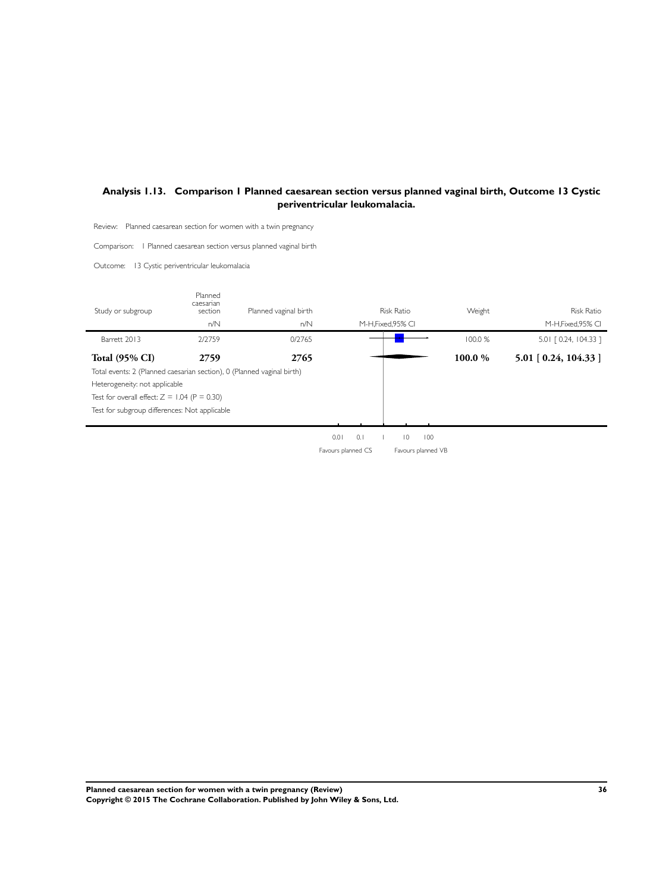### Analysis 1.13. Comparison 1 Planned caesarean section versus planned vaginal birth, Outcome 13 Cystic periventricular leukomalacia.

Review: Planned caesarean section for women with a twin pregnancy

Comparison: 1 Planned caesarean section versus planned vaginal birth

Outcome: 13 Cystic periventricular leukomalacia

| Study or subgroup | Planned caesarian section | Planned vaginal birth | Risk Ratio | Weight | Risk Ratio |
|---|---|---|---|---|---|
| | n/N | n/N | M-H,Fixed,95% CI | | M-H,Fixed,95% CI |
| Barrett 2013 | 2/2759 | 0/2765 | | 100.0 % | 5.01 [ 0.24, 104.33 ] |
| **Total (95% CI)** | **2759** | **2765** | | **100.0 %** | **5.01 [ 0.24, 104.33 ]** |

Total events: 2 (Planned caesarian section), 0 (Planned vaginal birth)

Heterogeneity: not applicable

Test for overall effect: Z = 1.04 (P = 0.30)

Test for subgroup differences: Not applicable

0.01 0.1 1 10 100

Favours planned CS Favours planned VB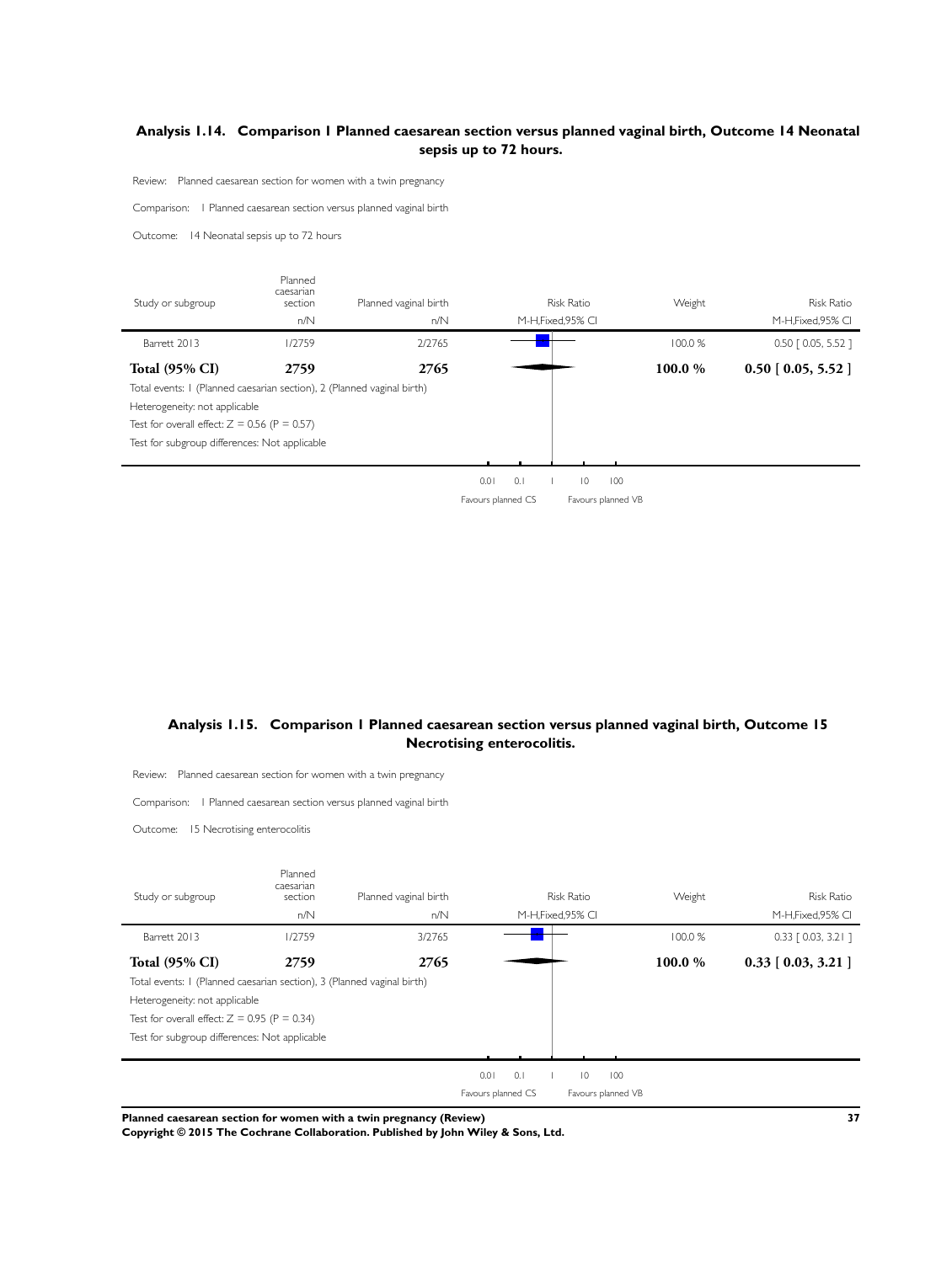## Analysis 1.14. Comparison 1 Planned caesarean section versus planned vaginal birth, Outcome 14 Neonatal sepsis up to 72 hours.

Review: Planned caesarean section for women with a twin pregnancy

Comparison: 1 Planned caesarean section versus planned vaginal birth

Outcome: 14 Neonatal sepsis up to 72 hours

| Study or subgroup | Planned caesarian section n/N | Planned vaginal birth n/N | Risk Ratio M-H,Fixed,95% CI | Weight | Risk Ratio M-H,Fixed,95% CI |
|---|---|---|---|---|---|
| Barrett 2013 | 1/2759 | 2/2765 | | 100.0 % | 0.50 [ 0.05, 5.52 ] |
| **Total (95% CI)** | **2759** | **2765** | | **100.0 %** | **0.50 [ 0.05, 5.52 ]** |

Total events: 1 (Planned caesarian section), 2 (Planned vaginal birth)

Heterogeneity: not applicable

Test for overall effect: Z = 0.56 (P = 0.57)

Test for subgroup differences: Not applicable

0.01 0.1 1 10 100

Favours planned CS Favours planned VB

## Analysis 1.15. Comparison 1 Planned caesarean section versus planned vaginal birth, Outcome 15 Necrotising enterocolitis.

Review: Planned caesarean section for women with a twin pregnancy

Comparison: 1 Planned caesarean section versus planned vaginal birth

Outcome: 15 Necrotising enterocolitis

| Study or subgroup | Planned caesarian section n/N | Planned vaginal birth n/N | Risk Ratio M-H,Fixed,95% CI | Weight | Risk Ratio M-H,Fixed,95% CI |
|---|---|---|---|---|---|
| Barrett 2013 | 1/2759 | 3/2765 | | 100.0 % | 0.33 [ 0.03, 3.21 ] |
| **Total (95% CI)** | **2759** | **2765** | | **100.0 %** | **0.33 [ 0.03, 3.21 ]** |

Total events: 1 (Planned caesarian section), 3 (Planned vaginal birth)

Heterogeneity: not applicable

Test for overall effect: Z = 0.95 (P = 0.34)

Test for subgroup differences: Not applicable

0.01 0.1 1 10 100

Favours planned CS Favours planned VB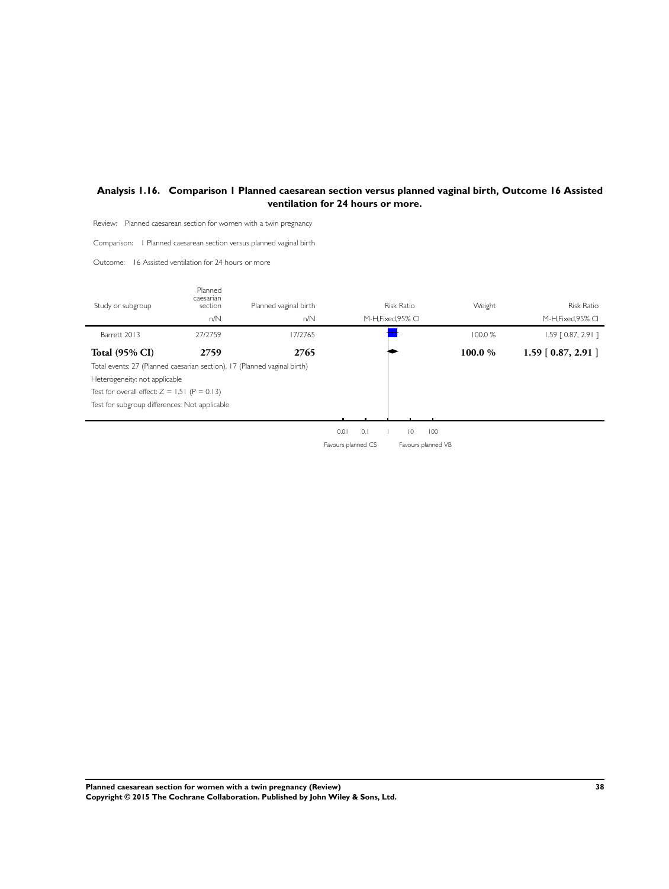### Analysis 1.16. Comparison 1 Planned caesarean section versus planned vaginal birth, Outcome 16 Assisted ventilation for 24 hours or more.

Review: Planned caesarean section for women with a twin pregnancy

Comparison: 1 Planned caesarean section versus planned vaginal birth

Outcome: 16 Assisted ventilation for 24 hours or more

| Study or subgroup | Planned caesarian section | Planned vaginal birth | Risk Ratio | Weight | Risk Ratio |
|---|---|---|---|---|---|
| | n/N | n/N | M-H,Fixed,95% CI | | M-H,Fixed,95% CI |
| Barrett 2013 | 27/2759 | 17/2765 | | 100.0 % | 1.59 [ 0.87, 2.91 ] |
| **Total (95% CI)** | **2759** | **2765** | | **100.0 %** | **1.59 [ 0.87, 2.91 ]** |

Total events: 27 (Planned caesarian section), 17 (Planned vaginal birth)

Heterogeneity: not applicable

Test for overall effect: Z = 1.51 (P = 0.13)

Test for subgroup differences: Not applicable

0.01 0.1 1 10 100

Favours planned CS Favours planned VB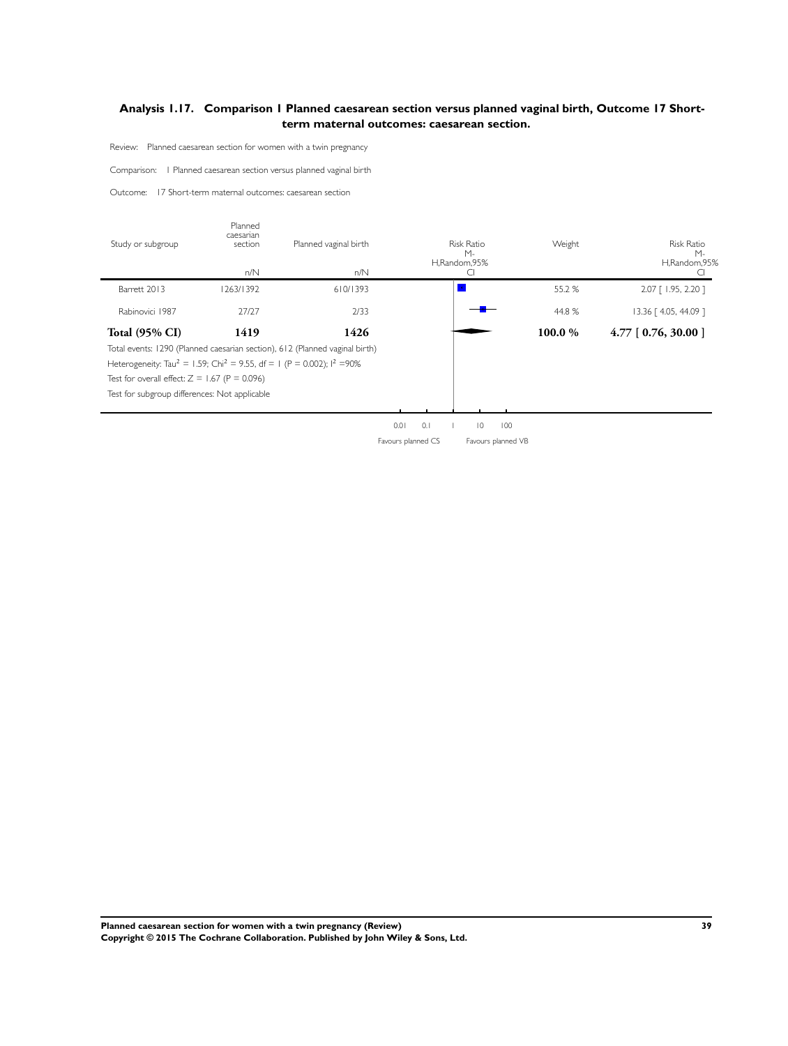## Analysis 1.17. Comparison 1 Planned caesarean section versus planned vaginal birth, Outcome 17 Short-term maternal outcomes: caesarean section.

Review: Planned caesarean section for women with a twin pregnancy

Comparison: 1 Planned caesarean section versus planned vaginal birth

Outcome: 17 Short-term maternal outcomes: caesarean section

| Study or subgroup | Planned caesarian section n/N | Planned vaginal birth n/N | Risk Ratio M-H,Random,95% CI | Weight | Risk Ratio M-H,Random,95% CI |
|---|---|---|---|---|---|
| Barrett 2013 | 1263/1392 | 610/1393 | | 55.2 % | 2.07 [ 1.95, 2.20 ] |
| Rabinovici 1987 | 27/27 | 2/33 | | 44.8 % | 13.36 [ 4.05, 44.09 ] |
| **Total (95% CI)** | **1419** | **1426** | | **100.0 %** | **4.77 [ 0.76, 30.00 ]** |

Total events: 1290 (Planned caesarian section), 612 (Planned vaginal birth)

Heterogeneity: $Tau^2 = 1.59$; $Chi^2 = 9.55$, df = 1 (P = 0.002); $I^2 = 90\%$

Test for overall effect: Z = 1.67 (P = 0.096)

Test for subgroup differences: Not applicable

0.01 0.1 1 10 100

Favours planned CS Favours planned VB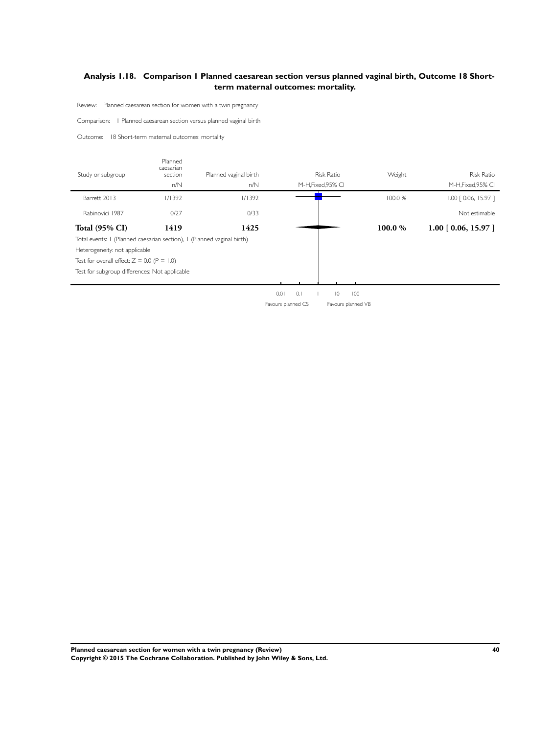## Analysis 1.18. Comparison 1 Planned caesarean section versus planned vaginal birth, Outcome 18 Short-term maternal outcomes: mortality.

Review: Planned caesarean section for women with a twin pregnancy

Comparison: 1 Planned caesarean section versus planned vaginal birth

Outcome: 18 Short-term maternal outcomes: mortality

| Study or subgroup | Planned caesarian section n/N | Planned vaginal birth n/N | Risk Ratio M-H,Fixed,95% CI | Weight | Risk Ratio M-H,Fixed,95% CI |
|---|---|---|---|---|---|
| Barrett 2013 | 1/1392 | 1/1392 | | 100.0 % | 1.00 [ 0.06, 15.97 ] |
| Rabinovici 1987 | 0/27 | 0/33 | | | Not estimable |
| **Total (95% CI)** | **1419** | **1425** | | **100.0 %** | **1.00 [ 0.06, 15.97 ]** |

Total events: 1 (Planned caesarian section), 1 (Planned vaginal birth)

Heterogeneity: not applicable

Test for overall effect: Z = 0.0 (P = 1.0)

Test for subgroup differences: Not applicable

0.01 0.1 1 10 100

Favours planned CS Favours planned VB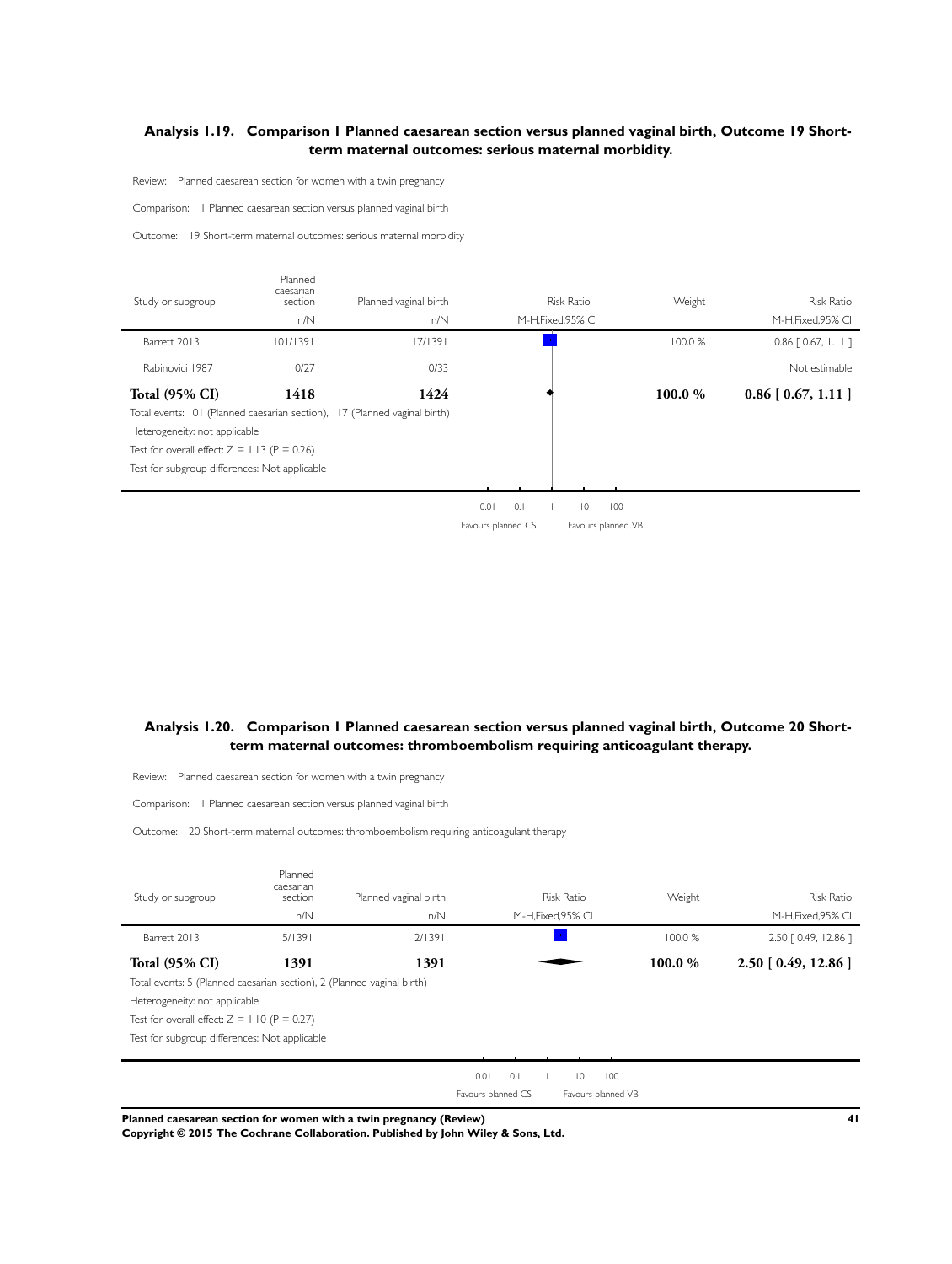## Analysis 1.19. Comparison 1 Planned caesarean section versus planned vaginal birth, Outcome 19 Short-term maternal outcomes: serious maternal morbidity.

Review: Planned caesarean section for women with a twin pregnancy

Comparison: 1 Planned caesarean section versus planned vaginal birth

Outcome: 19 Short-term maternal outcomes: serious maternal morbidity

| Study or subgroup | Planned caesarian section n/N | Planned vaginal birth n/N | Risk Ratio M-H,Fixed,95% CI | Weight | Risk Ratio M-H,Fixed,95% CI |
|---|---|---|---|---|---|
| Barrett 2013 | 101/1391 | 117/1391 | | 100.0 % | 0.86 [ 0.67, 1.11 ] |
| Rabinovici 1987 | 0/27 | 0/33 | | | Not estimable |
| **Total (95% CI)** | **1418** | **1424** | | **100.0 %** | **0.86 [ 0.67, 1.11 ]** |

Total events: 101 (Planned caesarian section), 117 (Planned vaginal birth)

Heterogeneity: not applicable

Test for overall effect: Z = 1.13 (P = 0.26)

Test for subgroup differences: Not applicable

0.01 0.1 1 10 100

Favours planned CS Favours planned VB

## Analysis 1.20. Comparison 1 Planned caesarean section versus planned vaginal birth, Outcome 20 Short-term maternal outcomes: thromboembolism requiring anticoagulant therapy.

Review: Planned caesarean section for women with a twin pregnancy

Comparison: 1 Planned caesarean section versus planned vaginal birth

Outcome: 20 Short-term maternal outcomes: thromboembolism requiring anticoagulant therapy

| Study or subgroup | Planned caesarian section n/N | Planned vaginal birth n/N | Risk Ratio M-H,Fixed,95% CI | Weight | Risk Ratio M-H,Fixed,95% CI |
|---|---|---|---|---|---|
| Barrett 2013 | 5/1391 | 2/1391 | | 100.0 % | 2.50 [ 0.49, 12.86 ] |
| **Total (95% CI)** | **1391** | **1391** | | **100.0 %** | **2.50 [ 0.49, 12.86 ]** |

Total events: 5 (Planned caesarian section), 2 (Planned vaginal birth)

Heterogeneity: not applicable

Test for overall effect: Z = 1.10 (P = 0.27)

Test for subgroup differences: Not applicable

0.01 0.1 1 10 100

Favours planned CS Favours planned VB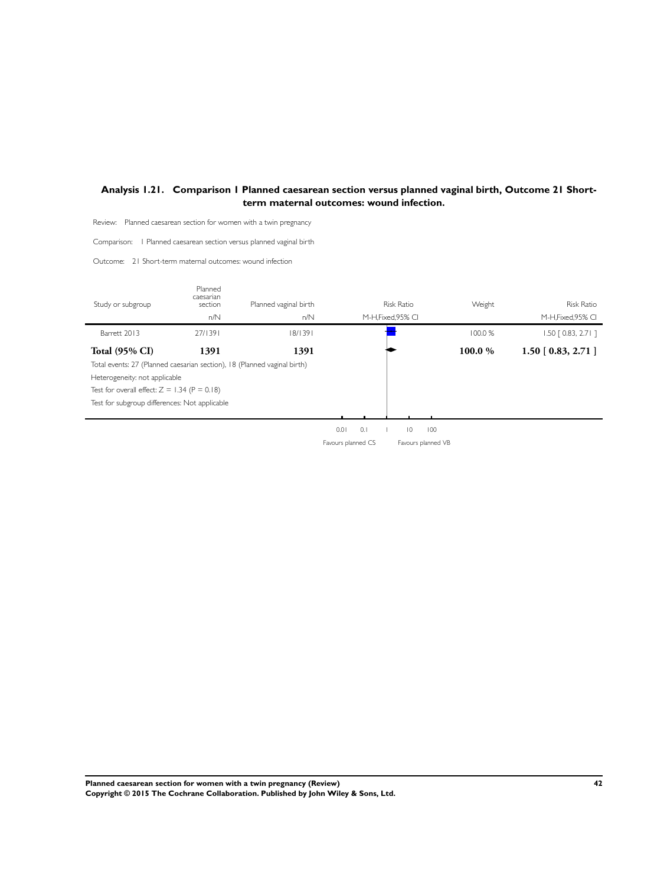## Analysis 1.21. Comparison 1 Planned caesarean section versus planned vaginal birth, Outcome 21 Short-term maternal outcomes: wound infection.

Review: Planned caesarean section for women with a twin pregnancy

Comparison: 1 Planned caesarean section versus planned vaginal birth

Outcome: 21 Short-term maternal outcomes: wound infection

| Study or subgroup | Planned caesarian section | Planned vaginal birth | Risk Ratio | Weight | Risk Ratio |
|---|---|---|---|---|---|
| | n/N | n/N | M-H,Fixed,95% CI | | M-H,Fixed,95% CI |
| Barrett 2013 | 27/1391 | 18/1391 | | 100.0 % | 1.50 [ 0.83, 2.71 ] |
| **Total (95% CI)** | **1391** | **1391** | | **100.0 %** | **1.50 [ 0.83, 2.71 ]** |

Total events: 27 (Planned caesarian section), 18 (Planned vaginal birth)

Heterogeneity: not applicable

Test for overall effect: $Z = 1.34$ ($P = 0.18$)

Test for subgroup differences: Not applicable

0.01 0.1 1 10 100

Favours planned CS Favours planned VB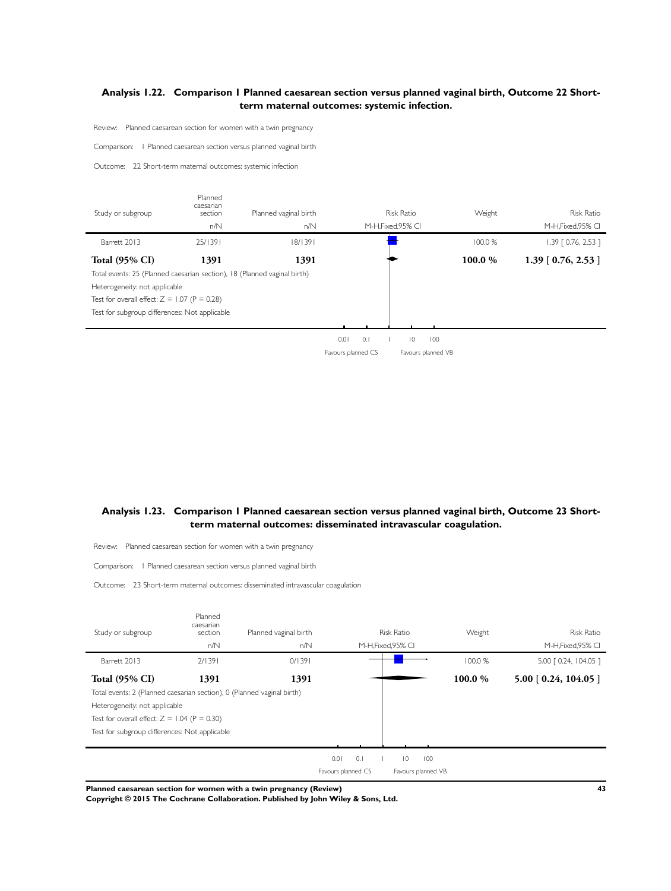## Analysis 1.22. Comparison 1 Planned caesarean section versus planned vaginal birth, Outcome 22 Short-term maternal outcomes: systemic infection.

Review: Planned caesarean section for women with a twin pregnancy

Comparison: 1 Planned caesarean section versus planned vaginal birth

Outcome: 22 Short-term maternal outcomes: systemic infection

| Study or subgroup | Planned caesarian section | Planned vaginal birth | Risk Ratio | Weight | Risk Ratio |
|---|---|---|---|---|---|
| | n/N | n/N | M-H,Fixed,95% CI | | M-H,Fixed,95% CI |
| Barrett 2013 | 25/1391 | 18/1391 | | 100.0 % | 1.39 [ 0.76, 2.53 ] |
| **Total (95% CI)** | **1391** | **1391** | | **100.0 %** | **1.39 [ 0.76, 2.53 ]** |

Total events: 25 (Planned caesarian section), 18 (Planned vaginal birth)

Heterogeneity: not applicable

Test for overall effect: Z = 1.07 (P = 0.28)

Test for subgroup differences: Not applicable

0.01 0.1 1 10 100

Favours planned CS Favours planned VB

## Analysis 1.23. Comparison 1 Planned caesarean section versus planned vaginal birth, Outcome 23 Short-term maternal outcomes: disseminated intravascular coagulation.

Review: Planned caesarean section for women with a twin pregnancy

Comparison: 1 Planned caesarean section versus planned vaginal birth

Outcome: 23 Short-term maternal outcomes: disseminated intravascular coagulation

| Study or subgroup | Planned caesarian section | Planned vaginal birth | Risk Ratio | Weight | Risk Ratio |
|---|---|---|---|---|---|
| | n/N | n/N | M-H,Fixed,95% CI | | M-H,Fixed,95% CI |
| Barrett 2013 | 2/1391 | 0/1391 | | 100.0 % | 5.00 [ 0.24, 104.05 ] |
| **Total (95% CI)** | **1391** | **1391** | | **100.0 %** | **5.00 [ 0.24, 104.05 ]** |

Total events: 2 (Planned caesarian section), 0 (Planned vaginal birth)

Heterogeneity: not applicable

Test for overall effect: Z = 1.04 (P = 0.30)

Test for subgroup differences: Not applicable

0.01 0.1 1 10 100

Favours planned CS Favours planned VB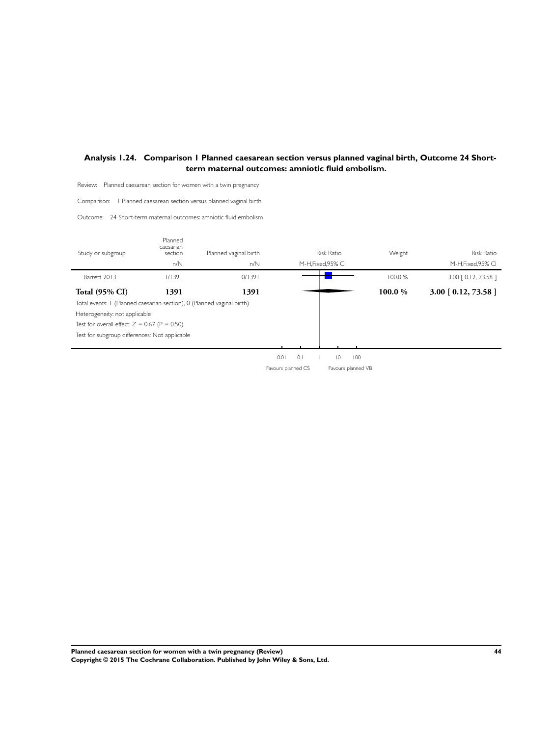### Analysis 1.24. Comparison 1 Planned caesarean section versus planned vaginal birth, Outcome 24 Short-term maternal outcomes: amniotic fluid embolism.

Review: Planned caesarean section for women with a twin pregnancy

Comparison: 1 Planned caesarean section versus planned vaginal birth

Outcome: 24 Short-term maternal outcomes: amniotic fluid embolism

| Study or subgroup | Planned caesarian section | Planned vaginal birth | Risk Ratio | Weight | Risk Ratio |
|---|---|---|---|---|---|
| | n/N | n/N | M-H,Fixed,95% CI | | M-H,Fixed,95% CI |
| Barrett 2013 | 1/1391 | 0/1391 | | 100.0 % | 3.00 [ 0.12, 73.58 ] |
| **Total (95% CI)** | **1391** | **1391** | | **100.0 %** | **3.00 [ 0.12, 73.58 ]** |

Total events: 1 (Planned caesarian section), 0 (Planned vaginal birth)

Heterogeneity: not applicable

Test for overall effect: Z = 0.67 (P = 0.50)

Test for subgroup differences: Not applicable

0.01 0.1 1 10 100

Favours planned CS Favours planned VB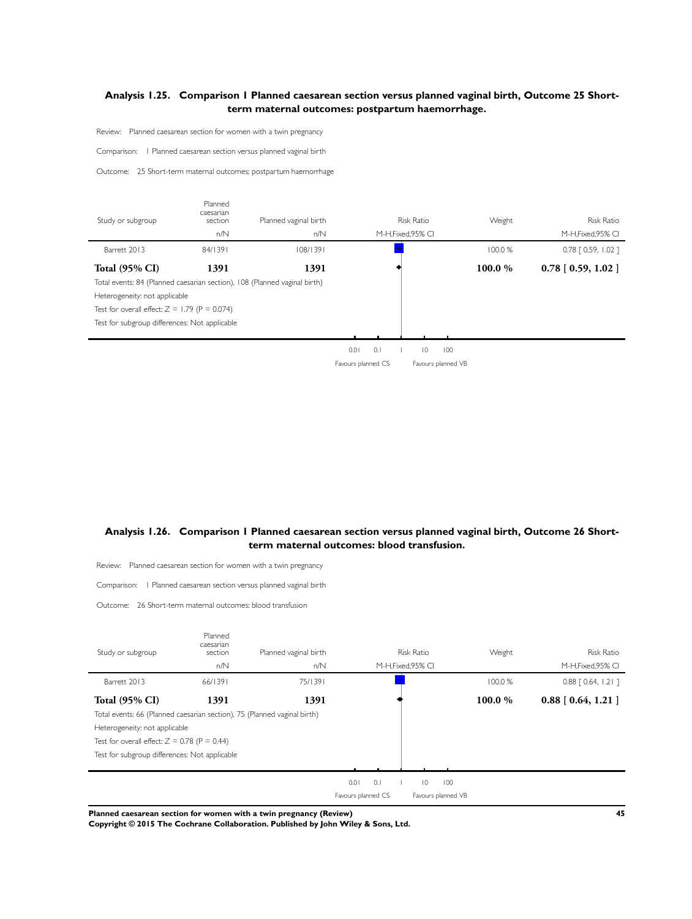### Analysis 1.25. Comparison 1 Planned caesarean section versus planned vaginal birth, Outcome 25 Short-term maternal outcomes: postpartum haemorrhage.

Review: Planned caesarean section for women with a twin pregnancy

Comparison: 1 Planned caesarean section versus planned vaginal birth

Outcome: 25 Short-term maternal outcomes: postpartum haemorrhage

| Study or subgroup | Planned caesarian section n/N | Planned vaginal birth n/N | Risk Ratio M-H,Fixed,95% CI | Weight | Risk Ratio M-H,Fixed,95% CI |
|---|---|---|---|---|---|
| Barrett 2013 | 84/1391 | 108/1391 | | 100.0 % | 0.78 [ 0.59, 1.02 ] |
| **Total (95% CI)** | **1391** | **1391** | | **100.0 %** | **0.78 [ 0.59, 1.02 ]** |

Total events: 84 (Planned caesarian section), 108 (Planned vaginal birth)

Heterogeneity: not applicable

Test for overall effect: Z = 1.79 (P = 0.074)

Test for subgroup differences: Not applicable

0.01 0.1 1 10 100

Favours planned CS Favours planned VB

### Analysis 1.26. Comparison 1 Planned caesarean section versus planned vaginal birth, Outcome 26 Short-term maternal outcomes: blood transfusion.

Review: Planned caesarean section for women with a twin pregnancy

Comparison: 1 Planned caesarean section versus planned vaginal birth

Outcome: 26 Short-term maternal outcomes: blood transfusion

| Study or subgroup | Planned caesarian section n/N | Planned vaginal birth n/N | Risk Ratio M-H,Fixed,95% CI | Weight | Risk Ratio M-H,Fixed,95% CI |
|---|---|---|---|---|---|
| Barrett 2013 | 66/1391 | 75/1391 | | 100.0 % | 0.88 [ 0.64, 1.21 ] |
| **Total (95% CI)** | **1391** | **1391** | | **100.0 %** | **0.88 [ 0.64, 1.21 ]** |

Total events: 66 (Planned caesarian section), 75 (Planned vaginal birth)

Heterogeneity: not applicable

Test for overall effect: Z = 0.78 (P = 0.44)

Test for subgroup differences: Not applicable

0.01 0.1 1 10 100

Favours planned CS Favours planned VB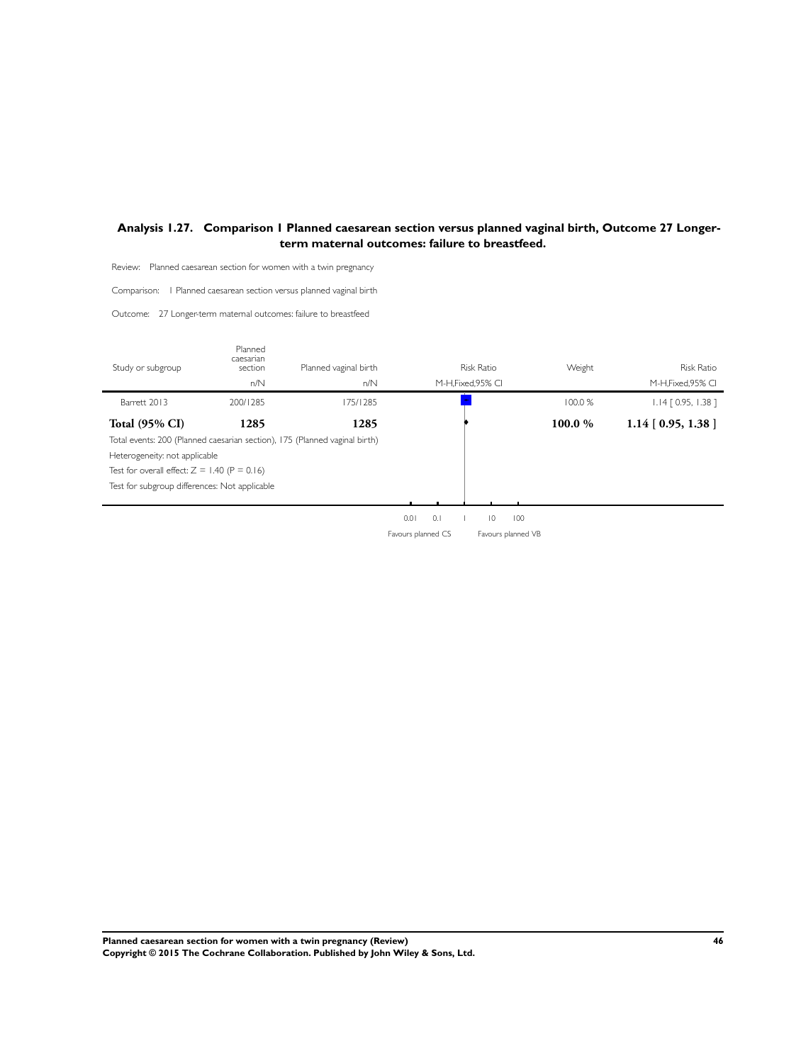## Analysis 1.27. Comparison 1 Planned caesarean section versus planned vaginal birth, Outcome 27 Longer-term maternal outcomes: failure to breastfeed.

Review: Planned caesarean section for women with a twin pregnancy

Comparison: 1 Planned caesarean section versus planned vaginal birth

Outcome: 27 Longer-term maternal outcomes: failure to breastfeed

| Study or subgroup | Planned caesarian section n/N | Planned vaginal birth n/N | Risk Ratio M-H,Fixed,95% CI | Weight | Risk Ratio M-H,Fixed,95% CI |
|---|---|---|---|---|---|
| Barrett 2013 | 200/1285 | 175/1285 | | 100.0 % | 1.14 [ 0.95, 1.38 ] |
| **Total (95% CI)** | **1285** | **1285** | | **100.0 %** | **1.14 [ 0.95, 1.38 ]** |

Total events: 200 (Planned caesarian section), 175 (Planned vaginal birth)

Heterogeneity: not applicable

Test for overall effect: Z = 1.40 (P = 0.16)

Test for subgroup differences: Not applicable

0.01 0.1 1 10 100

Favours planned CS Favours planned VB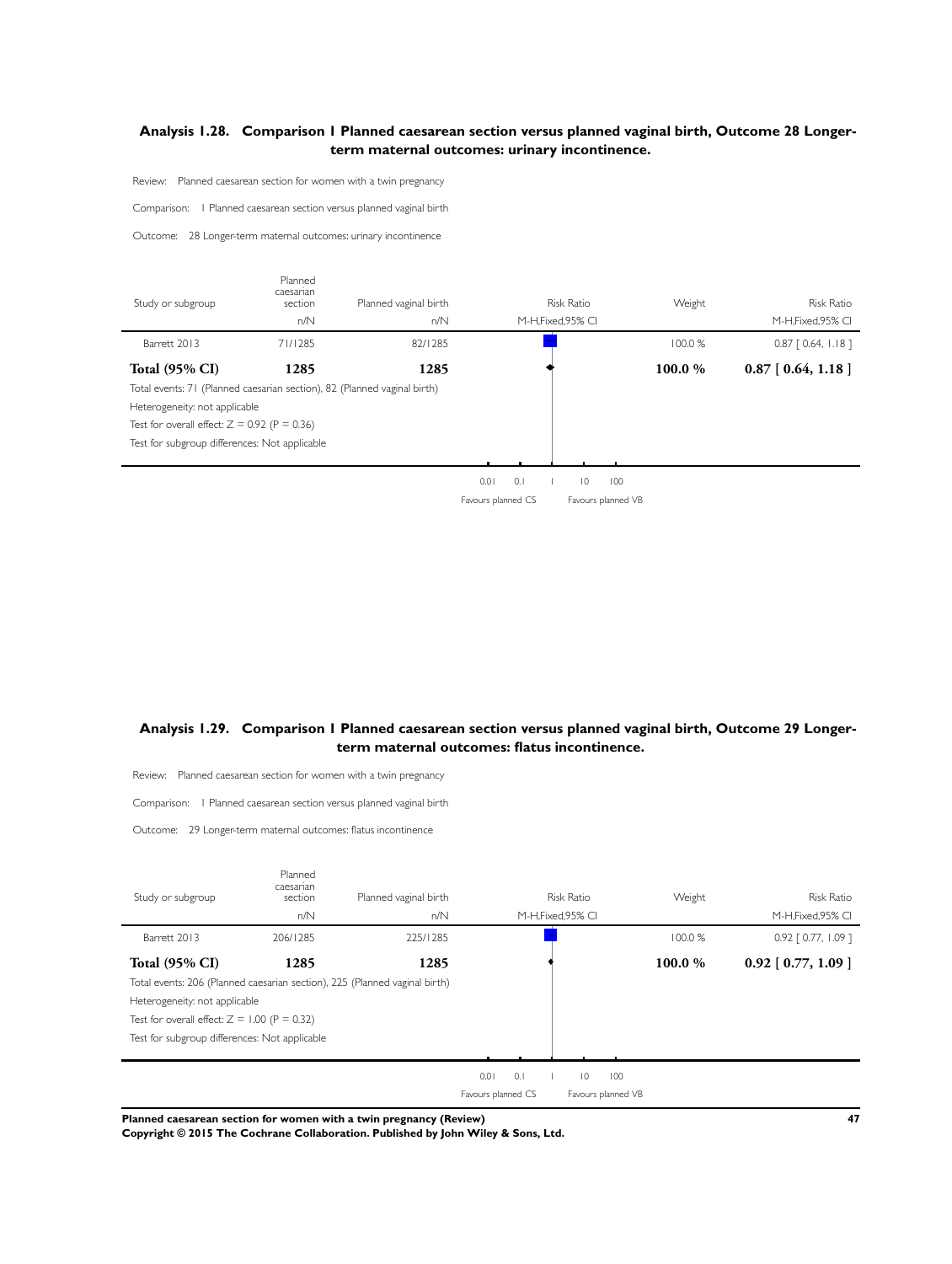## Analysis 1.28. Comparison 1 Planned caesarean section versus planned vaginal birth, Outcome 28 Longer-term maternal outcomes: urinary incontinence.

Review: Planned caesarean section for women with a twin pregnancy

Comparison: 1 Planned caesarean section versus planned vaginal birth

Outcome: 28 Longer-term maternal outcomes: urinary incontinence

| Study or subgroup | Planned caesarian section n/N | Planned vaginal birth n/N | Risk Ratio M-H,Fixed,95% CI | Weight | Risk Ratio M-H,Fixed,95% CI |
|---|---|---|---|---|---|
| Barrett 2013 | 71/1285 | 82/1285 | | 100.0 % | 0.87 [ 0.64, 1.18 ] |
| **Total (95% CI)** | **1285** | **1285** | | **100.0 %** | **0.87 [ 0.64, 1.18 ]** |

Total events: 71 (Planned caesarian section), 82 (Planned vaginal birth)

Heterogeneity: not applicable

Test for overall effect: Z = 0.92 (P = 0.36)

Test for subgroup differences: Not applicable

0.01 0.1 1 10 100

Favours planned CS Favours planned VB

## Analysis 1.29. Comparison 1 Planned caesarean section versus planned vaginal birth, Outcome 29 Longer-term maternal outcomes: flatus incontinence.

Review: Planned caesarean section for women with a twin pregnancy

Comparison: 1 Planned caesarean section versus planned vaginal birth

Outcome: 29 Longer-term maternal outcomes: flatus incontinence

| Study or subgroup | Planned caesarian section n/N | Planned vaginal birth n/N | Risk Ratio M-H,Fixed,95% CI | Weight | Risk Ratio M-H,Fixed,95% CI |
|---|---|---|---|---|---|
| Barrett 2013 | 206/1285 | 225/1285 | | 100.0 % | 0.92 [ 0.77, 1.09 ] |
| **Total (95% CI)** | **1285** | **1285** | | **100.0 %** | **0.92 [ 0.77, 1.09 ]** |

Total events: 206 (Planned caesarian section), 225 (Planned vaginal birth)

Heterogeneity: not applicable

Test for overall effect: Z = 1.00 (P = 0.32)

Test for subgroup differences: Not applicable

0.01 0.1 1 10 100

Favours planned CS Favours planned VB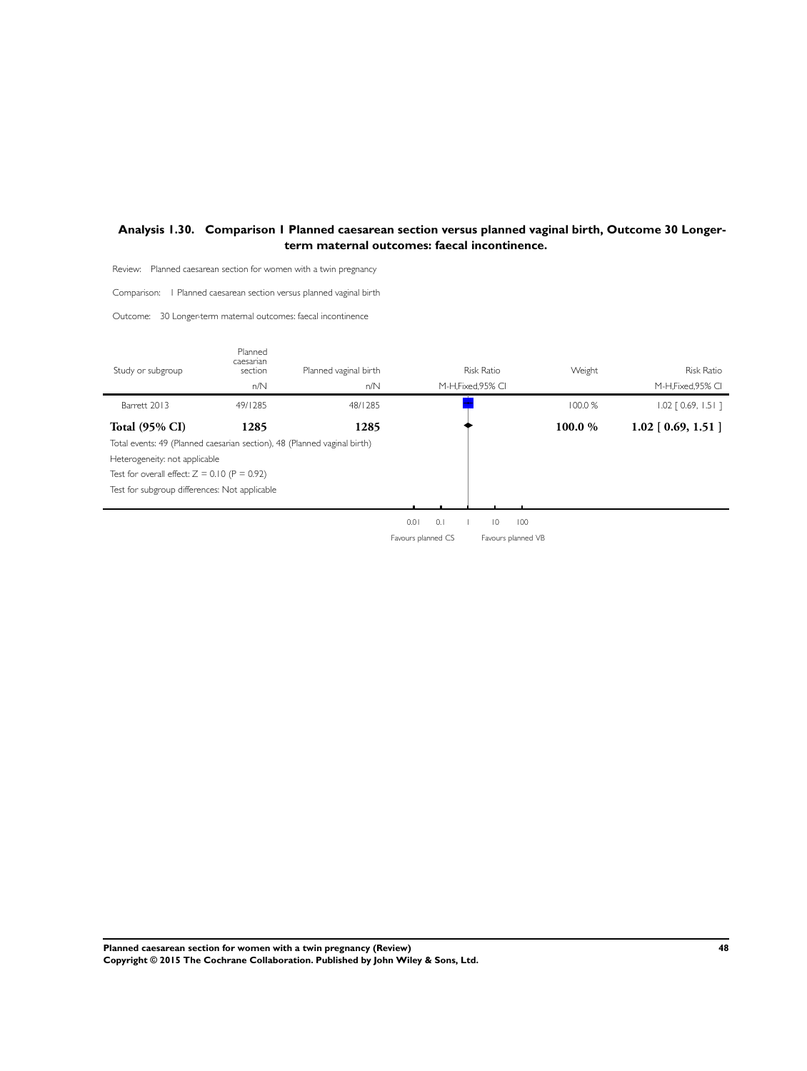### Analysis 1.30. Comparison 1 Planned caesarean section versus planned vaginal birth, Outcome 30 Longer-term maternal outcomes: faecal incontinence.

Review: Planned caesarean section for women with a twin pregnancy

Comparison: 1 Planned caesarean section versus planned vaginal birth

Outcome: 30 Longer-term maternal outcomes: faecal incontinence

| Study or subgroup | Planned caesarian section | Planned vaginal birth | Risk Ratio | Weight | Risk Ratio |
|---|---|---|---|---|---|
| | n/N | n/N | M-H,Fixed,95% CI | | M-H,Fixed,95% CI |
| Barrett 2013 | 49/1285 | 48/1285 | | 100.0 % | 1.02 [ 0.69, 1.51 ] |
| **Total (95% CI)** | **1285** | **1285** | | **100.0 %** | **1.02 [ 0.69, 1.51 ]** |

Total events: 49 (Planned caesarian section), 48 (Planned vaginal birth)

Heterogeneity: not applicable

Test for overall effect: $Z = 0.10$ ($P = 0.92$)

Test for subgroup differences: Not applicable

0.01 0.1 1 10 100

Favours planned CS — Favours planned VB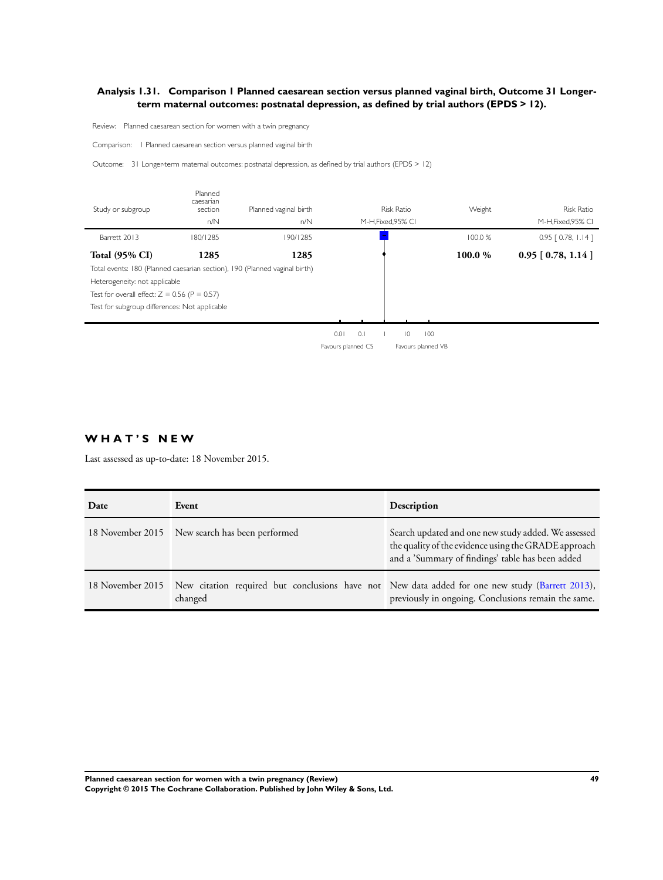### Analysis 1.31. Comparison 1 Planned caesarean section versus planned vaginal birth, Outcome 31 Longer-term maternal outcomes: postnatal depression, as defined by trial authors (EPDS > 12).

Review: Planned caesarean section for women with a twin pregnancy

Comparison: 1 Planned caesarean section versus planned vaginal birth

Outcome: 31 Longer-term maternal outcomes: postnatal depression, as defined by trial authors (EPDS > 12)

| Study or subgroup | Planned caesarian section n/N | Planned vaginal birth n/N | Risk Ratio M-H,Fixed,95% CI | Weight | Risk Ratio M-H,Fixed,95% CI |
|---|---|---|---|---|---|
| Barrett 2013 | 180/1285 | 190/1285 | | 100.0 % | 0.95 [ 0.78, 1.14 ] |
| **Total (95% CI)** | **1285** | **1285** | | **100.0 %** | **0.95 [ 0.78, 1.14 ]** |

Total events: 180 (Planned caesarian section), 190 (Planned vaginal birth)

Heterogeneity: not applicable

Test for overall effect: Z = 0.56 (P = 0.57)

Test for subgroup differences: Not applicable

0.01 0.1 1 10 100

Favours planned CS Favours planned VB

## WHAT'S NEW

Last assessed as up-to-date: 18 November 2015.

| Date | Event | Description |
|---|---|---|
| 18 November 2015 | New search has been performed | Search updated and one new study added. We assessed the quality of the evidence using the GRADE approach and a 'Summary of findings' table has been added |
| 18 November 2015 | New citation required but conclusions have not changed | New data added for one new study (Barrett 2013), previously in ongoing. Conclusions remain the same. |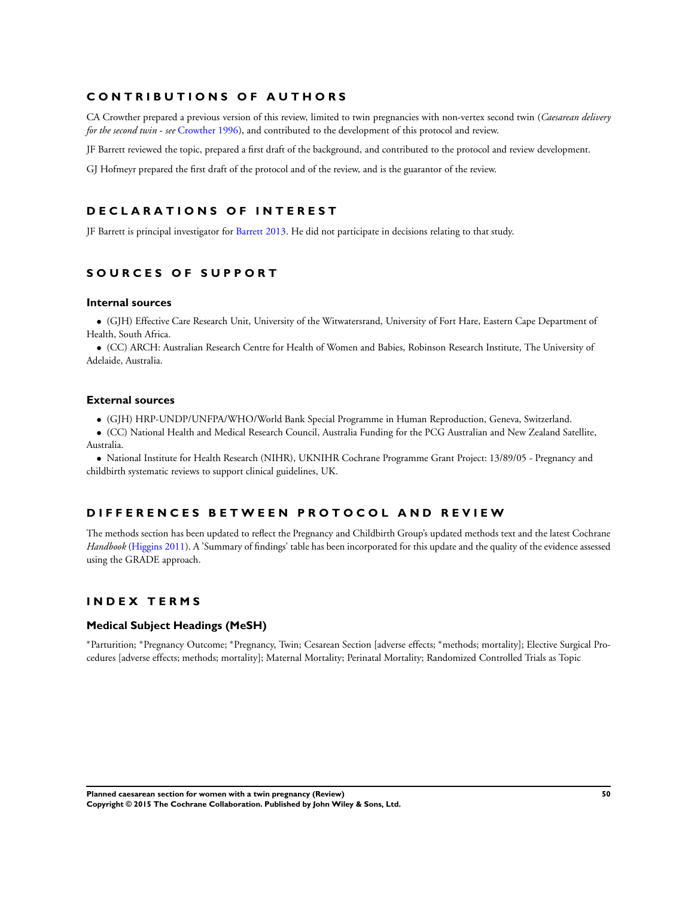## CONTRIBUTIONS OF AUTHORS

CA Crowther prepared a previous version of this review, limited to twin pregnancies with non-vertex second twin (*Caesarean delivery for the second twin - see* Crowther 1996), and contributed to the development of this protocol and review.

JF Barrett reviewed the topic, prepared a first draft of the background, and contributed to the protocol and review development.

GJ Hofmeyr prepared the first draft of the protocol and of the review, and is the guarantor of the review.

## DECLARATIONS OF INTEREST

JF Barrett is principal investigator for Barrett 2013. He did not participate in decisions relating to that study.

## SOURCES OF SUPPORT

### Internal sources

- (GJH) Effective Care Research Unit, University of the Witwatersrand, University of Fort Hare, Eastern Cape Department of Health, South Africa.
- (CC) ARCH: Australian Research Centre for Health of Women and Babies, Robinson Research Institute, The University of Adelaide, Australia.

### External sources

- (GJH) HRP-UNDP/UNFPA/WHO/World Bank Special Programme in Human Reproduction, Geneva, Switzerland.
- (CC) National Health and Medical Research Council, Australia Funding for the PCG Australian and New Zealand Satellite, Australia.
- National Institute for Health Research (NIHR), UKNIHR Cochrane Programme Grant Project: 13/89/05 - Pregnancy and childbirth systematic reviews to support clinical guidelines, UK.

## DIFFERENCES BETWEEN PROTOCOL AND REVIEW

The methods section has been updated to reflect the Pregnancy and Childbirth Group's updated methods text and the latest Cochrane *Handbook* (Higgins 2011). A 'Summary of findings' table has been incorporated for this update and the quality of the evidence assessed using the GRADE approach.

## INDEX TERMS

### Medical Subject Headings (MeSH)

*Parturition; *Pregnancy Outcome; *Pregnancy, Twin; Cesarean Section [adverse effects; *methods; mortality]; Elective Surgical Procedures [adverse effects; methods; mortality]; Maternal Mortality; Perinatal Mortality; Randomized Controlled Trials as Topic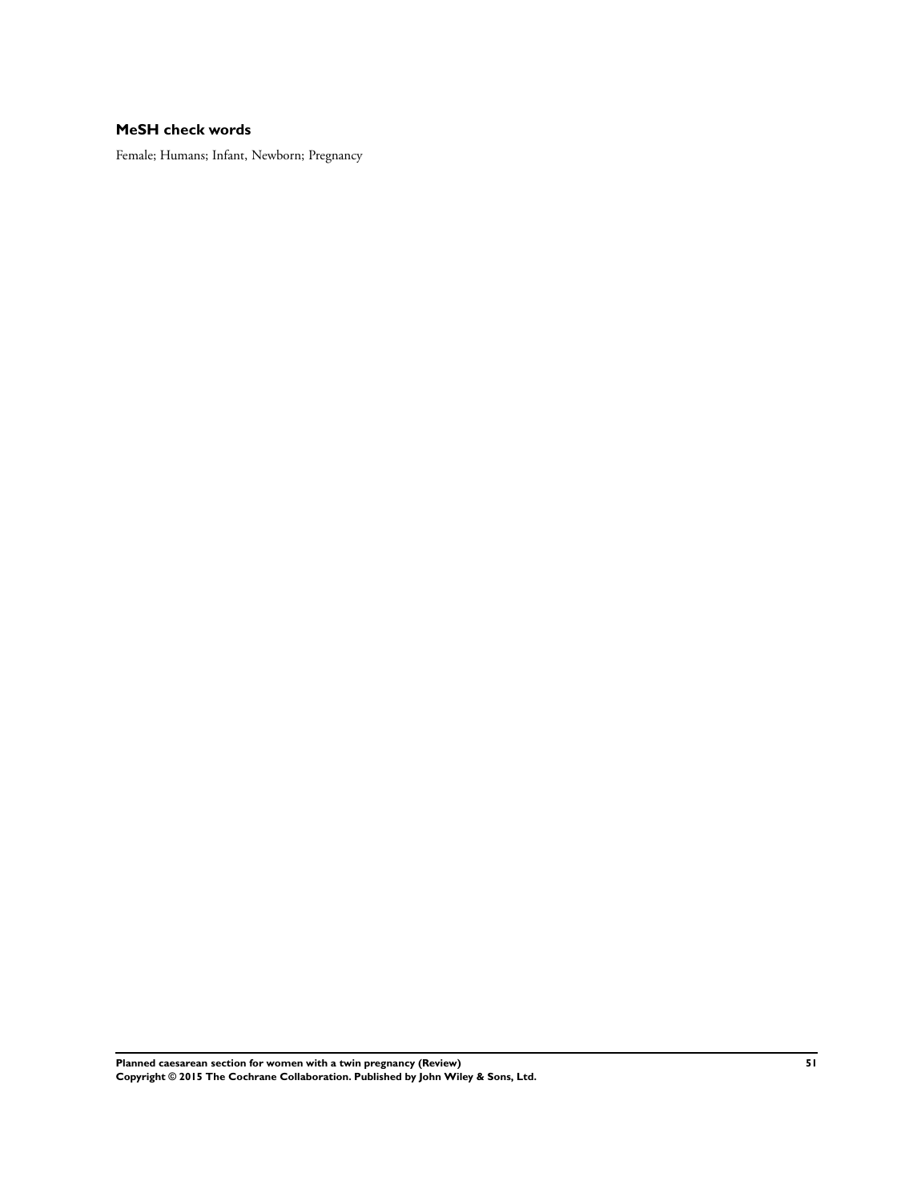### MeSH check words

Female; Humans; Infant, Newborn; Pregnancy